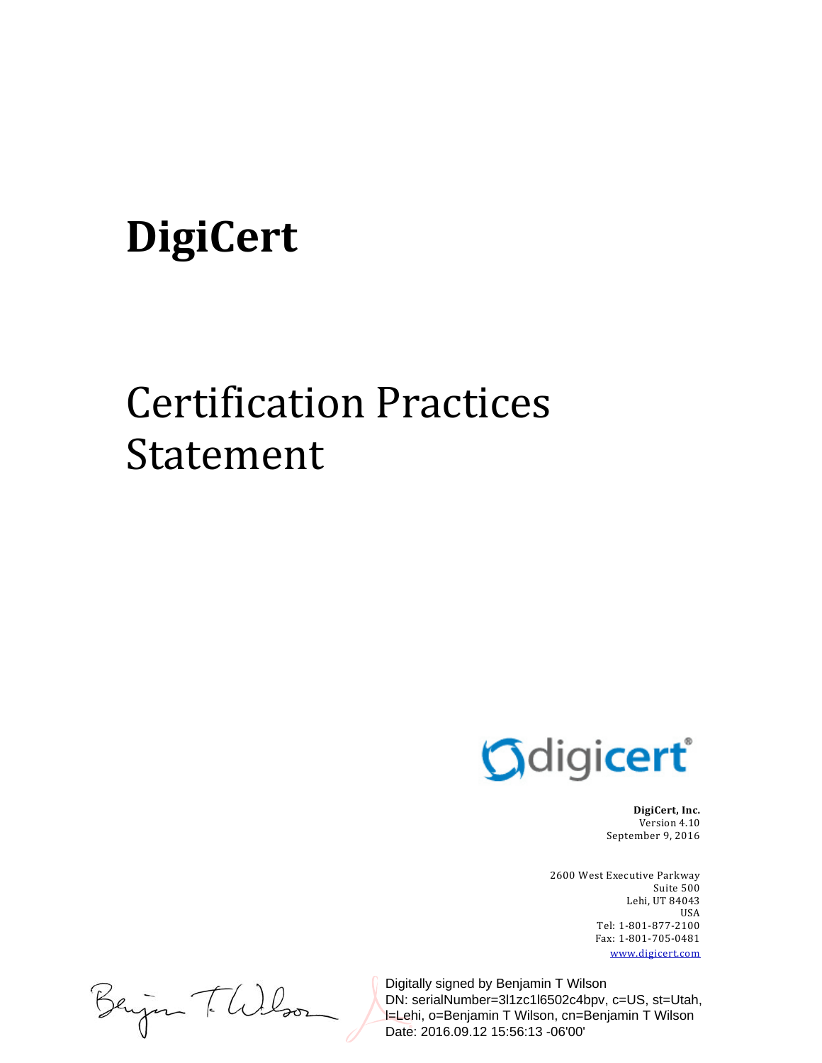# DigiCert

# Certification Practices Statement

**DigiCert, Inc.**
Version 4.10
September 9, 2016

2600 West Executive Parkway
Suite 500
Lehi, UT 84043
USA
Tel: 1-801-877-2100
Fax: 1-801-705-0481
www.digicert.com

Digitally signed by Benjamin T Wilson
DN: serialNumber=3l1zc1l6502c4bpv, c=US, st=Utah, l=Lehi, o=Benjamin T Wilson, cn=Benjamin T Wilson
Date: 2016.09.12 15:56:13 -06'00'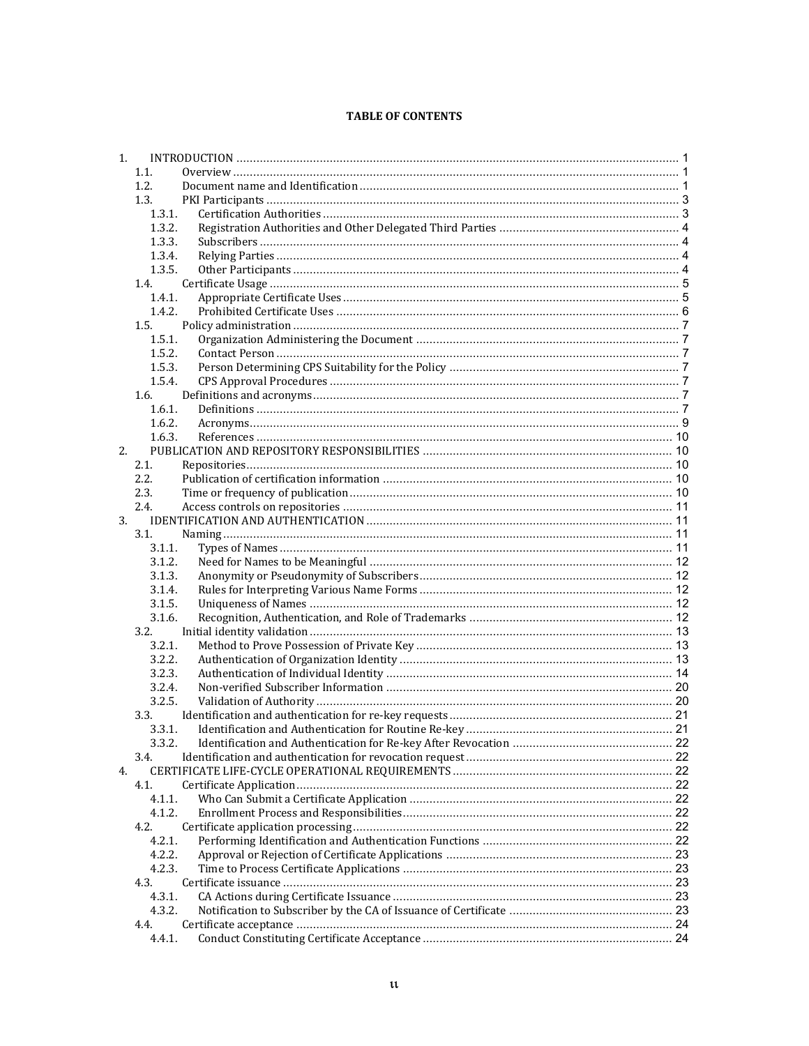**TABLE OF CONTENTS**

- 1. INTRODUCTION ..... 1
  - 1.1. Overview ..... 1
  - 1.2. Document name and Identification ..... 1
  - 1.3. PKI Participants ..... 3
    - 1.3.1. Certification Authorities ..... 3
    - 1.3.2. Registration Authorities and Other Delegated Third Parties ..... 4
    - 1.3.3. Subscribers ..... 4
    - 1.3.4. Relying Parties ..... 4
    - 1.3.5. Other Participants ..... 4
  - 1.4. Certificate Usage ..... 5
    - 1.4.1. Appropriate Certificate Uses ..... 5
    - 1.4.2. Prohibited Certificate Uses ..... 6
  - 1.5. Policy administration ..... 7
    - 1.5.1. Organization Administering the Document ..... 7
    - 1.5.2. Contact Person ..... 7
    - 1.5.3. Person Determining CPS Suitability for the Policy ..... 7
    - 1.5.4. CPS Approval Procedures ..... 7
  - 1.6. Definitions and acronyms ..... 7
    - 1.6.1. Definitions ..... 7
    - 1.6.2. Acronyms ..... 9
    - 1.6.3. References ..... 10
- 2. PUBLICATION AND REPOSITORY RESPONSIBILITIES ..... 10
  - 2.1. Repositories ..... 10
  - 2.2. Publication of certification information ..... 10
  - 2.3. Time or frequency of publication ..... 10
  - 2.4. Access controls on repositories ..... 11
- 3. IDENTIFICATION AND AUTHENTICATION ..... 11
  - 3.1. Naming ..... 11
    - 3.1.1. Types of Names ..... 11
    - 3.1.2. Need for Names to be Meaningful ..... 12
    - 3.1.3. Anonymity or Pseudonymity of Subscribers ..... 12
    - 3.1.4. Rules for Interpreting Various Name Forms ..... 12
    - 3.1.5. Uniqueness of Names ..... 12
    - 3.1.6. Recognition, Authentication, and Role of Trademarks ..... 12
  - 3.2. Initial identity validation ..... 13
    - 3.2.1. Method to Prove Possession of Private Key ..... 13
    - 3.2.2. Authentication of Organization Identity ..... 13
    - 3.2.3. Authentication of Individual Identity ..... 14
    - 3.2.4. Non-verified Subscriber Information ..... 20
    - 3.2.5. Validation of Authority ..... 20
  - 3.3. Identification and authentication for re-key requests ..... 21
    - 3.3.1. Identification and Authentication for Routine Re-key ..... 21
    - 3.3.2. Identification and Authentication for Re-key After Revocation ..... 22
  - 3.4. Identification and authentication for revocation request ..... 22
- 4. CERTIFICATE LIFE-CYCLE OPERATIONAL REQUIREMENTS ..... 22
  - 4.1. Certificate Application ..... 22
    - 4.1.1. Who Can Submit a Certificate Application ..... 22
    - 4.1.2. Enrollment Process and Responsibilities ..... 22
  - 4.2. Certificate application processing ..... 22
    - 4.2.1. Performing Identification and Authentication Functions ..... 22
    - 4.2.2. Approval or Rejection of Certificate Applications ..... 23
    - 4.2.3. Time to Process Certificate Applications ..... 23
  - 4.3. Certificate issuance ..... 23
    - 4.3.1. CA Actions during Certificate Issuance ..... 23
    - 4.3.2. Notification to Subscriber by the CA of Issuance of Certificate ..... 23
  - 4.4. Certificate acceptance ..... 24
    - 4.4.1. Conduct Constituting Certificate Acceptance ..... 24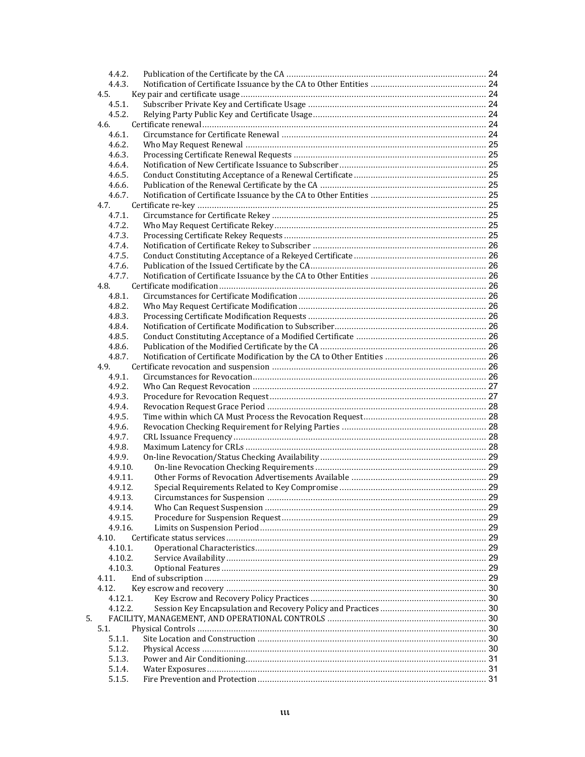4.4.2. Publication of the Certificate by the CA ........ 24
4.4.3. Notification of Certificate Issuance by the CA to Other Entities ........ 24
4.5. Key pair and certificate usage ........ 24
4.5.1. Subscriber Private Key and Certificate Usage ........ 24
4.5.2. Relying Party Public Key and Certificate Usage ........ 24
4.6. Certificate renewal ........ 24
4.6.1. Circumstance for Certificate Renewal ........ 24
4.6.2. Who May Request Renewal ........ 25
4.6.3. Processing Certificate Renewal Requests ........ 25
4.6.4. Notification of New Certificate Issuance to Subscriber ........ 25
4.6.5. Conduct Constituting Acceptance of a Renewal Certificate ........ 25
4.6.6. Publication of the Renewal Certificate by the CA ........ 25
4.6.7. Notification of Certificate Issuance by the CA to Other Entities ........ 25
4.7. Certificate re-key ........ 25
4.7.1. Circumstance for Certificate Rekey ........ 25
4.7.2. Who May Request Certificate Rekey ........ 25
4.7.3. Processing Certificate Rekey Requests ........ 25
4.7.4. Notification of Certificate Rekey to Subscriber ........ 26
4.7.5. Conduct Constituting Acceptance of a Rekeyed Certificate ........ 26
4.7.6. Publication of the Issued Certificate by the CA ........ 26
4.7.7. Notification of Certificate Issuance by the CA to Other Entities ........ 26
4.8. Certificate modification ........ 26
4.8.1. Circumstances for Certificate Modification ........ 26
4.8.2. Who May Request Certificate Modification ........ 26
4.8.3. Processing Certificate Modification Requests ........ 26
4.8.4. Notification of Certificate Modification to Subscriber ........ 26
4.8.5. Conduct Constituting Acceptance of a Modified Certificate ........ 26
4.8.6. Publication of the Modified Certificate by the CA ........ 26
4.8.7. Notification of Certificate Modification by the CA to Other Entities ........ 26
4.9. Certificate revocation and suspension ........ 26
4.9.1. Circumstances for Revocation ........ 26
4.9.2. Who Can Request Revocation ........ 27
4.9.3. Procedure for Revocation Request ........ 27
4.9.4. Revocation Request Grace Period ........ 28
4.9.5. Time within which CA Must Process the Revocation Request ........ 28
4.9.6. Revocation Checking Requirement for Relying Parties ........ 28
4.9.7. CRL Issuance Frequency ........ 28
4.9.8. Maximum Latency for CRLs ........ 28
4.9.9. On-line Revocation/Status Checking Availability ........ 29
4.9.10. On-line Revocation Checking Requirements ........ 29
4.9.11. Other Forms of Revocation Advertisements Available ........ 29
4.9.12. Special Requirements Related to Key Compromise ........ 29
4.9.13. Circumstances for Suspension ........ 29
4.9.14. Who Can Request Suspension ........ 29
4.9.15. Procedure for Suspension Request ........ 29
4.9.16. Limits on Suspension Period ........ 29
4.10. Certificate status services ........ 29
4.10.1. Operational Characteristics ........ 29
4.10.2. Service Availability ........ 29
4.10.3. Optional Features ........ 29
4.11. End of subscription ........ 29
4.12. Key escrow and recovery ........ 30
4.12.1. Key Escrow and Recovery Policy Practices ........ 30
4.12.2. Session Key Encapsulation and Recovery Policy and Practices ........ 30
5. FACILITY, MANAGEMENT, AND OPERATIONAL CONTROLS ........ 30
5.1. Physical Controls ........ 30
5.1.1. Site Location and Construction ........ 30
5.1.2. Physical Access ........ 30
5.1.3. Power and Air Conditioning ........ 31
5.1.4. Water Exposures ........ 31
5.1.5. Fire Prevention and Protection ........ 31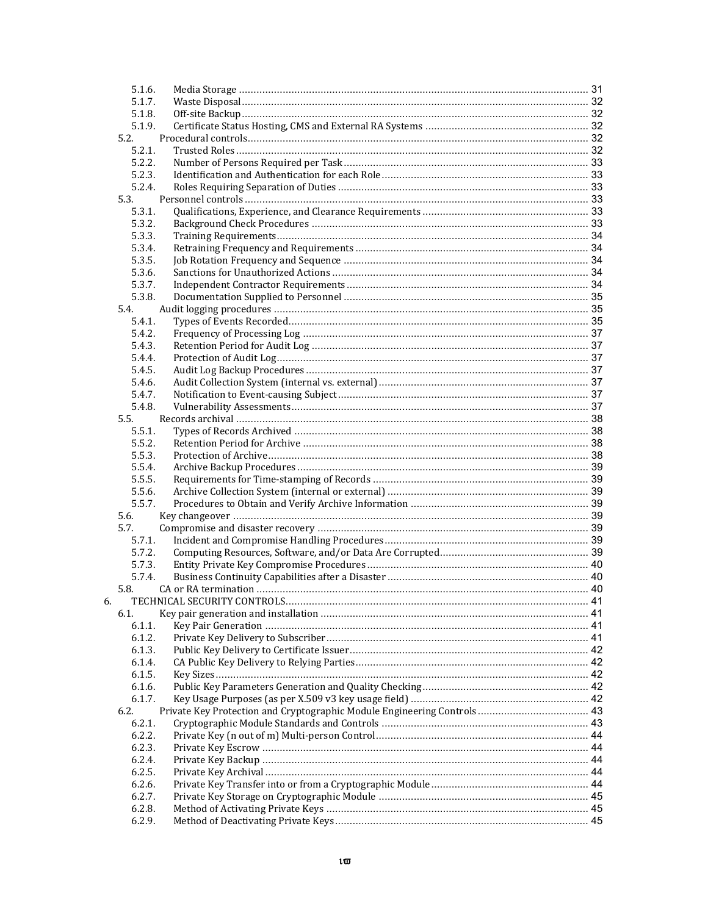- 5.1.6. Media Storage ........................................................................................................ 31
- 5.1.7. Waste Disposal ....................................................................................................... 32
- 5.1.8. Off-site Backup ....................................................................................................... 32
- 5.1.9. Certificate Status Hosting, CMS and External RA Systems ........................................ 32
- 5.2. Procedural controls ..................................................................................................... 32
  - 5.2.1. Trusted Roles ........................................................................................................ 32
  - 5.2.2. Number of Persons Required per Task ................................................................... 33
  - 5.2.3. Identification and Authentication for each Role ...................................................... 33
  - 5.2.4. Roles Requiring Separation of Duties ..................................................................... 33
- 5.3. Personnel controls ...................................................................................................... 33
  - 5.3.1. Qualifications, Experience, and Clearance Requirements ......................................... 33
  - 5.3.2. Background Check Procedures .............................................................................. 33
  - 5.3.3. Training Requirements .......................................................................................... 34
  - 5.3.4. Retraining Frequency and Requirements ............................................................... 34
  - 5.3.5. Job Rotation Frequency and Sequence ................................................................... 34
  - 5.3.6. Sanctions for Unauthorized Actions ....................................................................... 34
  - 5.3.7. Independent Contractor Requirements .................................................................. 34
  - 5.3.8. Documentation Supplied to Personnel ................................................................... 35
- 5.4. Audit logging procedures ............................................................................................ 35
  - 5.4.1. Types of Events Recorded ...................................................................................... 35
  - 5.4.2. Frequency of Processing Log ................................................................................. 37
  - 5.4.3. Retention Period for Audit Log .............................................................................. 37
  - 5.4.4. Protection of Audit Log .......................................................................................... 37
  - 5.4.5. Audit Log Backup Procedures ................................................................................ 37
  - 5.4.6. Audit Collection System (internal vs. external) ....................................................... 37
  - 5.4.7. Notification to Event-causing Subject ..................................................................... 37
  - 5.4.8. Vulnerability Assessments ..................................................................................... 37
- 5.5. Records archival ......................................................................................................... 38
  - 5.5.1. Types of Records Archived .................................................................................... 38
  - 5.5.2. Retention Period for Archive ................................................................................. 38
  - 5.5.3. Protection of Archive ............................................................................................. 38
  - 5.5.4. Archive Backup Procedures ................................................................................... 39
  - 5.5.5. Requirements for Time-stamping of Records .......................................................... 39
  - 5.5.6. Archive Collection System (internal or external) ..................................................... 39
  - 5.5.7. Procedures to Obtain and Verify Archive Information ............................................ 39
- 5.6. Key changeover .......................................................................................................... 39
- 5.7. Compromise and disaster recovery ............................................................................ 39
  - 5.7.1. Incident and Compromise Handling Procedures ..................................................... 39
  - 5.7.2. Computing Resources, Software, and/or Data Are Corrupted .................................. 39
  - 5.7.3. Entity Private Key Compromise Procedures ........................................................... 40
  - 5.7.4. Business Continuity Capabilities after a Disaster .................................................... 40
- 5.8. CA or RA termination ................................................................................................. 40

6. TECHNICAL SECURITY CONTROLS ...................................................................................... 41
- 6.1. Key pair generation and installation ........................................................................... 41
  - 6.1.1. Key Pair Generation .............................................................................................. 41
  - 6.1.2. Private Key Delivery to Subscriber ......................................................................... 41
  - 6.1.3. Public Key Delivery to Certificate Issuer ................................................................. 42
  - 6.1.4. CA Public Key Delivery to Relying Parties ............................................................... 42
  - 6.1.5. Key Sizes .............................................................................................................. 42
  - 6.1.6. Public Key Parameters Generation and Quality Checking ......................................... 42
  - 6.1.7. Key Usage Purposes (as per X.509 v3 key usage field) ............................................ 42
- 6.2. Private Key Protection and Cryptographic Module Engineering Controls ...................... 43
  - 6.2.1. Cryptographic Module Standards and Controls ...................................................... 43
  - 6.2.2. Private Key (n out of m) Multi-person Control ........................................................ 44
  - 6.2.3. Private Key Escrow ............................................................................................... 44
  - 6.2.4. Private Key Backup ............................................................................................... 44
  - 6.2.5. Private Key Archival .............................................................................................. 44
  - 6.2.6. Private Key Transfer into or from a Cryptographic Module ...................................... 44
  - 6.2.7. Private Key Storage on Cryptographic Module ........................................................ 45
  - 6.2.8. Method of Activating Private Keys ......................................................................... 45
  - 6.2.9. Method of Deactivating Private Keys ...................................................................... 45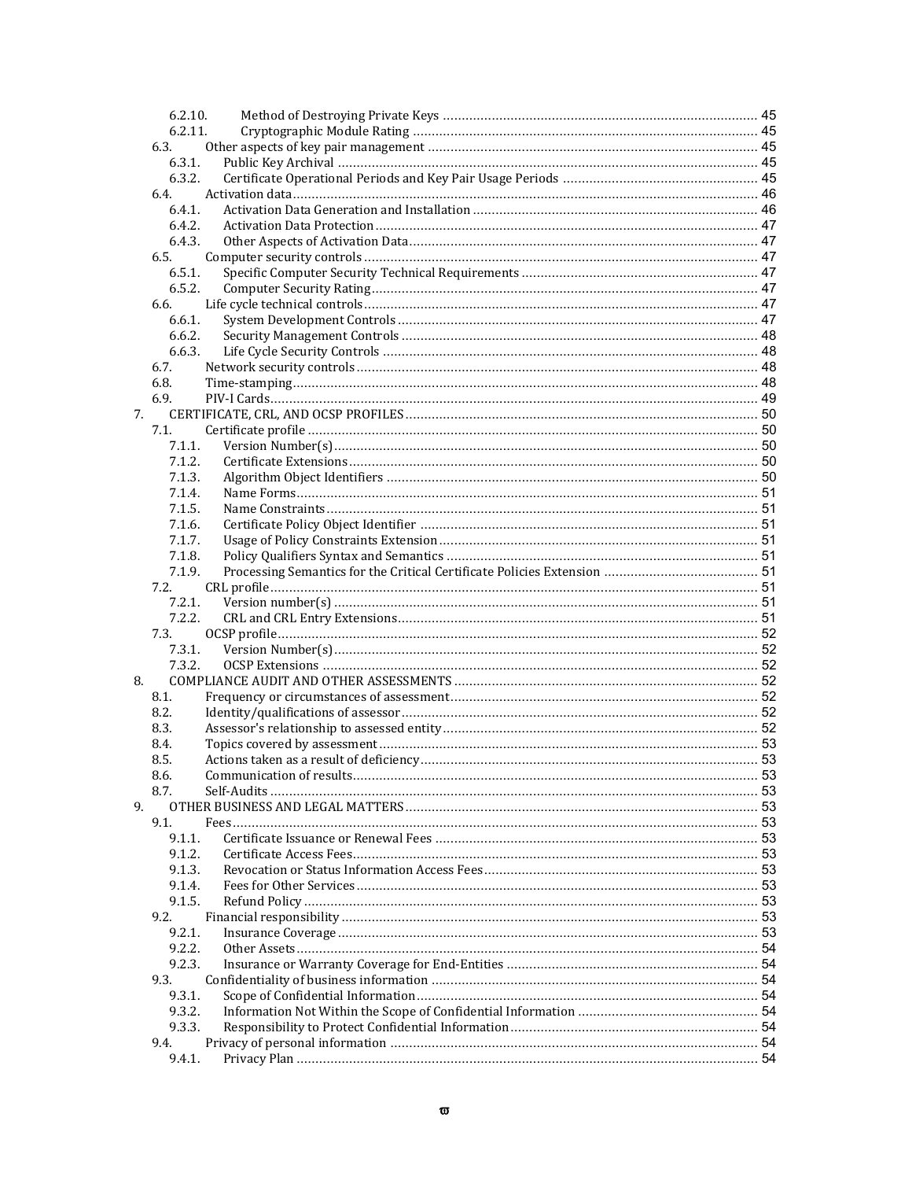6.2.10. Method of Destroying Private Keys ... 45
6.2.11. Cryptographic Module Rating ... 45
6.3. Other aspects of key pair management ... 45
6.3.1. Public Key Archival ... 45
6.3.2. Certificate Operational Periods and Key Pair Usage Periods ... 45
6.4. Activation data ... 46
6.4.1. Activation Data Generation and Installation ... 46
6.4.2. Activation Data Protection ... 47
6.4.3. Other Aspects of Activation Data ... 47
6.5. Computer security controls ... 47
6.5.1. Specific Computer Security Technical Requirements ... 47
6.5.2. Computer Security Rating ... 47
6.6. Life cycle technical controls ... 47
6.6.1. System Development Controls ... 47
6.6.2. Security Management Controls ... 48
6.6.3. Life Cycle Security Controls ... 48
6.7. Network security controls ... 48
6.8. Time-stamping ... 48
6.9. PIV-I Cards ... 49
7. CERTIFICATE, CRL, AND OCSP PROFILES ... 50
7.1. Certificate profile ... 50
7.1.1. Version Number(s) ... 50
7.1.2. Certificate Extensions ... 50
7.1.3. Algorithm Object Identifiers ... 50
7.1.4. Name Forms ... 51
7.1.5. Name Constraints ... 51
7.1.6. Certificate Policy Object Identifier ... 51
7.1.7. Usage of Policy Constraints Extension ... 51
7.1.8. Policy Qualifiers Syntax and Semantics ... 51
7.1.9. Processing Semantics for the Critical Certificate Policies Extension ... 51
7.2. CRL profile ... 51
7.2.1. Version number(s) ... 51
7.2.2. CRL and CRL Entry Extensions ... 51
7.3. OCSP profile ... 52
7.3.1. Version Number(s) ... 52
7.3.2. OCSP Extensions ... 52
8. COMPLIANCE AUDIT AND OTHER ASSESSMENTS ... 52
8.1. Frequency or circumstances of assessment ... 52
8.2. Identity/qualifications of assessor ... 52
8.3. Assessor's relationship to assessed entity ... 52
8.4. Topics covered by assessment ... 53
8.5. Actions taken as a result of deficiency ... 53
8.6. Communication of results ... 53
8.7. Self-Audits ... 53
9. OTHER BUSINESS AND LEGAL MATTERS ... 53
9.1. Fees ... 53
9.1.1. Certificate Issuance or Renewal Fees ... 53
9.1.2. Certificate Access Fees ... 53
9.1.3. Revocation or Status Information Access Fees ... 53
9.1.4. Fees for Other Services ... 53
9.1.5. Refund Policy ... 53
9.2. Financial responsibility ... 53
9.2.1. Insurance Coverage ... 53
9.2.2. Other Assets ... 54
9.2.3. Insurance or Warranty Coverage for End-Entities ... 54
9.3. Confidentiality of business information ... 54
9.3.1. Scope of Confidential Information ... 54
9.3.2. Information Not Within the Scope of Confidential Information ... 54
9.3.3. Responsibility to Protect Confidential Information ... 54
9.4. Privacy of personal information ... 54
9.4.1. Privacy Plan ... 54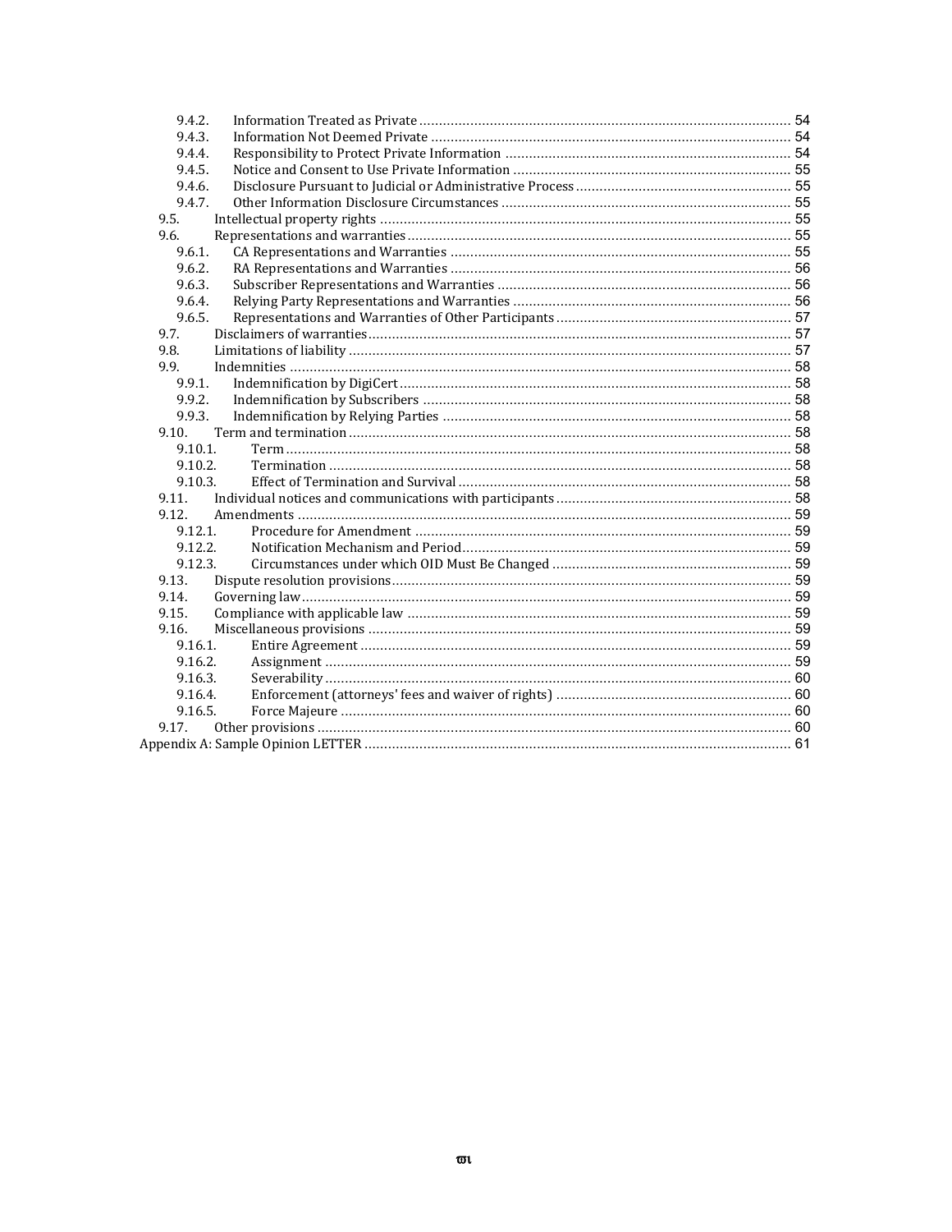- 9.4.2. Information Treated as Private ........................................................................................ 54
- 9.4.3. Information Not Deemed Private ..................................................................................... 54
- 9.4.4. Responsibility to Protect Private Information .................................................................. 54
- 9.4.5. Notice and Consent to Use Private Information ............................................................... 55
- 9.4.6. Disclosure Pursuant to Judicial or Administrative Process .............................................. 55
- 9.4.7. Other Information Disclosure Circumstances .................................................................. 55
- 9.5. Intellectual property rights ................................................................................................. 55
- 9.6. Representations and warranties ......................................................................................... 55
- 9.6.1. CA Representations and Warranties ............................................................................... 55
- 9.6.2. RA Representations and Warranties ............................................................................... 56
- 9.6.3. Subscriber Representations and Warranties .................................................................... 56
- 9.6.4. Relying Party Representations and Warranties ................................................................ 56
- 9.6.5. Representations and Warranties of Other Participants .................................................... 57
- 9.7. Disclaimers of warranties ................................................................................................... 57
- 9.8. Limitations of liability ........................................................................................................ 57
- 9.9. Indemnities ........................................................................................................................ 58
- 9.9.1. Indemnification by DigiCert ............................................................................................ 58
- 9.9.2. Indemnification by Subscribers ...................................................................................... 58
- 9.9.3. Indemnification by Relying Parties ................................................................................. 58
- 9.10. Term and termination ....................................................................................................... 58
- 9.10.1. Term .............................................................................................................................. 58
- 9.10.2. Termination ................................................................................................................... 58
- 9.10.3. Effect of Termination and Survival ................................................................................ 58
- 9.11. Individual notices and communications with participants ............................................... 58
- 9.12. Amendments .................................................................................................................... 59
- 9.12.1. Procedure for Amendment ............................................................................................ 59
- 9.12.2. Notification Mechanism and Period ............................................................................... 59
- 9.12.3. Circumstances under which OID Must Be Changed ........................................................ 59
- 9.13. Dispute resolution provisions ........................................................................................... 59
- 9.14. Governing law ................................................................................................................... 59
- 9.15. Compliance with applicable law ....................................................................................... 59
- 9.16. Miscellaneous provisions .................................................................................................. 59
- 9.16.1. Entire Agreement .......................................................................................................... 59
- 9.16.2. Assignment .................................................................................................................... 59
- 9.16.3. Severability .................................................................................................................... 60
- 9.16.4. Enforcement (attorneys' fees and waiver of rights) ......................................................... 60
- 9.16.5. Force Majeure ................................................................................................................ 60
- 9.17. Other provisions ............................................................................................................... 60
- Appendix A: Sample Opinion LETTER ........................................................................................ 61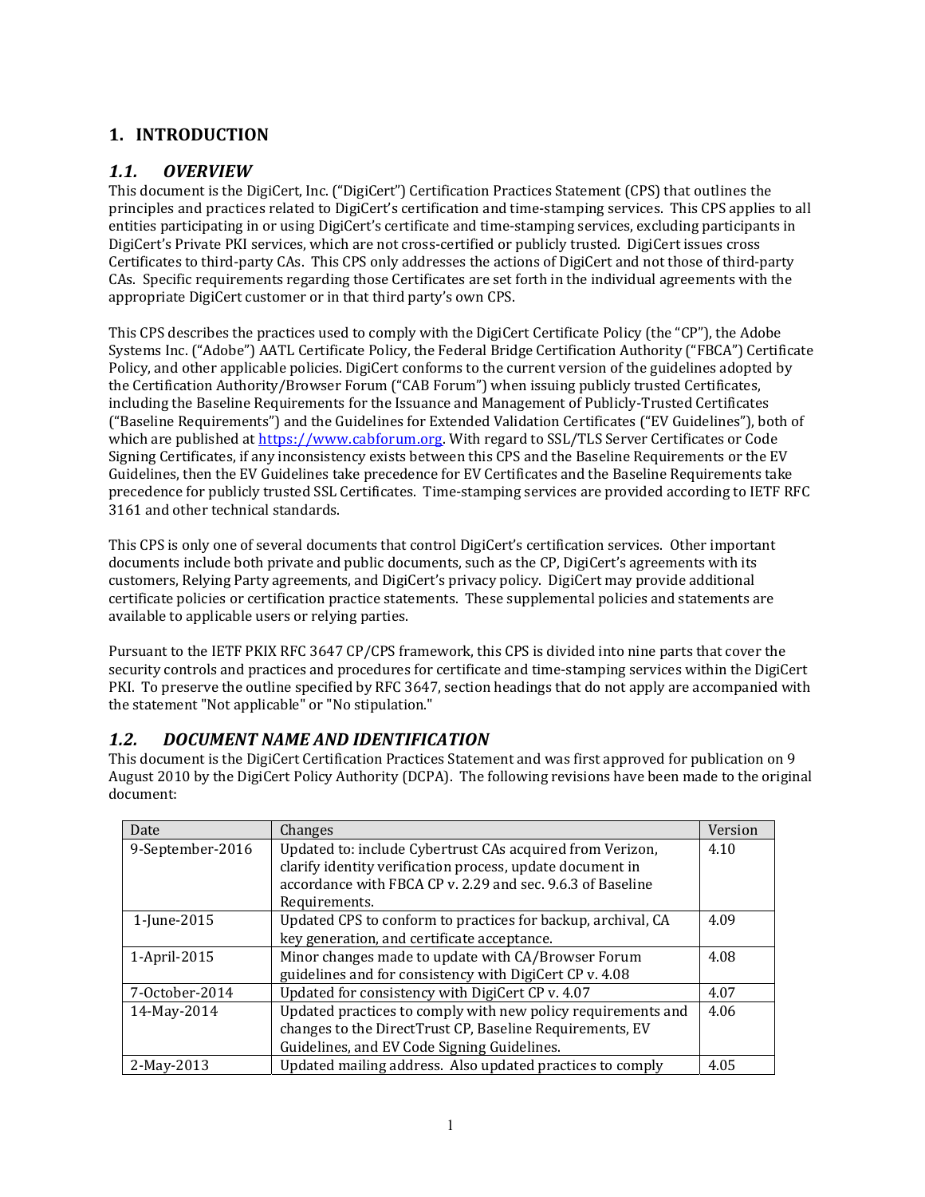# 1. INTRODUCTION

## *1.1. OVERVIEW*

This document is the DigiCert, Inc. ("DigiCert") Certification Practices Statement (CPS) that outlines the principles and practices related to DigiCert's certification and time-stamping services. This CPS applies to all entities participating in or using DigiCert's certificate and time-stamping services, excluding participants in DigiCert's Private PKI services, which are not cross-certified or publicly trusted. DigiCert issues cross Certificates to third-party CAs. This CPS only addresses the actions of DigiCert and not those of third-party CAs. Specific requirements regarding those Certificates are set forth in the individual agreements with the appropriate DigiCert customer or in that third party's own CPS.

This CPS describes the practices used to comply with the DigiCert Certificate Policy (the "CP"), the Adobe Systems Inc. ("Adobe") AATL Certificate Policy, the Federal Bridge Certification Authority ("FBCA") Certificate Policy, and other applicable policies. DigiCert conforms to the current version of the guidelines adopted by the Certification Authority/Browser Forum ("CAB Forum") when issuing publicly trusted Certificates, including the Baseline Requirements for the Issuance and Management of Publicly-Trusted Certificates ("Baseline Requirements") and the Guidelines for Extended Validation Certificates ("EV Guidelines"), both of which are published at https://www.cabforum.org. With regard to SSL/TLS Server Certificates or Code Signing Certificates, if any inconsistency exists between this CPS and the Baseline Requirements or the EV Guidelines, then the EV Guidelines take precedence for EV Certificates and the Baseline Requirements take precedence for publicly trusted SSL Certificates. Time-stamping services are provided according to IETF RFC 3161 and other technical standards.

This CPS is only one of several documents that control DigiCert's certification services. Other important documents include both private and public documents, such as the CP, DigiCert's agreements with its customers, Relying Party agreements, and DigiCert's privacy policy. DigiCert may provide additional certificate policies or certification practice statements. These supplemental policies and statements are available to applicable users or relying parties.

Pursuant to the IETF PKIX RFC 3647 CP/CPS framework, this CPS is divided into nine parts that cover the security controls and practices and procedures for certificate and time-stamping services within the DigiCert PKI. To preserve the outline specified by RFC 3647, section headings that do not apply are accompanied with the statement "Not applicable" or "No stipulation."

## *1.2. DOCUMENT NAME AND IDENTIFICATION*

This document is the DigiCert Certification Practices Statement and was first approved for publication on 9 August 2010 by the DigiCert Policy Authority (DCPA). The following revisions have been made to the original document:

| Date | Changes | Version |
|---|---|---|
| 9-September-2016 | Updated to: include Cybertrust CAs acquired from Verizon, clarify identity verification process, update document in accordance with FBCA CP v. 2.29 and sec. 9.6.3 of Baseline Requirements. | 4.10 |
| 1-June-2015 | Updated CPS to conform to practices for backup, archival, CA key generation, and certificate acceptance. | 4.09 |
| 1-April-2015 | Minor changes made to update with CA/Browser Forum guidelines and for consistency with DigiCert CP v. 4.08 | 4.08 |
| 7-October-2014 | Updated for consistency with DigiCert CP v. 4.07 | 4.07 |
| 14-May-2014 | Updated practices to comply with new policy requirements and changes to the DirectTrust CP, Baseline Requirements, EV Guidelines, and EV Code Signing Guidelines. | 4.06 |
| 2-May-2013 | Updated mailing address. Also updated practices to comply | 4.05 |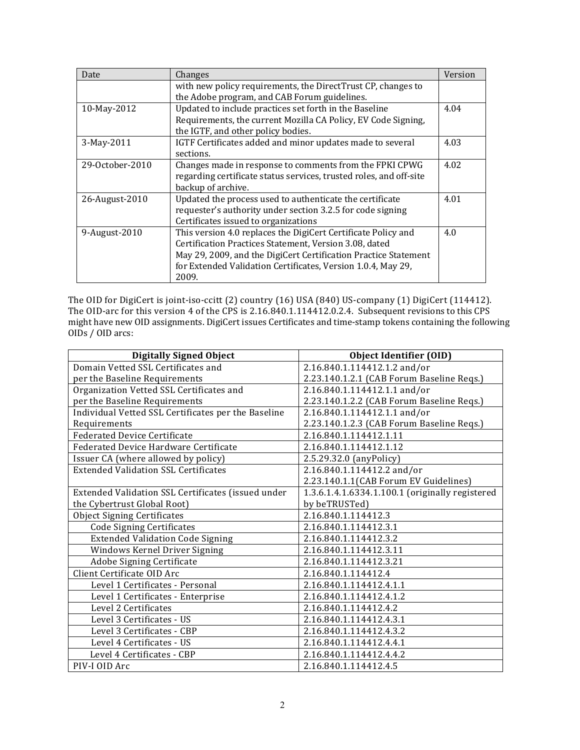| Date | Changes | Version |
|---|---|---|
| | with new policy requirements, the DirectTrust CP, changes to the Adobe program, and CAB Forum guidelines. | |
| 10-May-2012 | Updated to include practices set forth in the Baseline Requirements, the current Mozilla CA Policy, EV Code Signing, the IGTF, and other policy bodies. | 4.04 |
| 3-May-2011 | IGTF Certificates added and minor updates made to several sections. | 4.03 |
| 29-October-2010 | Changes made in response to comments from the FPKI CPWG regarding certificate status services, trusted roles, and off-site backup of archive. | 4.02 |
| 26-August-2010 | Updated the process used to authenticate the certificate requester's authority under section 3.2.5 for code signing Certificates issued to organizations | 4.01 |
| 9-August-2010 | This version 4.0 replaces the DigiCert Certificate Policy and Certification Practices Statement, Version 3.08, dated May 29, 2009, and the DigiCert Certification Practice Statement for Extended Validation Certificates, Version 1.0.4, May 29, 2009. | 4.0 |

The OID for DigiCert is joint-iso-ccitt (2) country (16) USA (840) US-company (1) DigiCert (114412). The OID-arc for this version 4 of the CPS is 2.16.840.1.114412.0.2.4. Subsequent revisions to this CPS might have new OID assignments. DigiCert issues Certificates and time-stamp tokens containing the following OIDs / OID arcs:

| Digitally Signed Object | Object Identifier (OID) |
|---|---|
| Domain Vetted SSL Certificates and per the Baseline Requirements | 2.16.840.1.114412.1.2 and/or 2.23.140.1.2.1 (CAB Forum Baseline Reqs.) |
| Organization Vetted SSL Certificates and per the Baseline Requirements | 2.16.840.1.114412.1.1 and/or 2.23.140.1.2.2 (CAB Forum Baseline Reqs.) |
| Individual Vetted SSL Certificates per the Baseline Requirements | 2.16.840.1.114412.1.1 and/or 2.23.140.1.2.3 (CAB Forum Baseline Reqs.) |
| Federated Device Certificate | 2.16.840.1.114412.1.11 |
| Federated Device Hardware Certificate | 2.16.840.1.114412.1.12 |
| Issuer CA (where allowed by policy) | 2.5.29.32.0 (anyPolicy) |
| Extended Validation SSL Certificates | 2.16.840.1.114412.2 and/or 2.23.140.1.1(CAB Forum EV Guidelines) |
| Extended Validation SSL Certificates (issued under the Cybertrust Global Root) | 1.3.6.1.4.1.6334.1.100.1 (originally registered by beTRUSTed) |
| Object Signing Certificates | 2.16.840.1.114412.3 |
| Code Signing Certificates | 2.16.840.1.114412.3.1 |
| Extended Validation Code Signing | 2.16.840.1.114412.3.2 |
| Windows Kernel Driver Signing | 2.16.840.1.114412.3.11 |
| Adobe Signing Certificate | 2.16.840.1.114412.3.21 |
| Client Certificate OID Arc | 2.16.840.1.114412.4 |
| Level 1 Certificates - Personal | 2.16.840.1.114412.4.1.1 |
| Level 1 Certificates - Enterprise | 2.16.840.1.114412.4.1.2 |
| Level 2 Certificates | 2.16.840.1.114412.4.2 |
| Level 3 Certificates - US | 2.16.840.1.114412.4.3.1 |
| Level 3 Certificates - CBP | 2.16.840.1.114412.4.3.2 |
| Level 4 Certificates - US | 2.16.840.1.114412.4.4.1 |
| Level 4 Certificates - CBP | 2.16.840.1.114412.4.4.2 |
| PIV-I OID Arc | 2.16.840.1.114412.4.5 |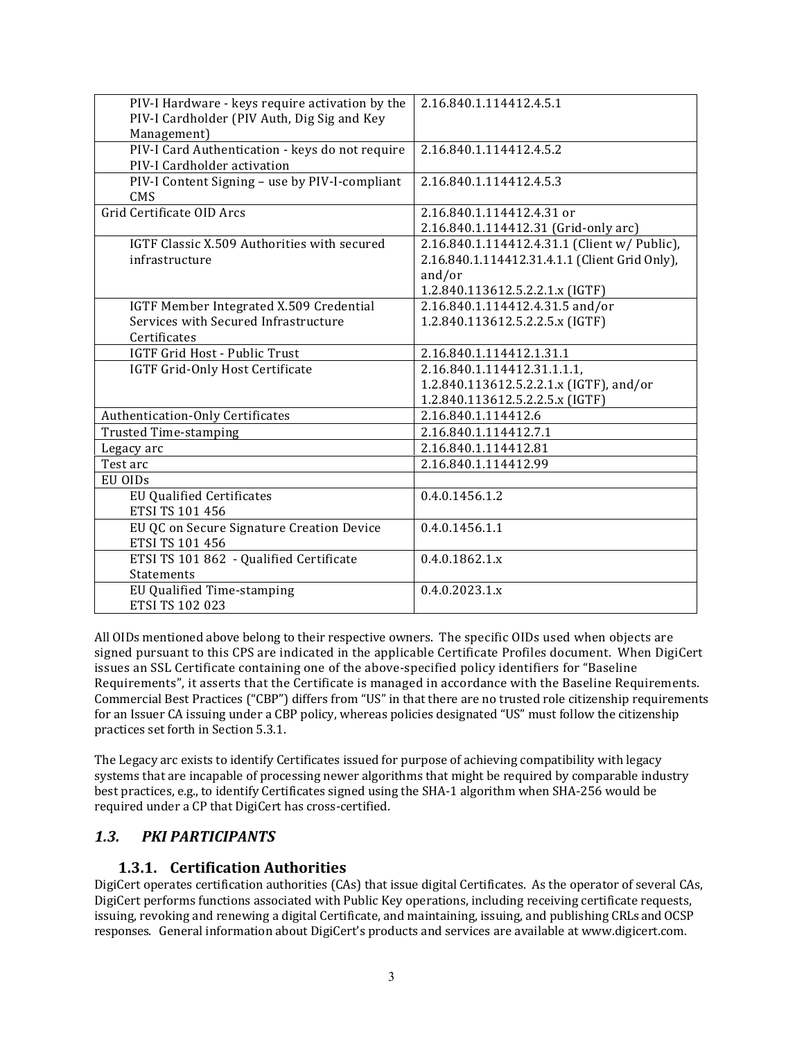| | |
|---|---|
| PIV-I Hardware - keys require activation by the PIV-I Cardholder (PIV Auth, Dig Sig and Key Management) | 2.16.840.1.114412.4.5.1 |
| PIV-I Card Authentication - keys do not require PIV-I Cardholder activation | 2.16.840.1.114412.4.5.2 |
| PIV-I Content Signing – use by PIV-I-compliant CMS | 2.16.840.1.114412.4.5.3 |
| Grid Certificate OID Arcs | 2.16.840.1.114412.4.31 or 2.16.840.1.114412.31 (Grid-only arc) |
| IGTF Classic X.509 Authorities with secured infrastructure | 2.16.840.1.114412.4.31.1 (Client w/ Public), 2.16.840.1.114412.31.4.1.1 (Client Grid Only), and/or 1.2.840.113612.5.2.2.1.x (IGTF) |
| IGTF Member Integrated X.509 Credential Services with Secured Infrastructure Certificates | 2.16.840.1.114412.4.31.5 and/or 1.2.840.113612.5.2.2.5.x (IGTF) |
| IGTF Grid Host - Public Trust | 2.16.840.1.114412.1.31.1 |
| IGTF Grid-Only Host Certificate | 2.16.840.1.114412.31.1.1.1, 1.2.840.113612.5.2.2.1.x (IGTF), and/or 1.2.840.113612.5.2.2.5.x (IGTF) |
| Authentication-Only Certificates | 2.16.840.1.114412.6 |
| Trusted Time-stamping | 2.16.840.1.114412.7.1 |
| Legacy arc | 2.16.840.1.114412.81 |
| Test arc | 2.16.840.1.114412.99 |
| EU OIDs | |
| EU Qualified Certificates ETSI TS 101 456 | 0.4.0.1456.1.2 |
| EU QC on Secure Signature Creation Device ETSI TS 101 456 | 0.4.0.1456.1.1 |
| ETSI TS 101 862 - Qualified Certificate Statements | 0.4.0.1862.1.x |
| EU Qualified Time-stamping ETSI TS 102 023 | 0.4.0.2023.1.x |

All OIDs mentioned above belong to their respective owners. The specific OIDs used when objects are signed pursuant to this CPS are indicated in the applicable Certificate Profiles document. When DigiCert issues an SSL Certificate containing one of the above-specified policy identifiers for "Baseline Requirements", it asserts that the Certificate is managed in accordance with the Baseline Requirements. Commercial Best Practices ("CBP") differs from "US" in that there are no trusted role citizenship requirements for an Issuer CA issuing under a CBP policy, whereas policies designated "US" must follow the citizenship practices set forth in Section 5.3.1.

The Legacy arc exists to identify Certificates issued for purpose of achieving compatibility with legacy systems that are incapable of processing newer algorithms that might be required by comparable industry best practices, e.g., to identify Certificates signed using the SHA-1 algorithm when SHA-256 would be required under a CP that DigiCert has cross-certified.

## *1.3. PKI PARTICIPANTS*

### 1.3.1. Certification Authorities

DigiCert operates certification authorities (CAs) that issue digital Certificates. As the operator of several CAs, DigiCert performs functions associated with Public Key operations, including receiving certificate requests, issuing, revoking and renewing a digital Certificate, and maintaining, issuing, and publishing CRLs and OCSP responses. General information about DigiCert's products and services are available at www.digicert.com.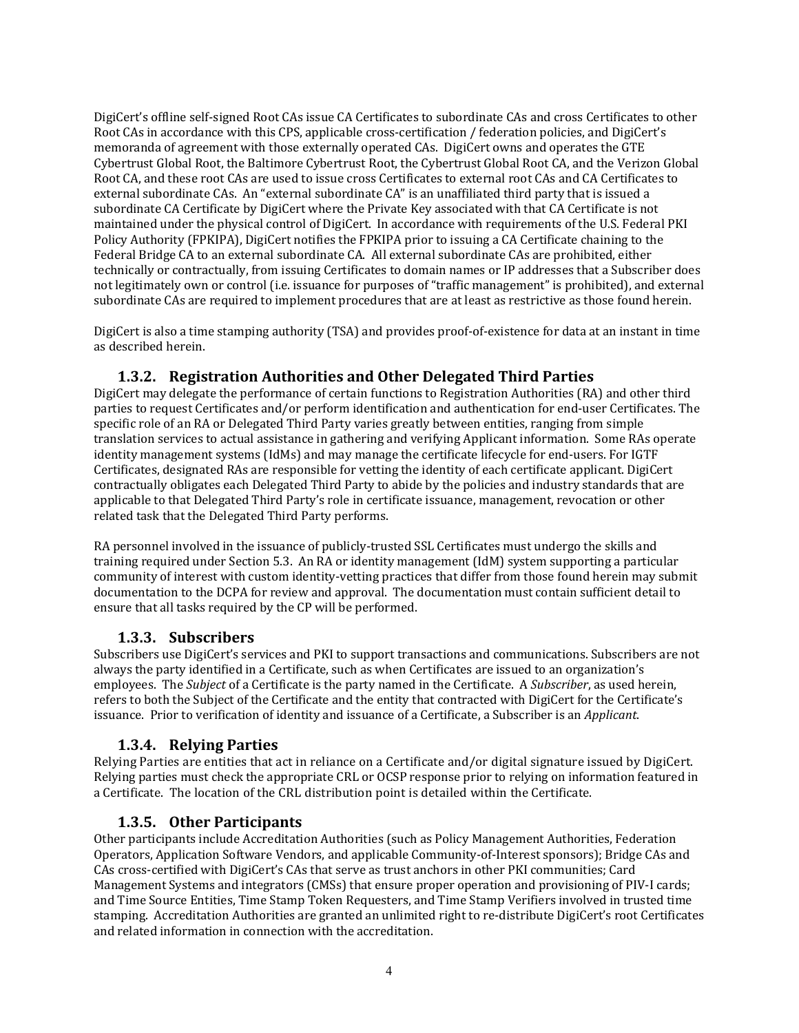DigiCert's offline self-signed Root CAs issue CA Certificates to subordinate CAs and cross Certificates to other Root CAs in accordance with this CPS, applicable cross-certification / federation policies, and DigiCert's memoranda of agreement with those externally operated CAs. DigiCert owns and operates the GTE Cybertrust Global Root, the Baltimore Cybertrust Root, the Cybertrust Global Root CA, and the Verizon Global Root CA, and these root CAs are used to issue cross Certificates to external root CAs and CA Certificates to external subordinate CAs. An "external subordinate CA" is an unaffiliated third party that is issued a subordinate CA Certificate by DigiCert where the Private Key associated with that CA Certificate is not maintained under the physical control of DigiCert. In accordance with requirements of the U.S. Federal PKI Policy Authority (FPKIPA), DigiCert notifies the FPKIPA prior to issuing a CA Certificate chaining to the Federal Bridge CA to an external subordinate CA. All external subordinate CAs are prohibited, either technically or contractually, from issuing Certificates to domain names or IP addresses that a Subscriber does not legitimately own or control (i.e. issuance for purposes of "traffic management" is prohibited), and external subordinate CAs are required to implement procedures that are at least as restrictive as those found herein.

DigiCert is also a time stamping authority (TSA) and provides proof-of-existence for data at an instant in time as described herein.

### 1.3.2. Registration Authorities and Other Delegated Third Parties

DigiCert may delegate the performance of certain functions to Registration Authorities (RA) and other third parties to request Certificates and/or perform identification and authentication for end-user Certificates. The specific role of an RA or Delegated Third Party varies greatly between entities, ranging from simple translation services to actual assistance in gathering and verifying Applicant information. Some RAs operate identity management systems (IdMs) and may manage the certificate lifecycle for end-users. For IGTF Certificates, designated RAs are responsible for vetting the identity of each certificate applicant. DigiCert contractually obligates each Delegated Third Party to abide by the policies and industry standards that are applicable to that Delegated Third Party's role in certificate issuance, management, revocation or other related task that the Delegated Third Party performs.

RA personnel involved in the issuance of publicly-trusted SSL Certificates must undergo the skills and training required under Section 5.3. An RA or identity management (IdM) system supporting a particular community of interest with custom identity-vetting practices that differ from those found herein may submit documentation to the DCPA for review and approval. The documentation must contain sufficient detail to ensure that all tasks required by the CP will be performed.

### 1.3.3. Subscribers

Subscribers use DigiCert's services and PKI to support transactions and communications. Subscribers are not always the party identified in a Certificate, such as when Certificates are issued to an organization's employees. The *Subject* of a Certificate is the party named in the Certificate. A *Subscriber*, as used herein, refers to both the Subject of the Certificate and the entity that contracted with DigiCert for the Certificate's issuance. Prior to verification of identity and issuance of a Certificate, a Subscriber is an *Applicant*.

### 1.3.4. Relying Parties

Relying Parties are entities that act in reliance on a Certificate and/or digital signature issued by DigiCert. Relying parties must check the appropriate CRL or OCSP response prior to relying on information featured in a Certificate. The location of the CRL distribution point is detailed within the Certificate.

### 1.3.5. Other Participants

Other participants include Accreditation Authorities (such as Policy Management Authorities, Federation Operators, Application Software Vendors, and applicable Community-of-Interest sponsors); Bridge CAs and CAs cross-certified with DigiCert's CAs that serve as trust anchors in other PKI communities; Card Management Systems and integrators (CMSs) that ensure proper operation and provisioning of PIV-I cards; and Time Source Entities, Time Stamp Token Requesters, and Time Stamp Verifiers involved in trusted time stamping. Accreditation Authorities are granted an unlimited right to re-distribute DigiCert's root Certificates and related information in connection with the accreditation.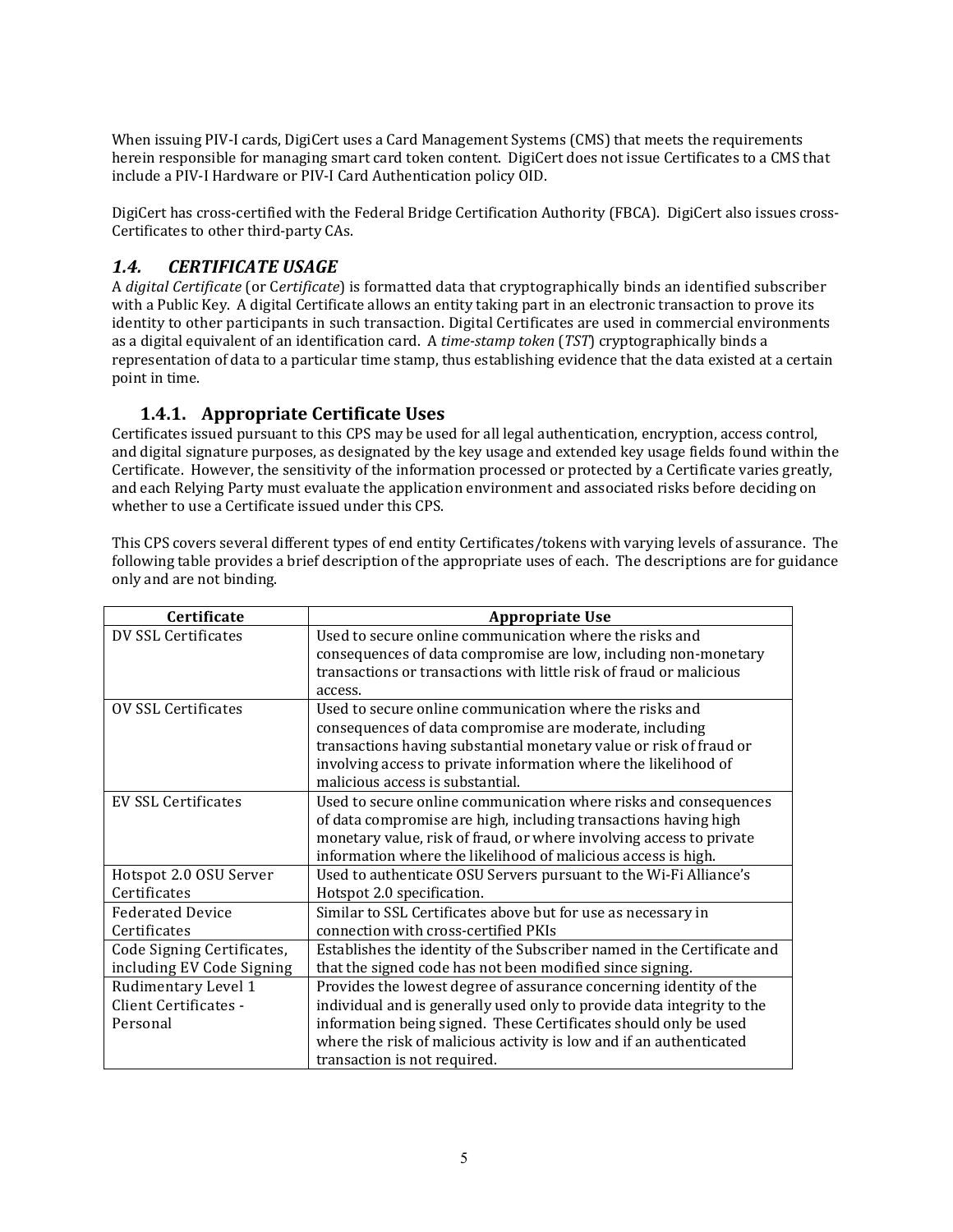When issuing PIV-I cards, DigiCert uses a Card Management Systems (CMS) that meets the requirements herein responsible for managing smart card token content. DigiCert does not issue Certificates to a CMS that include a PIV-I Hardware or PIV-I Card Authentication policy OID.

DigiCert has cross-certified with the Federal Bridge Certification Authority (FBCA). DigiCert also issues cross-Certificates to other third-party CAs.

## *1.4. CERTIFICATE USAGE*

A *digital Certificate* (or C*ertificate*) is formatted data that cryptographically binds an identified subscriber with a Public Key. A digital Certificate allows an entity taking part in an electronic transaction to prove its identity to other participants in such transaction. Digital Certificates are used in commercial environments as a digital equivalent of an identification card. A *time-stamp token* (*TST*) cryptographically binds a representation of data to a particular time stamp, thus establishing evidence that the data existed at a certain point in time.

### 1.4.1. Appropriate Certificate Uses

Certificates issued pursuant to this CPS may be used for all legal authentication, encryption, access control, and digital signature purposes, as designated by the key usage and extended key usage fields found within the Certificate. However, the sensitivity of the information processed or protected by a Certificate varies greatly, and each Relying Party must evaluate the application environment and associated risks before deciding on whether to use a Certificate issued under this CPS.

This CPS covers several different types of end entity Certificates/tokens with varying levels of assurance. The following table provides a brief description of the appropriate uses of each. The descriptions are for guidance only and are not binding.

| Certificate | Appropriate Use |
|---|---|
| DV SSL Certificates | Used to secure online communication where the risks and consequences of data compromise are low, including non-monetary transactions or transactions with little risk of fraud or malicious access. |
| OV SSL Certificates | Used to secure online communication where the risks and consequences of data compromise are moderate, including transactions having substantial monetary value or risk of fraud or involving access to private information where the likelihood of malicious access is substantial. |
| EV SSL Certificates | Used to secure online communication where risks and consequences of data compromise are high, including transactions having high monetary value, risk of fraud, or where involving access to private information where the likelihood of malicious access is high. |
| Hotspot 2.0 OSU Server Certificates | Used to authenticate OSU Servers pursuant to the Wi-Fi Alliance's Hotspot 2.0 specification. |
| Federated Device Certificates | Similar to SSL Certificates above but for use as necessary in connection with cross-certified PKIs |
| Code Signing Certificates, including EV Code Signing | Establishes the identity of the Subscriber named in the Certificate and that the signed code has not been modified since signing. |
| Rudimentary Level 1 Client Certificates - Personal | Provides the lowest degree of assurance concerning identity of the individual and is generally used only to provide data integrity to the information being signed. These Certificates should only be used where the risk of malicious activity is low and if an authenticated transaction is not required. |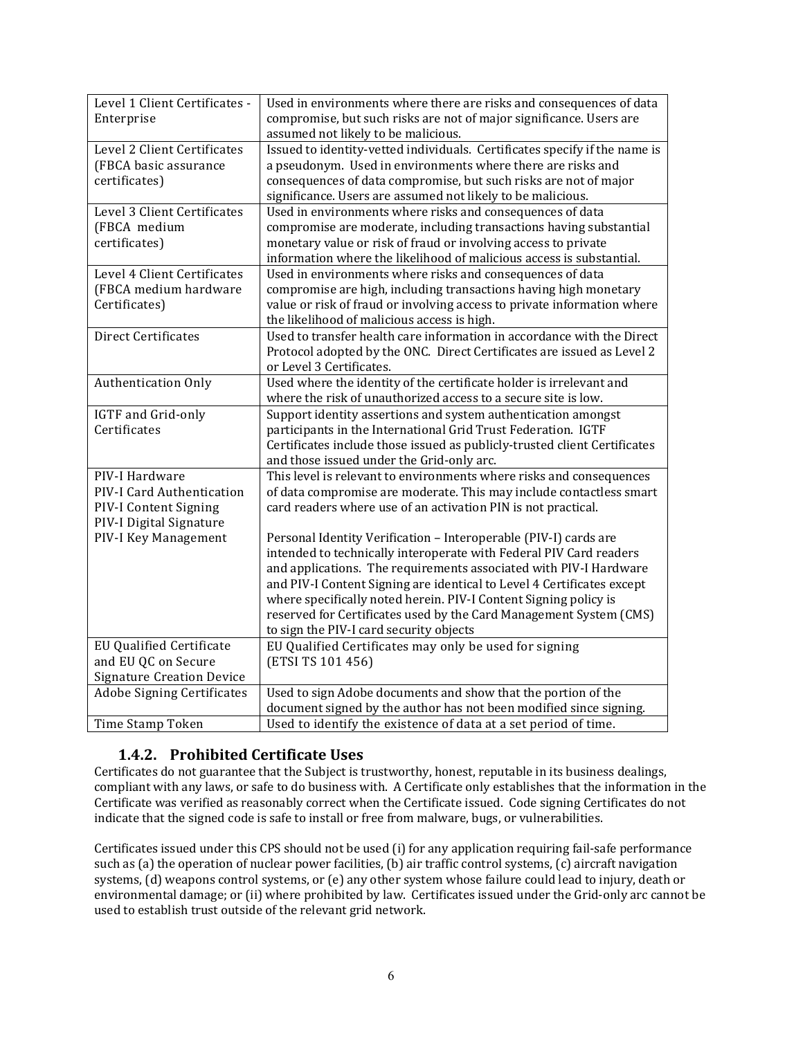| | |
|---|---|
| Level 1 Client Certificates - Enterprise | Used in environments where there are risks and consequences of data compromise, but such risks are not of major significance. Users are assumed not likely to be malicious. |
| Level 2 Client Certificates (FBCA basic assurance certificates) | Issued to identity-vetted individuals. Certificates specify if the name is a pseudonym. Used in environments where there are risks and consequences of data compromise, but such risks are not of major significance. Users are assumed not likely to be malicious. |
| Level 3 Client Certificates (FBCA medium certificates) | Used in environments where risks and consequences of data compromise are moderate, including transactions having substantial monetary value or risk of fraud or involving access to private information where the likelihood of malicious access is substantial. |
| Level 4 Client Certificates (FBCA medium hardware Certificates) | Used in environments where risks and consequences of data compromise are high, including transactions having high monetary value or risk of fraud or involving access to private information where the likelihood of malicious access is high. |
| Direct Certificates | Used to transfer health care information in accordance with the Direct Protocol adopted by the ONC. Direct Certificates are issued as Level 2 or Level 3 Certificates. |
| Authentication Only | Used where the identity of the certificate holder is irrelevant and where the risk of unauthorized access to a secure site is low. |
| IGTF and Grid-only Certificates | Support identity assertions and system authentication amongst participants in the International Grid Trust Federation. IGTF Certificates include those issued as publicly-trusted client Certificates and those issued under the Grid-only arc. |
| PIV-I Hardware<br>PIV-I Card Authentication<br>PIV-I Content Signing<br>PIV-I Digital Signature<br>PIV-I Key Management | This level is relevant to environments where risks and consequences of data compromise are moderate. This may include contactless smart card readers where use of an activation PIN is not practical.<br><br>Personal Identity Verification – Interoperable (PIV-I) cards are intended to technically interoperate with Federal PIV Card readers and applications. The requirements associated with PIV-I Hardware and PIV-I Content Signing are identical to Level 4 Certificates except where specifically noted herein. PIV-I Content Signing policy is reserved for Certificates used by the Card Management System (CMS) to sign the PIV-I card security objects |
| EU Qualified Certificate and EU QC on Secure Signature Creation Device | EU Qualified Certificates may only be used for signing (ETSI TS 101 456) |
| Adobe Signing Certificates | Used to sign Adobe documents and show that the portion of the document signed by the author has not been modified since signing. |
| Time Stamp Token | Used to identify the existence of data at a set period of time. |

### 1.4.2. Prohibited Certificate Uses

Certificates do not guarantee that the Subject is trustworthy, honest, reputable in its business dealings, compliant with any laws, or safe to do business with. A Certificate only establishes that the information in the Certificate was verified as reasonably correct when the Certificate issued. Code signing Certificates do not indicate that the signed code is safe to install or free from malware, bugs, or vulnerabilities.

Certificates issued under this CPS should not be used (i) for any application requiring fail-safe performance such as (a) the operation of nuclear power facilities, (b) air traffic control systems, (c) aircraft navigation systems, (d) weapons control systems, or (e) any other system whose failure could lead to injury, death or environmental damage; or (ii) where prohibited by law. Certificates issued under the Grid-only arc cannot be used to establish trust outside of the relevant grid network.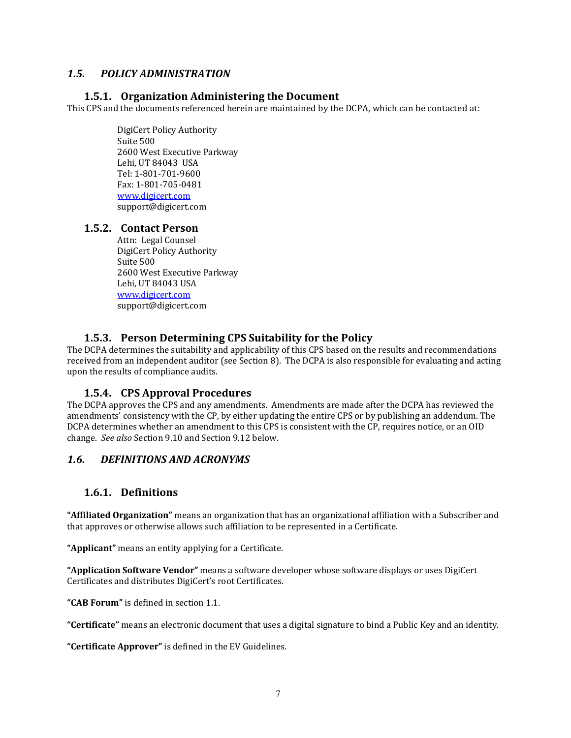## *1.5. POLICY ADMINISTRATION*

### 1.5.1. Organization Administering the Document

This CPS and the documents referenced herein are maintained by the DCPA, which can be contacted at:

DigiCert Policy Authority
Suite 500
2600 West Executive Parkway
Lehi, UT 84043 USA
Tel: 1-801-701-9600
Fax: 1-801-705-0481
[www.digicert.com](http://www.digicert.com)
support@digicert.com

### 1.5.2. Contact Person

Attn: Legal Counsel
DigiCert Policy Authority
Suite 500
2600 West Executive Parkway
Lehi, UT 84043 USA
[www.digicert.com](http://www.digicert.com)
support@digicert.com

### 1.5.3. Person Determining CPS Suitability for the Policy

The DCPA determines the suitability and applicability of this CPS based on the results and recommendations received from an independent auditor (see Section 8). The DCPA is also responsible for evaluating and acting upon the results of compliance audits.

### 1.5.4. CPS Approval Procedures

The DCPA approves the CPS and any amendments. Amendments are made after the DCPA has reviewed the amendments' consistency with the CP, by either updating the entire CPS or by publishing an addendum. The DCPA determines whether an amendment to this CPS is consistent with the CP, requires notice, or an OID change. *See also* Section 9.10 and Section 9.12 below.

## *1.6. DEFINITIONS AND ACRONYMS*

### 1.6.1. Definitions

**"Affiliated Organization"** means an organization that has an organizational affiliation with a Subscriber and that approves or otherwise allows such affiliation to be represented in a Certificate.

**"Applicant"** means an entity applying for a Certificate.

**"Application Software Vendor"** means a software developer whose software displays or uses DigiCert Certificates and distributes DigiCert's root Certificates.

**"CAB Forum"** is defined in section 1.1.

**"Certificate"** means an electronic document that uses a digital signature to bind a Public Key and an identity.

**"Certificate Approver"** is defined in the EV Guidelines.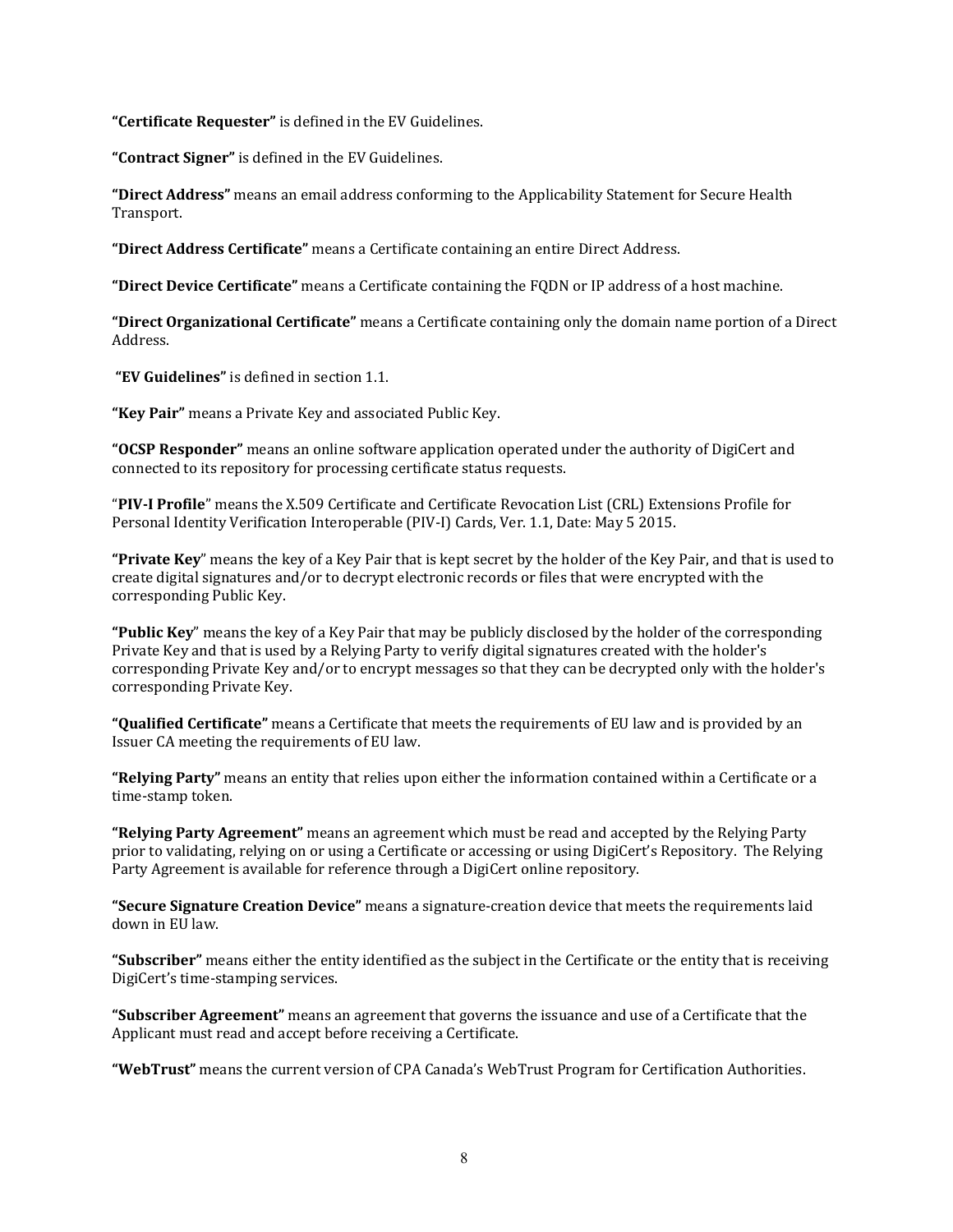**"Certificate Requester"** is defined in the EV Guidelines.

**"Contract Signer"** is defined in the EV Guidelines.

**"Direct Address"** means an email address conforming to the Applicability Statement for Secure Health Transport.

**"Direct Address Certificate"** means a Certificate containing an entire Direct Address.

**"Direct Device Certificate"** means a Certificate containing the FQDN or IP address of a host machine.

**"Direct Organizational Certificate"** means a Certificate containing only the domain name portion of a Direct Address.

**"EV Guidelines"** is defined in section 1.1.

**"Key Pair"** means a Private Key and associated Public Key.

**"OCSP Responder"** means an online software application operated under the authority of DigiCert and connected to its repository for processing certificate status requests.

"**PIV-I Profile**" means the X.509 Certificate and Certificate Revocation List (CRL) Extensions Profile for Personal Identity Verification Interoperable (PIV-I) Cards, Ver. 1.1, Date: May 5 2015.

**"Private Key**" means the key of a Key Pair that is kept secret by the holder of the Key Pair, and that is used to create digital signatures and/or to decrypt electronic records or files that were encrypted with the corresponding Public Key.

**"Public Key**" means the key of a Key Pair that may be publicly disclosed by the holder of the corresponding Private Key and that is used by a Relying Party to verify digital signatures created with the holder's corresponding Private Key and/or to encrypt messages so that they can be decrypted only with the holder's corresponding Private Key.

**"Qualified Certificate"** means a Certificate that meets the requirements of EU law and is provided by an Issuer CA meeting the requirements of EU law.

**"Relying Party"** means an entity that relies upon either the information contained within a Certificate or a time-stamp token.

**"Relying Party Agreement"** means an agreement which must be read and accepted by the Relying Party prior to validating, relying on or using a Certificate or accessing or using DigiCert's Repository. The Relying Party Agreement is available for reference through a DigiCert online repository.

**"Secure Signature Creation Device"** means a signature-creation device that meets the requirements laid down in EU law.

**"Subscriber"** means either the entity identified as the subject in the Certificate or the entity that is receiving DigiCert's time-stamping services.

**"Subscriber Agreement"** means an agreement that governs the issuance and use of a Certificate that the Applicant must read and accept before receiving a Certificate.

**"WebTrust"** means the current version of CPA Canada's WebTrust Program for Certification Authorities.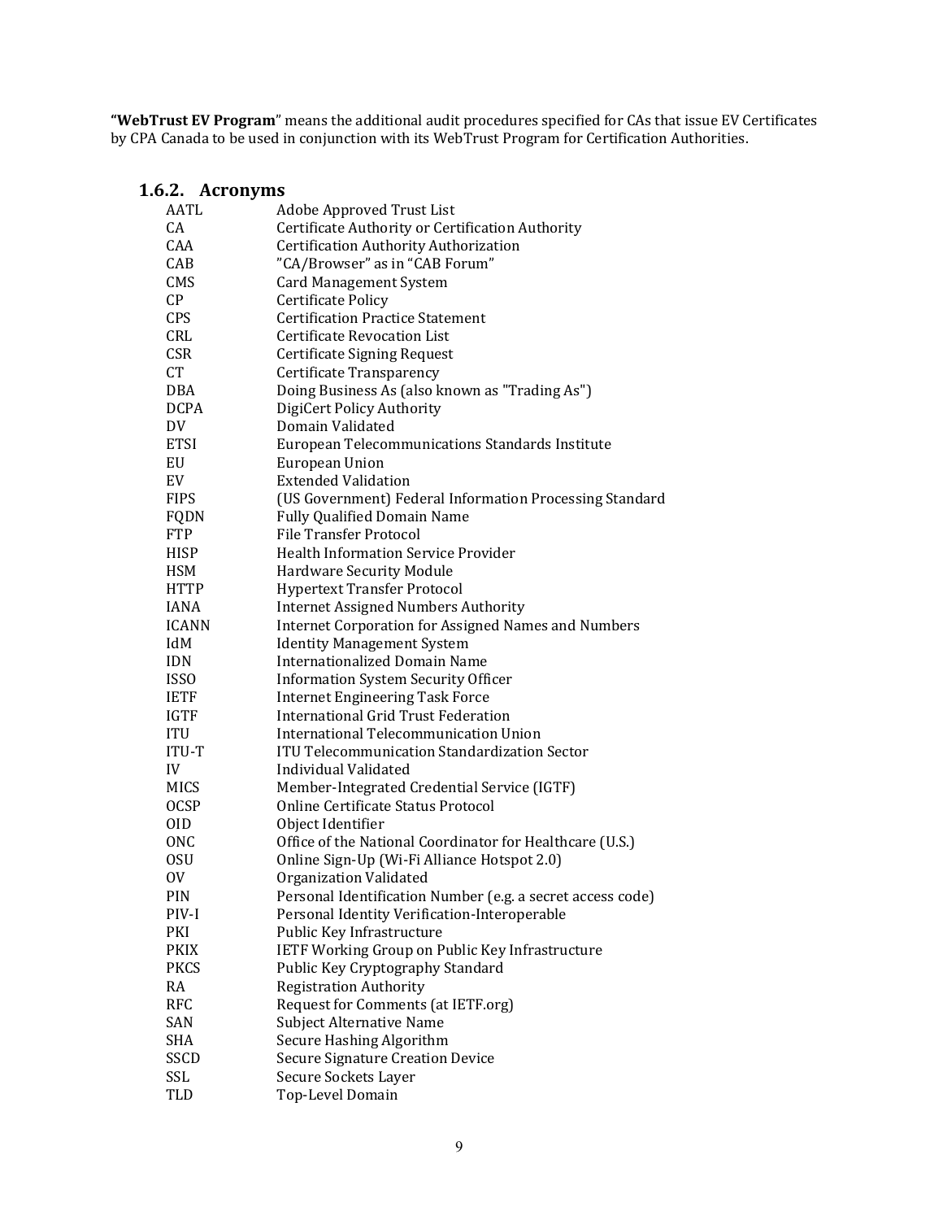**"WebTrust EV Program**" means the additional audit procedures specified for CAs that issue EV Certificates by CPA Canada to be used in conjunction with its WebTrust Program for Certification Authorities.

### 1.6.2. Acronyms

| | |
|---|---|
| AATL | Adobe Approved Trust List |
| CA | Certificate Authority or Certification Authority |
| CAA | Certification Authority Authorization |
| CAB | "CA/Browser" as in "CAB Forum" |
| CMS | Card Management System |
| CP | Certificate Policy |
| CPS | Certification Practice Statement |
| CRL | Certificate Revocation List |
| CSR | Certificate Signing Request |
| CT | Certificate Transparency |
| DBA | Doing Business As (also known as "Trading As") |
| DCPA | DigiCert Policy Authority |
| DV | Domain Validated |
| ETSI | European Telecommunications Standards Institute |
| EU | European Union |
| EV | Extended Validation |
| FIPS | (US Government) Federal Information Processing Standard |
| FQDN | Fully Qualified Domain Name |
| FTP | File Transfer Protocol |
| HISP | Health Information Service Provider |
| HSM | Hardware Security Module |
| HTTP | Hypertext Transfer Protocol |
| IANA | Internet Assigned Numbers Authority |
| ICANN | Internet Corporation for Assigned Names and Numbers |
| IdM | Identity Management System |
| IDN | Internationalized Domain Name |
| ISSO | Information System Security Officer |
| IETF | Internet Engineering Task Force |
| IGTF | International Grid Trust Federation |
| ITU | International Telecommunication Union |
| ITU-T | ITU Telecommunication Standardization Sector |
| IV | Individual Validated |
| MICS | Member-Integrated Credential Service (IGTF) |
| OCSP | Online Certificate Status Protocol |
| OID | Object Identifier |
| ONC | Office of the National Coordinator for Healthcare (U.S.) |
| OSU | Online Sign-Up (Wi-Fi Alliance Hotspot 2.0) |
| OV | Organization Validated |
| PIN | Personal Identification Number (e.g. a secret access code) |
| PIV-I | Personal Identity Verification-Interoperable |
| PKI | Public Key Infrastructure |
| PKIX | IETF Working Group on Public Key Infrastructure |
| PKCS | Public Key Cryptography Standard |
| RA | Registration Authority |
| RFC | Request for Comments (at IETF.org) |
| SAN | Subject Alternative Name |
| SHA | Secure Hashing Algorithm |
| SSCD | Secure Signature Creation Device |
| SSL | Secure Sockets Layer |
| TLD | Top-Level Domain |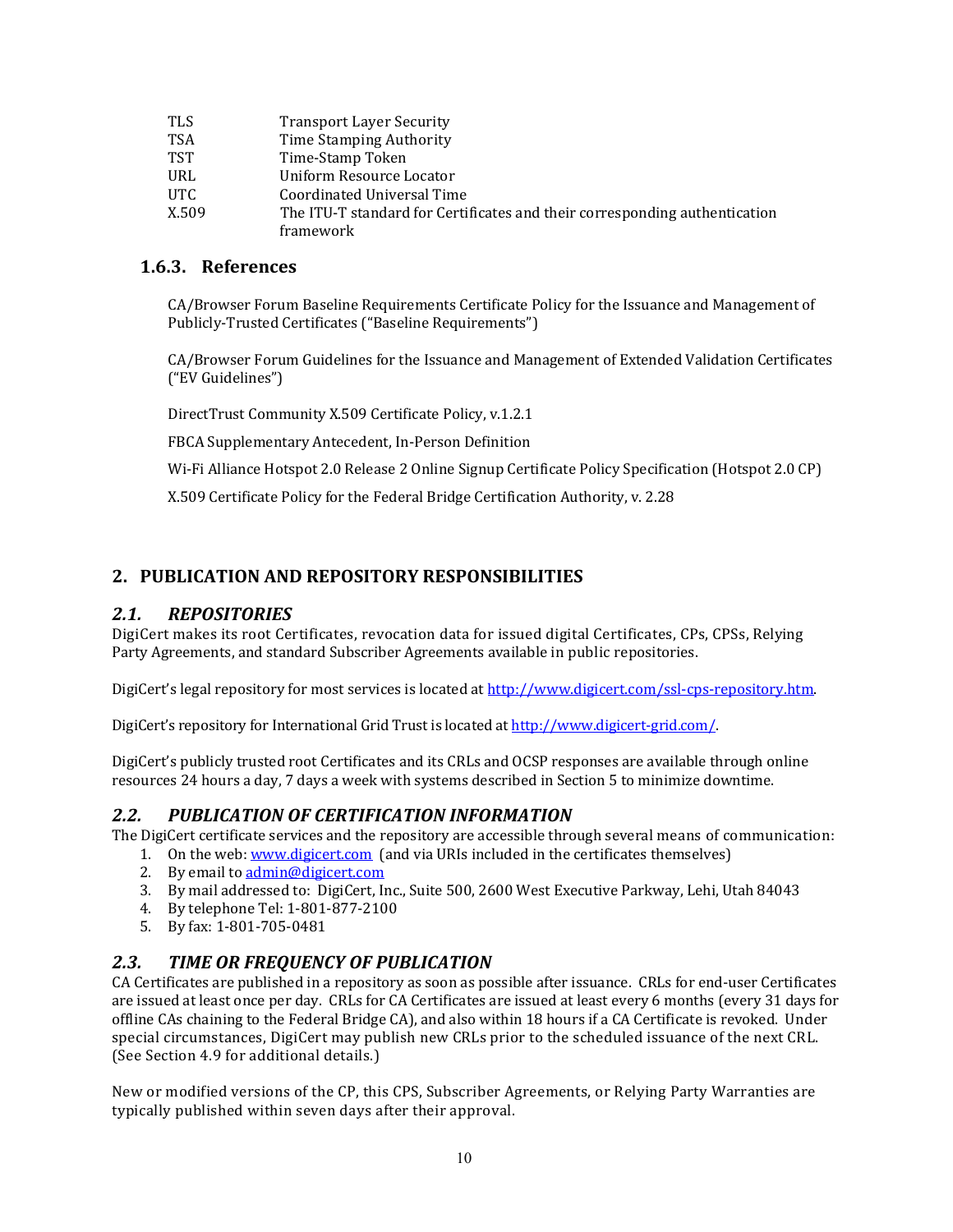| | |
|---|---|
| TLS | Transport Layer Security |
| TSA | Time Stamping Authority |
| TST | Time-Stamp Token |
| URL | Uniform Resource Locator |
| UTC | Coordinated Universal Time |
| X.509 | The ITU-T standard for Certificates and their corresponding authentication framework |

### 1.6.3. References

CA/Browser Forum Baseline Requirements Certificate Policy for the Issuance and Management of Publicly-Trusted Certificates ("Baseline Requirements")

CA/Browser Forum Guidelines for the Issuance and Management of Extended Validation Certificates ("EV Guidelines")

DirectTrust Community X.509 Certificate Policy, v.1.2.1

FBCA Supplementary Antecedent, In-Person Definition

Wi-Fi Alliance Hotspot 2.0 Release 2 Online Signup Certificate Policy Specification (Hotspot 2.0 CP)

X.509 Certificate Policy for the Federal Bridge Certification Authority, v. 2.28

# 2. PUBLICATION AND REPOSITORY RESPONSIBILITIES

## *2.1. REPOSITORIES*

DigiCert makes its root Certificates, revocation data for issued digital Certificates, CPs, CPSs, Relying Party Agreements, and standard Subscriber Agreements available in public repositories.

DigiCert's legal repository for most services is located at http://www.digicert.com/ssl-cps-repository.htm.

DigiCert's repository for International Grid Trust is located at http://www.digicert-grid.com/.

DigiCert's publicly trusted root Certificates and its CRLs and OCSP responses are available through online resources 24 hours a day, 7 days a week with systems described in Section 5 to minimize downtime.

## *2.2. PUBLICATION OF CERTIFICATION INFORMATION*

The DigiCert certificate services and the repository are accessible through several means of communication:

1. On the web: www.digicert.com (and via URIs included in the certificates themselves)
2. By email to admin@digicert.com
3. By mail addressed to: DigiCert, Inc., Suite 500, 2600 West Executive Parkway, Lehi, Utah 84043
4. By telephone Tel: 1-801-877-2100
5. By fax: 1-801-705-0481

## *2.3. TIME OR FREQUENCY OF PUBLICATION*

CA Certificates are published in a repository as soon as possible after issuance. CRLs for end-user Certificates are issued at least once per day. CRLs for CA Certificates are issued at least every 6 months (every 31 days for offline CAs chaining to the Federal Bridge CA), and also within 18 hours if a CA Certificate is revoked. Under special circumstances, DigiCert may publish new CRLs prior to the scheduled issuance of the next CRL. (See Section 4.9 for additional details.)

New or modified versions of the CP, this CPS, Subscriber Agreements, or Relying Party Warranties are typically published within seven days after their approval.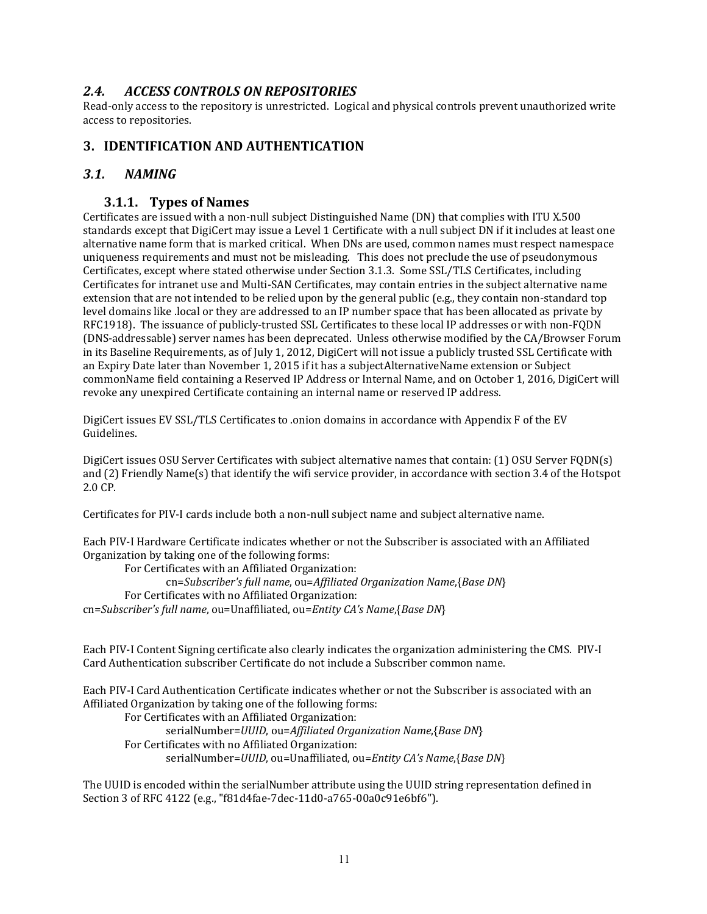## *2.4. ACCESS CONTROLS ON REPOSITORIES*

Read-only access to the repository is unrestricted. Logical and physical controls prevent unauthorized write access to repositories.

# 3. IDENTIFICATION AND AUTHENTICATION

## *3.1. NAMING*

### 3.1.1. Types of Names

Certificates are issued with a non-null subject Distinguished Name (DN) that complies with ITU X.500 standards except that DigiCert may issue a Level 1 Certificate with a null subject DN if it includes at least one alternative name form that is marked critical. When DNs are used, common names must respect namespace uniqueness requirements and must not be misleading. This does not preclude the use of pseudonymous Certificates, except where stated otherwise under Section 3.1.3. Some SSL/TLS Certificates, including Certificates for intranet use and Multi-SAN Certificates, may contain entries in the subject alternative name extension that are not intended to be relied upon by the general public (e.g., they contain non-standard top level domains like .local or they are addressed to an IP number space that has been allocated as private by RFC1918). The issuance of publicly-trusted SSL Certificates to these local IP addresses or with non-FQDN (DNS-addressable) server names has been deprecated. Unless otherwise modified by the CA/Browser Forum in its Baseline Requirements, as of July 1, 2012, DigiCert will not issue a publicly trusted SSL Certificate with an Expiry Date later than November 1, 2015 if it has a subjectAlternativeName extension or Subject commonName field containing a Reserved IP Address or Internal Name, and on October 1, 2016, DigiCert will revoke any unexpired Certificate containing an internal name or reserved IP address.

DigiCert issues EV SSL/TLS Certificates to .onion domains in accordance with Appendix F of the EV Guidelines.

DigiCert issues OSU Server Certificates with subject alternative names that contain: (1) OSU Server FQDN(s) and (2) Friendly Name(s) that identify the wifi service provider, in accordance with section 3.4 of the Hotspot 2.0 CP.

Certificates for PIV-I cards include both a non-null subject name and subject alternative name.

Each PIV-I Hardware Certificate indicates whether or not the Subscriber is associated with an Affiliated Organization by taking one of the following forms:

For Certificates with an Affiliated Organization:

cn=*Subscriber's full name*, ou=*Affiliated Organization Name*,{*Base DN*}

For Certificates with no Affiliated Organization:

cn=*Subscriber's full name*, ou=Unaffiliated, ou=*Entity CA's Name*,{*Base DN*}

Each PIV-I Content Signing certificate also clearly indicates the organization administering the CMS. PIV-I Card Authentication subscriber Certificate do not include a Subscriber common name.

Each PIV-I Card Authentication Certificate indicates whether or not the Subscriber is associated with an Affiliated Organization by taking one of the following forms:

For Certificates with an Affiliated Organization:

serialNumber=*UUID*, ou=*Affiliated Organization Name*,{*Base DN*}

For Certificates with no Affiliated Organization:

serialNumber=*UUID*, ou=Unaffiliated, ou=*Entity CA's Name*,{*Base DN*}

The UUID is encoded within the serialNumber attribute using the UUID string representation defined in Section 3 of RFC 4122 (e.g., "f81d4fae-7dec-11d0-a765-00a0c91e6bf6").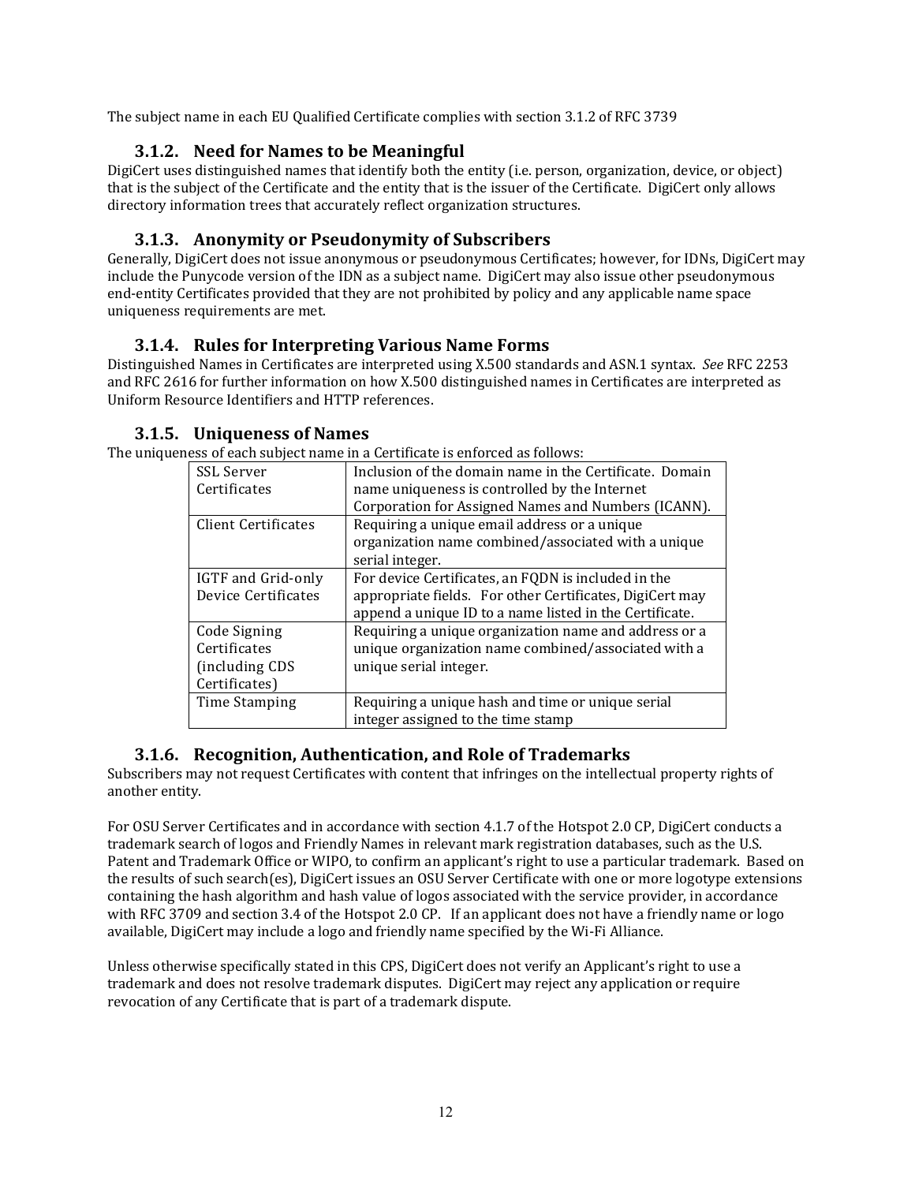The subject name in each EU Qualified Certificate complies with section 3.1.2 of RFC 3739

### 3.1.2. Need for Names to be Meaningful

DigiCert uses distinguished names that identify both the entity (i.e. person, organization, device, or object) that is the subject of the Certificate and the entity that is the issuer of the Certificate. DigiCert only allows directory information trees that accurately reflect organization structures.

### 3.1.3. Anonymity or Pseudonymity of Subscribers

Generally, DigiCert does not issue anonymous or pseudonymous Certificates; however, for IDNs, DigiCert may include the Punycode version of the IDN as a subject name. DigiCert may also issue other pseudonymous end-entity Certificates provided that they are not prohibited by policy and any applicable name space uniqueness requirements are met.

### 3.1.4. Rules for Interpreting Various Name Forms

Distinguished Names in Certificates are interpreted using X.500 standards and ASN.1 syntax. *See* RFC 2253 and RFC 2616 for further information on how X.500 distinguished names in Certificates are interpreted as Uniform Resource Identifiers and HTTP references.

### 3.1.5. Uniqueness of Names

The uniqueness of each subject name in a Certificate is enforced as follows:

| | |
|---|---|
| SSL Server Certificates | Inclusion of the domain name in the Certificate. Domain name uniqueness is controlled by the Internet Corporation for Assigned Names and Numbers (ICANN). |
| Client Certificates | Requiring a unique email address or a unique organization name combined/associated with a unique serial integer. |
| IGTF and Grid-only Device Certificates | For device Certificates, an FQDN is included in the appropriate fields. For other Certificates, DigiCert may append a unique ID to a name listed in the Certificate. |
| Code Signing Certificates (including CDS Certificates) | Requiring a unique organization name and address or a unique organization name combined/associated with a unique serial integer. |
| Time Stamping | Requiring a unique hash and time or unique serial integer assigned to the time stamp |

### 3.1.6. Recognition, Authentication, and Role of Trademarks

Subscribers may not request Certificates with content that infringes on the intellectual property rights of another entity.

For OSU Server Certificates and in accordance with section 4.1.7 of the Hotspot 2.0 CP, DigiCert conducts a trademark search of logos and Friendly Names in relevant mark registration databases, such as the U.S. Patent and Trademark Office or WIPO, to confirm an applicant's right to use a particular trademark. Based on the results of such search(es), DigiCert issues an OSU Server Certificate with one or more logotype extensions containing the hash algorithm and hash value of logos associated with the service provider, in accordance with RFC 3709 and section 3.4 of the Hotspot 2.0 CP. If an applicant does not have a friendly name or logo available, DigiCert may include a logo and friendly name specified by the Wi-Fi Alliance.

Unless otherwise specifically stated in this CPS, DigiCert does not verify an Applicant's right to use a trademark and does not resolve trademark disputes. DigiCert may reject any application or require revocation of any Certificate that is part of a trademark dispute.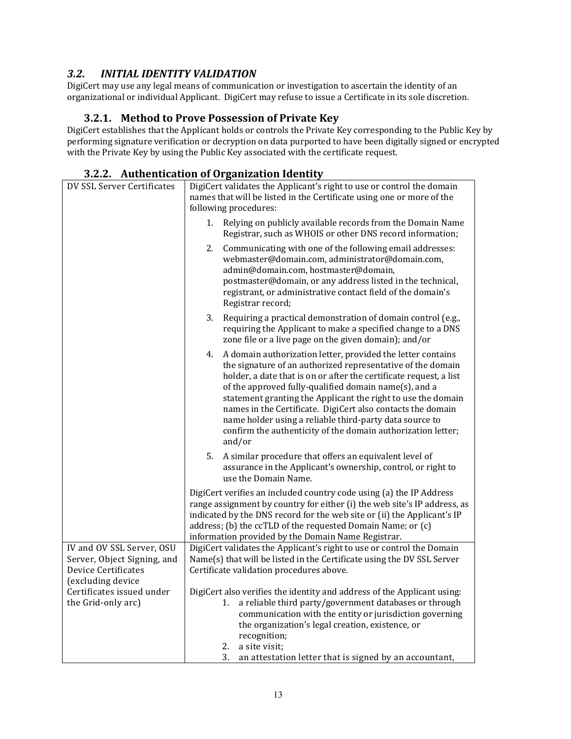## *3.2. INITIAL IDENTITY VALIDATION*

DigiCert may use any legal means of communication or investigation to ascertain the identity of an organizational or individual Applicant. DigiCert may refuse to issue a Certificate in its sole discretion.

### 3.2.1. Method to Prove Possession of Private Key

DigiCert establishes that the Applicant holds or controls the Private Key corresponding to the Public Key by performing signature verification or decryption on data purported to have been digitally signed or encrypted with the Private Key by using the Public Key associated with the certificate request.

### 3.2.2. Authentication of Organization Identity

| | |
|---|---|
| DV SSL Server Certificates | DigiCert validates the Applicant's right to use or control the domain names that will be listed in the Certificate using one or more of the following procedures:<br><br>1. Relying on publicly available records from the Domain Name Registrar, such as WHOIS or other DNS record information;<br>2. Communicating with one of the following email addresses: webmaster@domain.com, administrator@domain.com, admin@domain.com, hostmaster@domain, postmaster@domain, or any address listed in the technical, registrant, or administrative contact field of the domain's Registrar record;<br>3. Requiring a practical demonstration of domain control (e.g., requiring the Applicant to make a specified change to a DNS zone file or a live page on the given domain); and/or<br>4. A domain authorization letter, provided the letter contains the signature of an authorized representative of the domain holder, a date that is on or after the certificate request, a list of the approved fully-qualified domain name(s), and a statement granting the Applicant the right to use the domain names in the Certificate. DigiCert also contacts the domain name holder using a reliable third-party data source to confirm the authenticity of the domain authorization letter; and/or<br>5. A similar procedure that offers an equivalent level of assurance in the Applicant's ownership, control, or right to use the Domain Name.<br><br>DigiCert verifies an included country code using (a) the IP Address range assignment by country for either (i) the web site's IP address, as indicated by the DNS record for the web site or (ii) the Applicant's IP address; (b) the ccTLD of the requested Domain Name; or (c) information provided by the Domain Name Registrar. |
| IV and OV SSL Server, OSU Server, Object Signing, and Device Certificates (excluding device Certificates issued under the Grid-only arc) | DigiCert validates the Applicant's right to use or control the Domain Name(s) that will be listed in the Certificate using the DV SSL Server Certificate validation procedures above.<br><br>DigiCert also verifies the identity and address of the Applicant using:<br>1. a reliable third party/government databases or through communication with the entity or jurisdiction governing the organization's legal creation, existence, or recognition;<br>2. a site visit;<br>3. an attestation letter that is signed by an accountant, |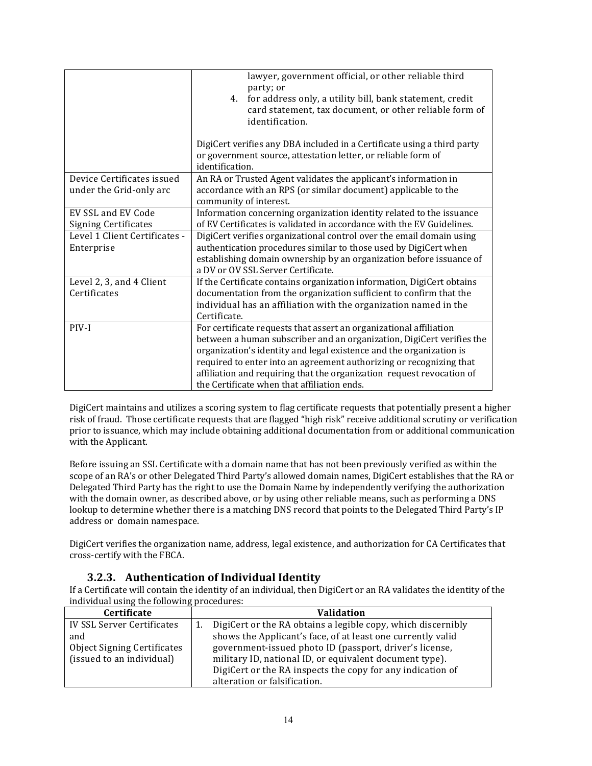| | |
|---|---|
| | lawyer, government official, or other reliable third party; or<br>4. for address only, a utility bill, bank statement, credit card statement, tax document, or other reliable form of identification.<br><br>DigiCert verifies any DBA included in a Certificate using a third party or government source, attestation letter, or reliable form of identification. |
| Device Certificates issued under the Grid-only arc | An RA or Trusted Agent validates the applicant's information in accordance with an RPS (or similar document) applicable to the community of interest. |
| EV SSL and EV Code Signing Certificates | Information concerning organization identity related to the issuance of EV Certificates is validated in accordance with the EV Guidelines. |
| Level 1 Client Certificates - Enterprise | DigiCert verifies organizational control over the email domain using authentication procedures similar to those used by DigiCert when establishing domain ownership by an organization before issuance of a DV or OV SSL Server Certificate. |
| Level 2, 3, and 4 Client Certificates | If the Certificate contains organization information, DigiCert obtains documentation from the organization sufficient to confirm that the individual has an affiliation with the organization named in the Certificate. |
| PIV-I | For certificate requests that assert an organizational affiliation between a human subscriber and an organization, DigiCert verifies the organization's identity and legal existence and the organization is required to enter into an agreement authorizing or recognizing that affiliation and requiring that the organization request revocation of the Certificate when that affiliation ends. |

DigiCert maintains and utilizes a scoring system to flag certificate requests that potentially present a higher risk of fraud. Those certificate requests that are flagged "high risk" receive additional scrutiny or verification prior to issuance, which may include obtaining additional documentation from or additional communication with the Applicant.

Before issuing an SSL Certificate with a domain name that has not been previously verified as within the scope of an RA's or other Delegated Third Party's allowed domain names, DigiCert establishes that the RA or Delegated Third Party has the right to use the Domain Name by independently verifying the authorization with the domain owner, as described above, or by using other reliable means, such as performing a DNS lookup to determine whether there is a matching DNS record that points to the Delegated Third Party's IP address or domain namespace.

DigiCert verifies the organization name, address, legal existence, and authorization for CA Certificates that cross-certify with the FBCA.

### 3.2.3. Authentication of Individual Identity

If a Certificate will contain the identity of an individual, then DigiCert or an RA validates the identity of the individual using the following procedures:

| Certificate | Validation |
|---|---|
| IV SSL Server Certificates and Object Signing Certificates (issued to an individual) | 1. DigiCert or the RA obtains a legible copy, which discernibly shows the Applicant's face, of at least one currently valid government-issued photo ID (passport, driver's license, military ID, national ID, or equivalent document type). DigiCert or the RA inspects the copy for any indication of alteration or falsification. |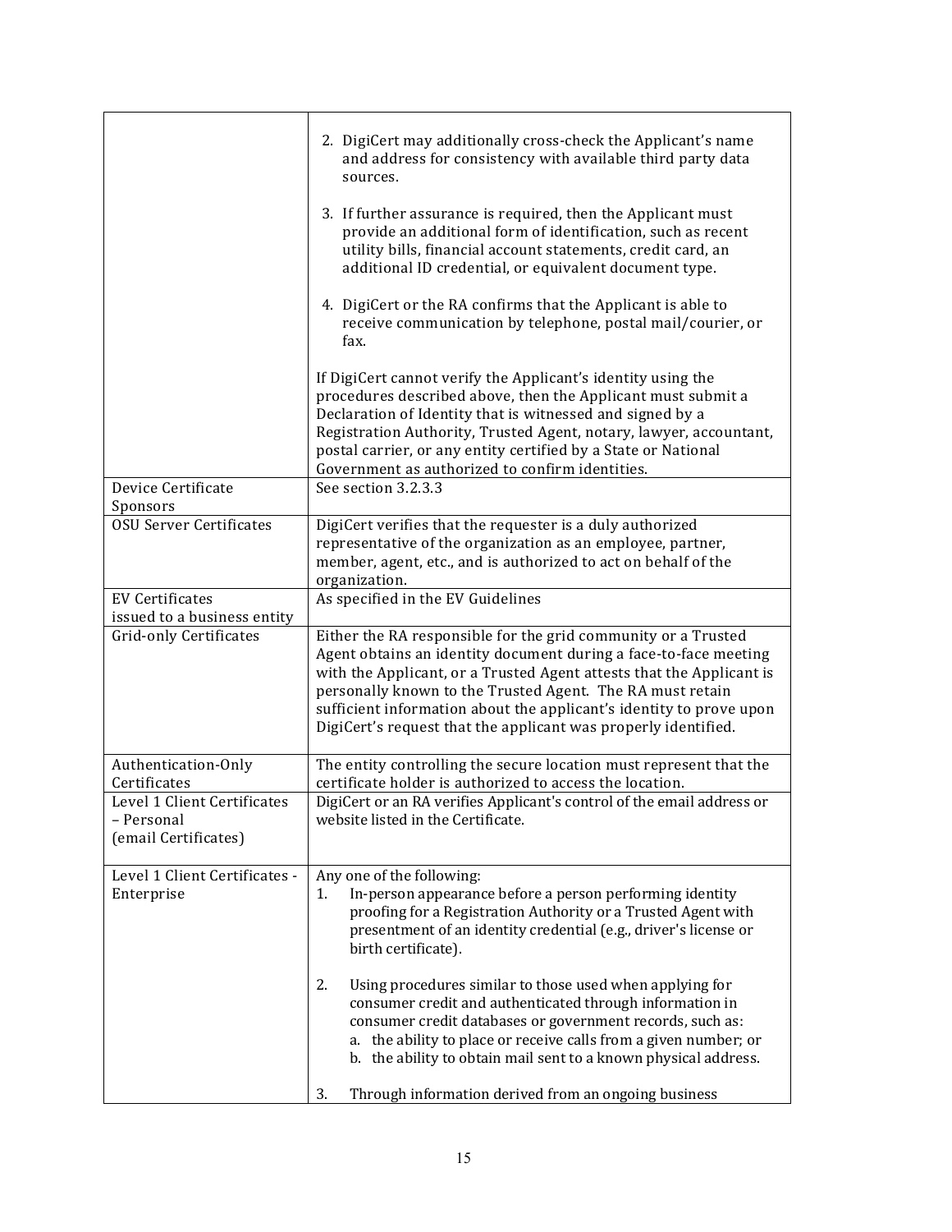| | |
|---|---|
| | 2. DigiCert may additionally cross-check the Applicant's name and address for consistency with available third party data sources.<br><br>3. If further assurance is required, then the Applicant must provide an additional form of identification, such as recent utility bills, financial account statements, credit card, an additional ID credential, or equivalent document type.<br><br>4. DigiCert or the RA confirms that the Applicant is able to receive communication by telephone, postal mail/courier, or fax.<br><br>If DigiCert cannot verify the Applicant's identity using the procedures described above, then the Applicant must submit a Declaration of Identity that is witnessed and signed by a Registration Authority, Trusted Agent, notary, lawyer, accountant, postal carrier, or any entity certified by a State or National Government as authorized to confirm identities. |
| Device Certificate Sponsors | See section 3.2.3.3 |
| OSU Server Certificates | DigiCert verifies that the requester is a duly authorized representative of the organization as an employee, partner, member, agent, etc., and is authorized to act on behalf of the organization. |
| EV Certificates issued to a business entity | As specified in the EV Guidelines |
| Grid-only Certificates | Either the RA responsible for the grid community or a Trusted Agent obtains an identity document during a face-to-face meeting with the Applicant, or a Trusted Agent attests that the Applicant is personally known to the Trusted Agent. The RA must retain sufficient information about the applicant's identity to prove upon DigiCert's request that the applicant was properly identified. |
| Authentication-Only Certificates | The entity controlling the secure location must represent that the certificate holder is authorized to access the location. |
| Level 1 Client Certificates – Personal (email Certificates) | DigiCert or an RA verifies Applicant's control of the email address or website listed in the Certificate. |
| Level 1 Client Certificates - Enterprise | Any one of the following:<br>1. In-person appearance before a person performing identity proofing for a Registration Authority or a Trusted Agent with presentment of an identity credential (e.g., driver's license or birth certificate).<br><br>2. Using procedures similar to those used when applying for consumer credit and authenticated through information in consumer credit databases or government records, such as:<br>a. the ability to place or receive calls from a given number; or<br>b. the ability to obtain mail sent to a known physical address.<br><br>3. Through information derived from an ongoing business |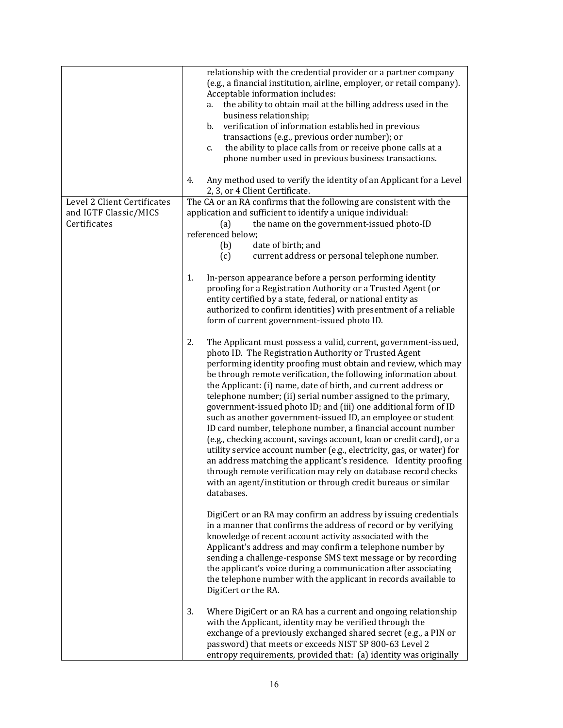|  |  |
|---|---|
|  | relationship with the credential provider or a partner company (e.g., a financial institution, airline, employer, or retail company). Acceptable information includes:<br>a. the ability to obtain mail at the billing address used in the business relationship;<br>b. verification of information established in previous transactions (e.g., previous order number); or<br>c. the ability to place calls from or receive phone calls at a phone number used in previous business transactions.<br><br>4. Any method used to verify the identity of an Applicant for a Level 2, 3, or 4 Client Certificate. |
| Level 2 Client Certificates and IGTF Classic/MICS Certificates | The CA or an RA confirms that the following are consistent with the application and sufficient to identify a unique individual:<br>(a) the name on the government-issued photo-ID referenced below;<br>(b) date of birth; and<br>(c) current address or personal telephone number.<br><br>1. In-person appearance before a person performing identity proofing for a Registration Authority or a Trusted Agent (or entity certified by a state, federal, or national entity as authorized to confirm identities) with presentment of a reliable form of current government-issued photo ID.<br><br>2. The Applicant must possess a valid, current, government-issued, photo ID. The Registration Authority or Trusted Agent performing identity proofing must obtain and review, which may be through remote verification, the following information about the Applicant: (i) name, date of birth, and current address or telephone number; (ii) serial number assigned to the primary, government-issued photo ID; and (iii) one additional form of ID such as another government-issued ID, an employee or student ID card number, telephone number, a financial account number (e.g., checking account, savings account, loan or credit card), or a utility service account number (e.g., electricity, gas, or water) for an address matching the applicant's residence. Identity proofing through remote verification may rely on database record checks with an agent/institution or through credit bureaus or similar databases.<br><br>DigiCert or an RA may confirm an address by issuing credentials in a manner that confirms the address of record or by verifying knowledge of recent account activity associated with the Applicant's address and may confirm a telephone number by sending a challenge-response SMS text message or by recording the applicant's voice during a communication after associating the telephone number with the applicant in records available to DigiCert or the RA.<br><br>3. Where DigiCert or an RA has a current and ongoing relationship with the Applicant, identity may be verified through the exchange of a previously exchanged shared secret (e.g., a PIN or password) that meets or exceeds NIST SP 800-63 Level 2 entropy requirements, provided that: (a) identity was originally |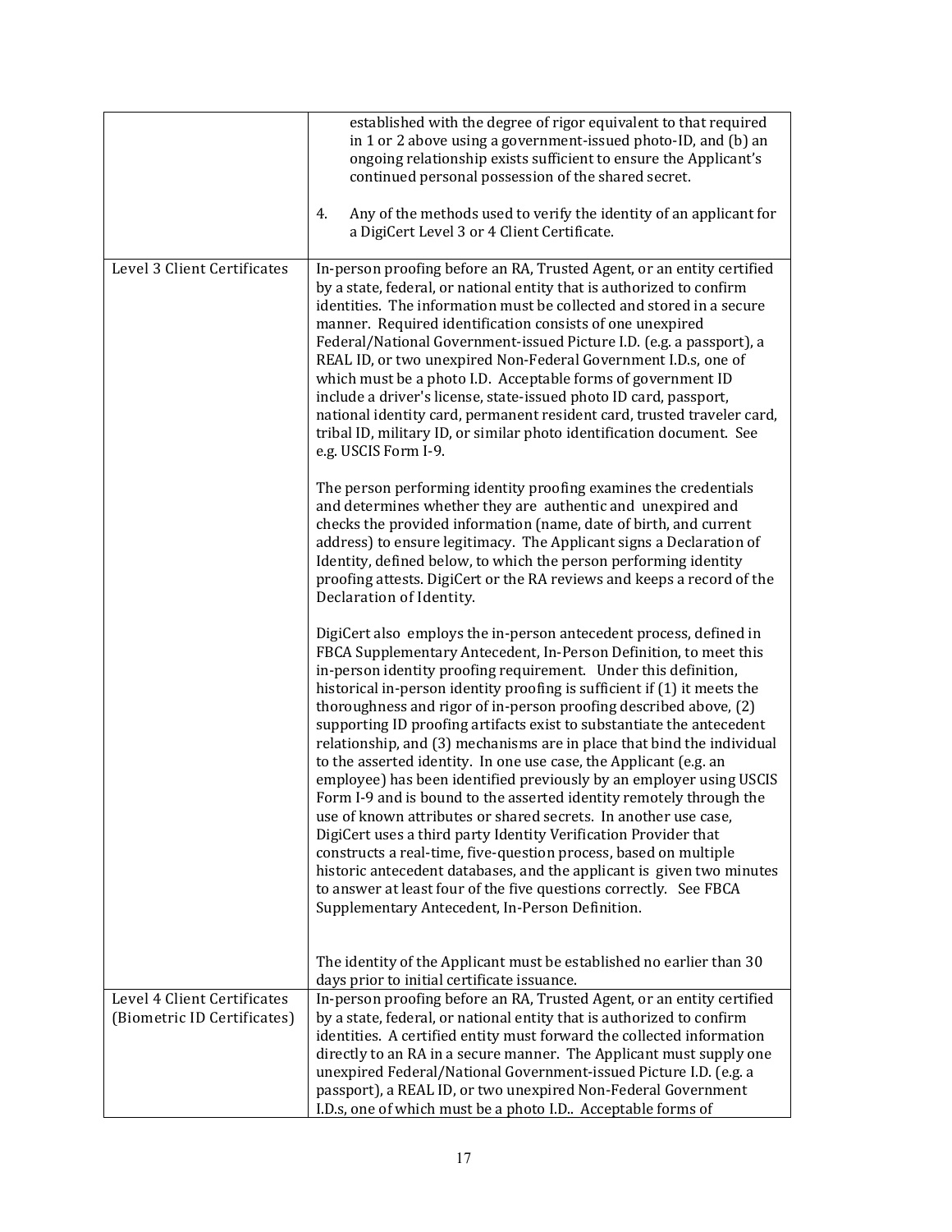| | |
|---|---|
| | established with the degree of rigor equivalent to that required in 1 or 2 above using a government-issued photo-ID, and (b) an ongoing relationship exists sufficient to ensure the Applicant's continued personal possession of the shared secret.<br><br>4. Any of the methods used to verify the identity of an applicant for a DigiCert Level 3 or 4 Client Certificate. |
| Level 3 Client Certificates | In-person proofing before an RA, Trusted Agent, or an entity certified by a state, federal, or national entity that is authorized to confirm identities. The information must be collected and stored in a secure manner. Required identification consists of one unexpired Federal/National Government-issued Picture I.D. (e.g. a passport), a REAL ID, or two unexpired Non-Federal Government I.D.s, one of which must be a photo I.D. Acceptable forms of government ID include a driver's license, state-issued photo ID card, passport, national identity card, permanent resident card, trusted traveler card, tribal ID, military ID, or similar photo identification document. See e.g. USCIS Form I-9.<br><br>The person performing identity proofing examines the credentials and determines whether they are authentic and unexpired and checks the provided information (name, date of birth, and current address) to ensure legitimacy. The Applicant signs a Declaration of Identity, defined below, to which the person performing identity proofing attests. DigiCert or the RA reviews and keeps a record of the Declaration of Identity.<br><br>DigiCert also employs the in-person antecedent process, defined in FBCA Supplementary Antecedent, In-Person Definition, to meet this in-person identity proofing requirement. Under this definition, historical in-person identity proofing is sufficient if (1) it meets the thoroughness and rigor of in-person proofing described above, (2) supporting ID proofing artifacts exist to substantiate the antecedent relationship, and (3) mechanisms are in place that bind the individual to the asserted identity. In one use case, the Applicant (e.g. an employee) has been identified previously by an employer using USCIS Form I-9 and is bound to the asserted identity remotely through the use of known attributes or shared secrets. In another use case, DigiCert uses a third party Identity Verification Provider that constructs a real-time, five-question process, based on multiple historic antecedent databases, and the applicant is given two minutes to answer at least four of the five questions correctly. See FBCA Supplementary Antecedent, In-Person Definition.<br><br>The identity of the Applicant must be established no earlier than 30 days prior to initial certificate issuance. |
| Level 4 Client Certificates (Biometric ID Certificates) | In-person proofing before an RA, Trusted Agent, or an entity certified by a state, federal, or national entity that is authorized to confirm identities. A certified entity must forward the collected information directly to an RA in a secure manner. The Applicant must supply one unexpired Federal/National Government-issued Picture I.D. (e.g. a passport), a REAL ID, or two unexpired Non-Federal Government I.D.s, one of which must be a photo I.D.. Acceptable forms of |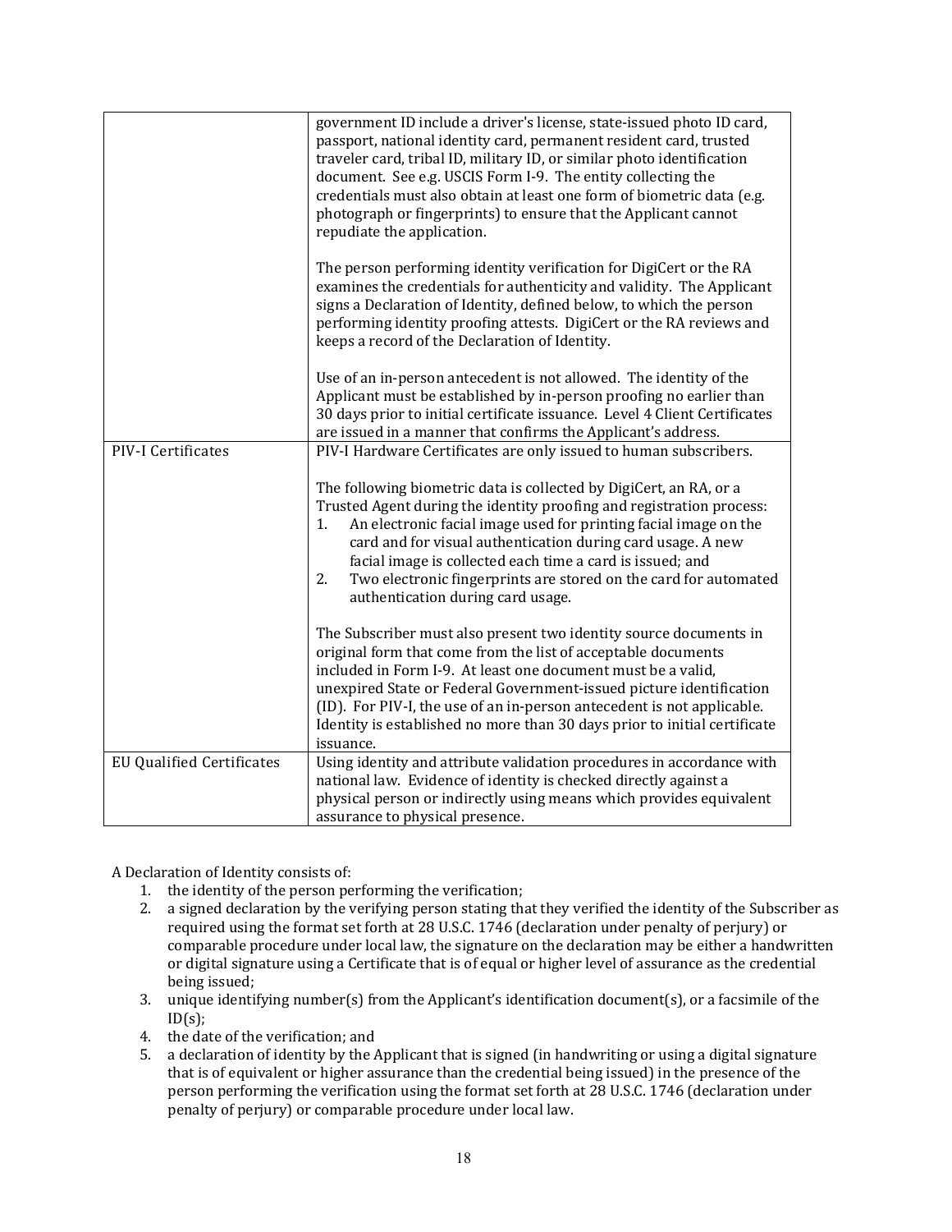| | |
|---|---|
| | government ID include a driver's license, state-issued photo ID card, passport, national identity card, permanent resident card, trusted traveler card, tribal ID, military ID, or similar photo identification document. See e.g. USCIS Form I-9. The entity collecting the credentials must also obtain at least one form of biometric data (e.g. photograph or fingerprints) to ensure that the Applicant cannot repudiate the application.<br><br>The person performing identity verification for DigiCert or the RA examines the credentials for authenticity and validity. The Applicant signs a Declaration of Identity, defined below, to which the person performing identity proofing attests. DigiCert or the RA reviews and keeps a record of the Declaration of Identity.<br><br>Use of an in-person antecedent is not allowed. The identity of the Applicant must be established by in-person proofing no earlier than 30 days prior to initial certificate issuance. Level 4 Client Certificates are issued in a manner that confirms the Applicant's address. |
| PIV-I Certificates | PIV-I Hardware Certificates are only issued to human subscribers.<br><br>The following biometric data is collected by DigiCert, an RA, or a Trusted Agent during the identity proofing and registration process:<br>1. An electronic facial image used for printing facial image on the card and for visual authentication during card usage. A new facial image is collected each time a card is issued; and<br>2. Two electronic fingerprints are stored on the card for automated authentication during card usage.<br><br>The Subscriber must also present two identity source documents in original form that come from the list of acceptable documents included in Form I-9. At least one document must be a valid, unexpired State or Federal Government-issued picture identification (ID). For PIV-I, the use of an in-person antecedent is not applicable. Identity is established no more than 30 days prior to initial certificate issuance. |
| EU Qualified Certificates | Using identity and attribute validation procedures in accordance with national law. Evidence of identity is checked directly against a physical person or indirectly using means which provides equivalent assurance to physical presence. |

A Declaration of Identity consists of:

1. the identity of the person performing the verification;
2. a signed declaration by the verifying person stating that they verified the identity of the Subscriber as required using the format set forth at 28 U.S.C. 1746 (declaration under penalty of perjury) or comparable procedure under local law, the signature on the declaration may be either a handwritten or digital signature using a Certificate that is of equal or higher level of assurance as the credential being issued;
3. unique identifying number(s) from the Applicant's identification document(s), or a facsimile of the ID(s);
4. the date of the verification; and
5. a declaration of identity by the Applicant that is signed (in handwriting or using a digital signature that is of equivalent or higher assurance than the credential being issued) in the presence of the person performing the verification using the format set forth at 28 U.S.C. 1746 (declaration under penalty of perjury) or comparable procedure under local law.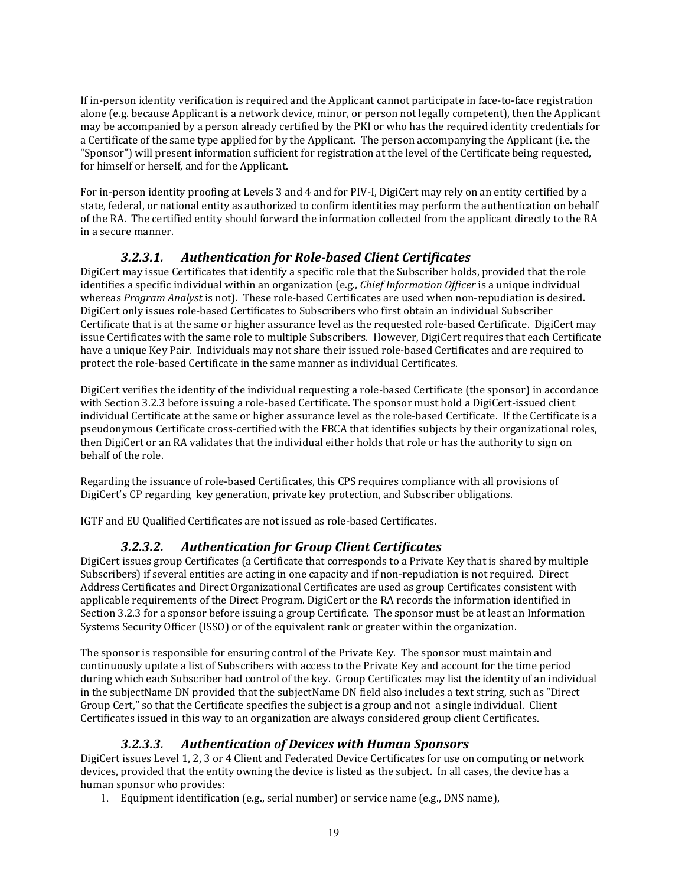If in-person identity verification is required and the Applicant cannot participate in face-to-face registration alone (e.g. because Applicant is a network device, minor, or person not legally competent), then the Applicant may be accompanied by a person already certified by the PKI or who has the required identity credentials for a Certificate of the same type applied for by the Applicant. The person accompanying the Applicant (i.e. the "Sponsor") will present information sufficient for registration at the level of the Certificate being requested, for himself or herself, and for the Applicant.

For in-person identity proofing at Levels 3 and 4 and for PIV-I, DigiCert may rely on an entity certified by a state, federal, or national entity as authorized to confirm identities may perform the authentication on behalf of the RA. The certified entity should forward the information collected from the applicant directly to the RA in a secure manner.

#### *3.2.3.1. Authentication for Role-based Client Certificates*

DigiCert may issue Certificates that identify a specific role that the Subscriber holds, provided that the role identifies a specific individual within an organization (e.g., *Chief Information Officer* is a unique individual whereas *Program Analyst* is not). These role-based Certificates are used when non-repudiation is desired. DigiCert only issues role-based Certificates to Subscribers who first obtain an individual Subscriber Certificate that is at the same or higher assurance level as the requested role-based Certificate. DigiCert may issue Certificates with the same role to multiple Subscribers. However, DigiCert requires that each Certificate have a unique Key Pair. Individuals may not share their issued role-based Certificates and are required to protect the role-based Certificate in the same manner as individual Certificates.

DigiCert verifies the identity of the individual requesting a role-based Certificate (the sponsor) in accordance with Section 3.2.3 before issuing a role-based Certificate. The sponsor must hold a DigiCert-issued client individual Certificate at the same or higher assurance level as the role-based Certificate. If the Certificate is a pseudonymous Certificate cross-certified with the FBCA that identifies subjects by their organizational roles, then DigiCert or an RA validates that the individual either holds that role or has the authority to sign on behalf of the role.

Regarding the issuance of role-based Certificates, this CPS requires compliance with all provisions of DigiCert's CP regarding key generation, private key protection, and Subscriber obligations.

IGTF and EU Qualified Certificates are not issued as role-based Certificates.

#### *3.2.3.2. Authentication for Group Client Certificates*

DigiCert issues group Certificates (a Certificate that corresponds to a Private Key that is shared by multiple Subscribers) if several entities are acting in one capacity and if non-repudiation is not required. Direct Address Certificates and Direct Organizational Certificates are used as group Certificates consistent with applicable requirements of the Direct Program. DigiCert or the RA records the information identified in Section 3.2.3 for a sponsor before issuing a group Certificate. The sponsor must be at least an Information Systems Security Officer (ISSO) or of the equivalent rank or greater within the organization.

The sponsor is responsible for ensuring control of the Private Key. The sponsor must maintain and continuously update a list of Subscribers with access to the Private Key and account for the time period during which each Subscriber had control of the key. Group Certificates may list the identity of an individual in the subjectName DN provided that the subjectName DN field also includes a text string, such as "Direct Group Cert," so that the Certificate specifies the subject is a group and not a single individual. Client Certificates issued in this way to an organization are always considered group client Certificates.

#### *3.2.3.3. Authentication of Devices with Human Sponsors*

DigiCert issues Level 1, 2, 3 or 4 Client and Federated Device Certificates for use on computing or network devices, provided that the entity owning the device is listed as the subject. In all cases, the device has a human sponsor who provides:

1. Equipment identification (e.g., serial number) or service name (e.g., DNS name),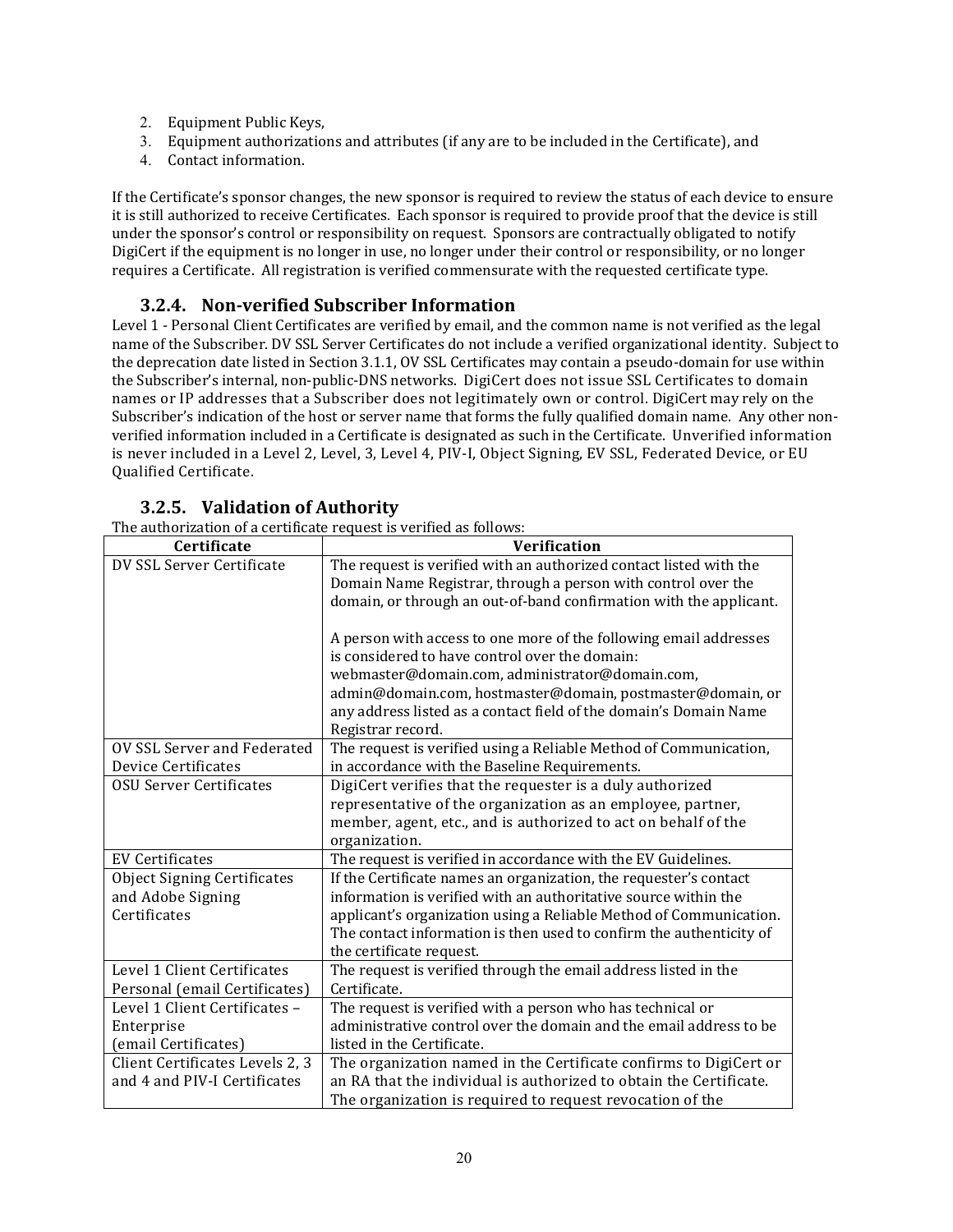2. Equipment Public Keys,
3. Equipment authorizations and attributes (if any are to be included in the Certificate), and
4. Contact information.

If the Certificate's sponsor changes, the new sponsor is required to review the status of each device to ensure it is still authorized to receive Certificates. Each sponsor is required to provide proof that the device is still under the sponsor's control or responsibility on request. Sponsors are contractually obligated to notify DigiCert if the equipment is no longer in use, no longer under their control or responsibility, or no longer requires a Certificate. All registration is verified commensurate with the requested certificate type.

### 3.2.4. Non-verified Subscriber Information

Level 1 - Personal Client Certificates are verified by email, and the common name is not verified as the legal name of the Subscriber. DV SSL Server Certificates do not include a verified organizational identity. Subject to the deprecation date listed in Section 3.1.1, OV SSL Certificates may contain a pseudo-domain for use within the Subscriber's internal, non-public-DNS networks. DigiCert does not issue SSL Certificates to domain names or IP addresses that a Subscriber does not legitimately own or control. DigiCert may rely on the Subscriber's indication of the host or server name that forms the fully qualified domain name. Any other non-verified information included in a Certificate is designated as such in the Certificate. Unverified information is never included in a Level 2, Level, 3, Level 4, PIV-I, Object Signing, EV SSL, Federated Device, or EU Qualified Certificate.

### 3.2.5. Validation of Authority

The authorization of a certificate request is verified as follows:

| Certificate | Verification |
|---|---|
| DV SSL Server Certificate | The request is verified with an authorized contact listed with the Domain Name Registrar, through a person with control over the domain, or through an out-of-band confirmation with the applicant.<br><br>A person with access to one more of the following email addresses is considered to have control over the domain: webmaster@domain.com, administrator@domain.com, admin@domain.com, hostmaster@domain, postmaster@domain, or any address listed as a contact field of the domain's Domain Name Registrar record. |
| OV SSL Server and Federated Device Certificates | The request is verified using a Reliable Method of Communication, in accordance with the Baseline Requirements. |
| OSU Server Certificates | DigiCert verifies that the requester is a duly authorized representative of the organization as an employee, partner, member, agent, etc., and is authorized to act on behalf of the organization. |
| EV Certificates | The request is verified in accordance with the EV Guidelines. |
| Object Signing Certificates and Adobe Signing Certificates | If the Certificate names an organization, the requester's contact information is verified with an authoritative source within the applicant's organization using a Reliable Method of Communication. The contact information is then used to confirm the authenticity of the certificate request. |
| Level 1 Client Certificates Personal (email Certificates) | The request is verified through the email address listed in the Certificate. |
| Level 1 Client Certificates – Enterprise (email Certificates) | The request is verified with a person who has technical or administrative control over the domain and the email address to be listed in the Certificate. |
| Client Certificates Levels 2, 3 and 4 and PIV-I Certificates | The organization named in the Certificate confirms to DigiCert or an RA that the individual is authorized to obtain the Certificate. The organization is required to request revocation of the |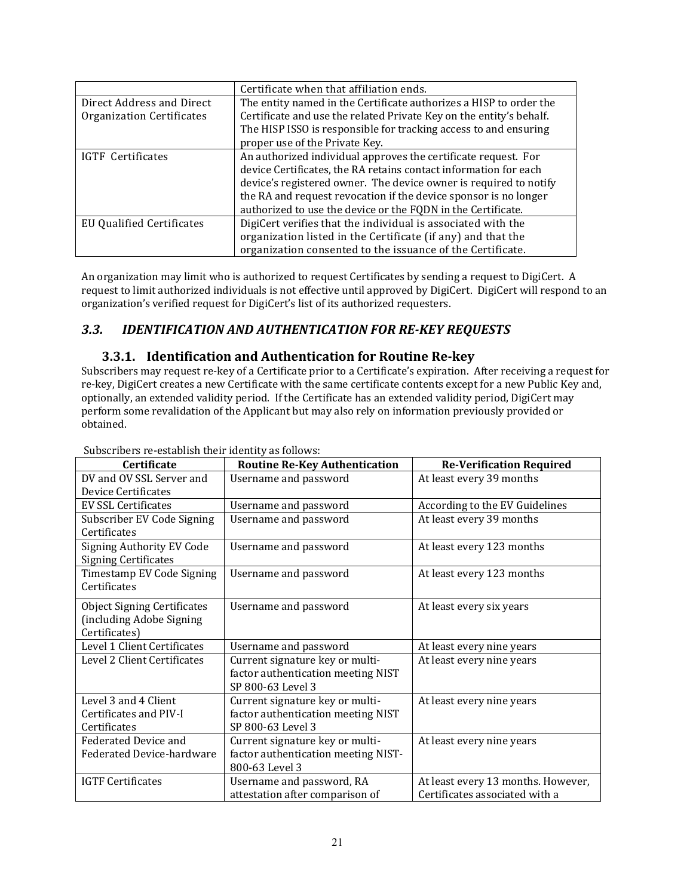| | |
|---|---|
| | Certificate when that affiliation ends. |
| Direct Address and Direct Organization Certificates | The entity named in the Certificate authorizes a HISP to order the Certificate and use the related Private Key on the entity's behalf. The HISP ISSO is responsible for tracking access to and ensuring proper use of the Private Key. |
| IGTF Certificates | An authorized individual approves the certificate request. For device Certificates, the RA retains contact information for each device's registered owner. The device owner is required to notify the RA and request revocation if the device sponsor is no longer authorized to use the device or the FQDN in the Certificate. |
| EU Qualified Certificates | DigiCert verifies that the individual is associated with the organization listed in the Certificate (if any) and that the organization consented to the issuance of the Certificate. |

An organization may limit who is authorized to request Certificates by sending a request to DigiCert. A request to limit authorized individuals is not effective until approved by DigiCert. DigiCert will respond to an organization's verified request for DigiCert's list of its authorized requesters.

## *3.3. IDENTIFICATION AND AUTHENTICATION FOR RE-KEY REQUESTS*

### 3.3.1. Identification and Authentication for Routine Re-key

Subscribers may request re-key of a Certificate prior to a Certificate's expiration. After receiving a request for re-key, DigiCert creates a new Certificate with the same certificate contents except for a new Public Key and, optionally, an extended validity period. If the Certificate has an extended validity period, DigiCert may perform some revalidation of the Applicant but may also rely on information previously provided or obtained.

Subscribers re-establish their identity as follows:

| Certificate | Routine Re-Key Authentication | Re-Verification Required |
|---|---|---|
| DV and OV SSL Server and Device Certificates | Username and password | At least every 39 months |
| EV SSL Certificates | Username and password | According to the EV Guidelines |
| Subscriber EV Code Signing Certificates | Username and password | At least every 39 months |
| Signing Authority EV Code Signing Certificates | Username and password | At least every 123 months |
| Timestamp EV Code Signing Certificates | Username and password | At least every 123 months |
| Object Signing Certificates (including Adobe Signing Certificates) | Username and password | At least every six years |
| Level 1 Client Certificates | Username and password | At least every nine years |
| Level 2 Client Certificates | Current signature key or multi-factor authentication meeting NIST SP 800-63 Level 3 | At least every nine years |
| Level 3 and 4 Client Certificates and PIV-I Certificates | Current signature key or multi-factor authentication meeting NIST SP 800-63 Level 3 | At least every nine years |
| Federated Device and Federated Device-hardware | Current signature key or multi-factor authentication meeting NIST-800-63 Level 3 | At least every nine years |
| IGTF Certificates | Username and password, RA attestation after comparison of | At least every 13 months. However, Certificates associated with a |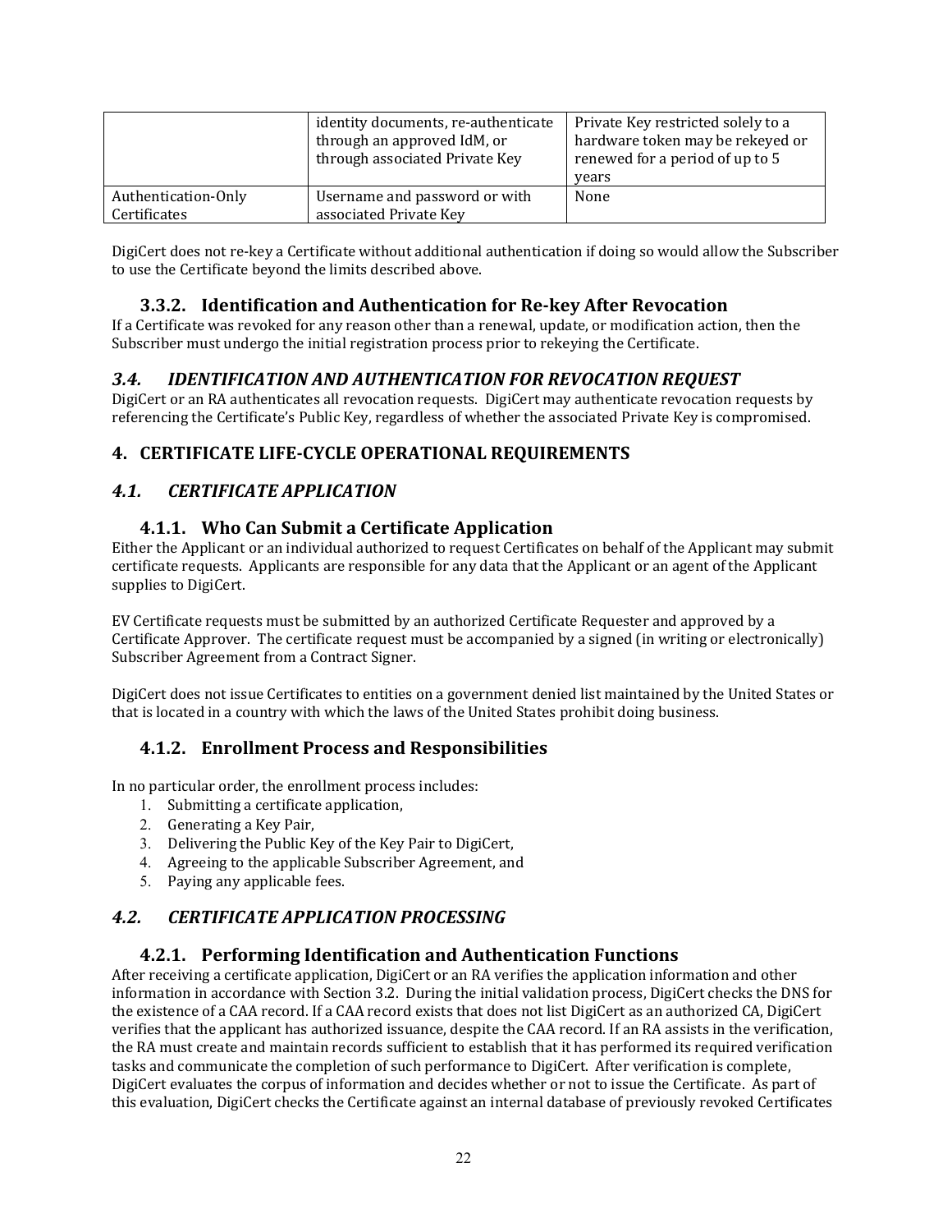|  | identity documents, re-authenticate through an approved IdM, or through associated Private Key | Private Key restricted solely to a hardware token may be rekeyed or renewed for a period of up to 5 years |
| --- | --- | --- |
| Authentication-Only Certificates | Username and password or with associated Private Key | None |

DigiCert does not re-key a Certificate without additional authentication if doing so would allow the Subscriber to use the Certificate beyond the limits described above.

### 3.3.2. Identification and Authentication for Re-key After Revocation

If a Certificate was revoked for any reason other than a renewal, update, or modification action, then the Subscriber must undergo the initial registration process prior to rekeying the Certificate.

## *3.4. IDENTIFICATION AND AUTHENTICATION FOR REVOCATION REQUEST*

DigiCert or an RA authenticates all revocation requests. DigiCert may authenticate revocation requests by referencing the Certificate's Public Key, regardless of whether the associated Private Key is compromised.

# 4. CERTIFICATE LIFE-CYCLE OPERATIONAL REQUIREMENTS

## *4.1. CERTIFICATE APPLICATION*

### 4.1.1. Who Can Submit a Certificate Application

Either the Applicant or an individual authorized to request Certificates on behalf of the Applicant may submit certificate requests. Applicants are responsible for any data that the Applicant or an agent of the Applicant supplies to DigiCert.

EV Certificate requests must be submitted by an authorized Certificate Requester and approved by a Certificate Approver. The certificate request must be accompanied by a signed (in writing or electronically) Subscriber Agreement from a Contract Signer.

DigiCert does not issue Certificates to entities on a government denied list maintained by the United States or that is located in a country with which the laws of the United States prohibit doing business.

### 4.1.2. Enrollment Process and Responsibilities

In no particular order, the enrollment process includes:

1. Submitting a certificate application,
2. Generating a Key Pair,
3. Delivering the Public Key of the Key Pair to DigiCert,
4. Agreeing to the applicable Subscriber Agreement, and
5. Paying any applicable fees.

## *4.2. CERTIFICATE APPLICATION PROCESSING*

### 4.2.1. Performing Identification and Authentication Functions

After receiving a certificate application, DigiCert or an RA verifies the application information and other information in accordance with Section 3.2. During the initial validation process, DigiCert checks the DNS for the existence of a CAA record. If a CAA record exists that does not list DigiCert as an authorized CA, DigiCert verifies that the applicant has authorized issuance, despite the CAA record. If an RA assists in the verification, the RA must create and maintain records sufficient to establish that it has performed its required verification tasks and communicate the completion of such performance to DigiCert. After verification is complete, DigiCert evaluates the corpus of information and decides whether or not to issue the Certificate. As part of this evaluation, DigiCert checks the Certificate against an internal database of previously revoked Certificates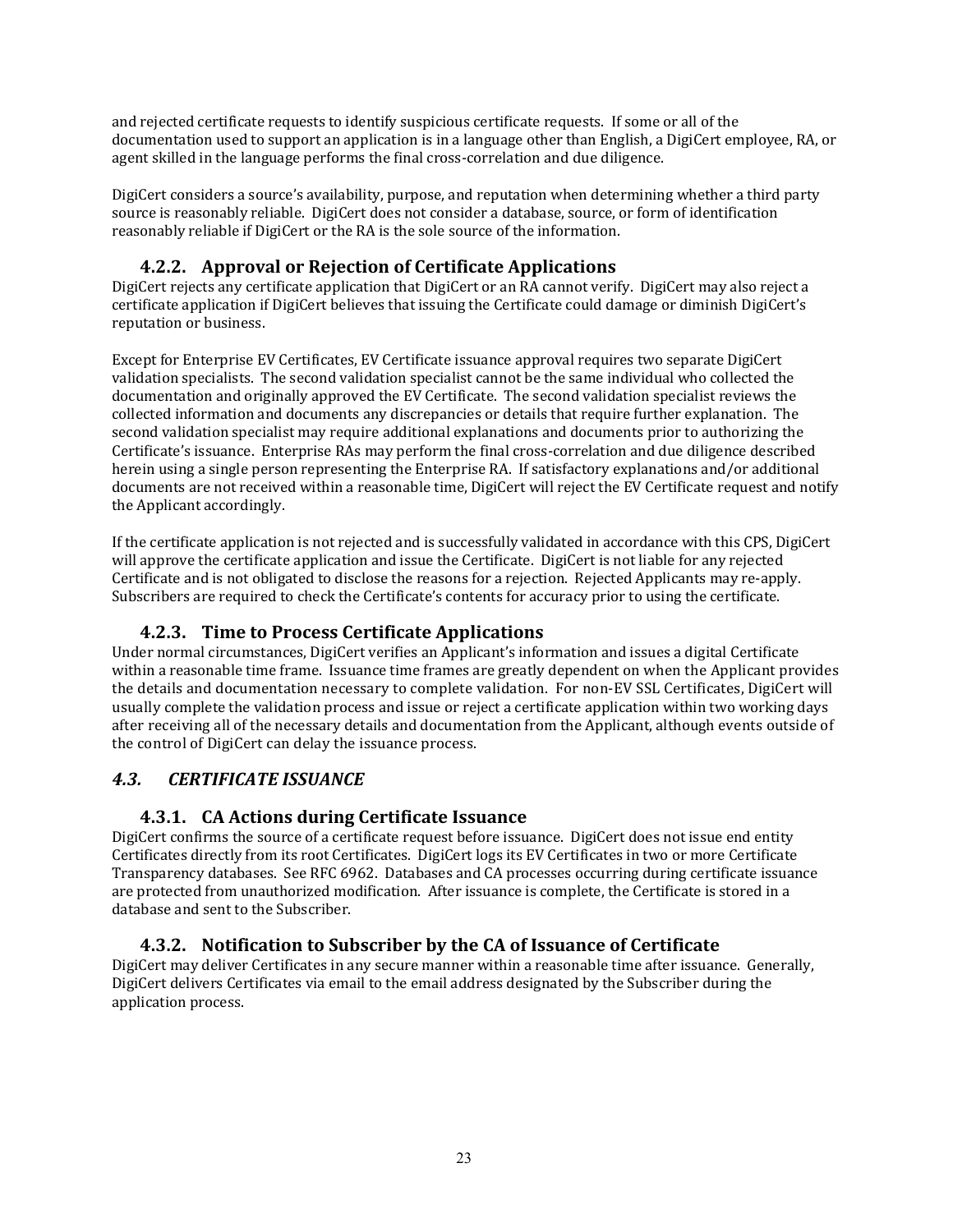and rejected certificate requests to identify suspicious certificate requests. If some or all of the documentation used to support an application is in a language other than English, a DigiCert employee, RA, or agent skilled in the language performs the final cross-correlation and due diligence.

DigiCert considers a source's availability, purpose, and reputation when determining whether a third party source is reasonably reliable. DigiCert does not consider a database, source, or form of identification reasonably reliable if DigiCert or the RA is the sole source of the information.

### 4.2.2. Approval or Rejection of Certificate Applications

DigiCert rejects any certificate application that DigiCert or an RA cannot verify. DigiCert may also reject a certificate application if DigiCert believes that issuing the Certificate could damage or diminish DigiCert's reputation or business.

Except for Enterprise EV Certificates, EV Certificate issuance approval requires two separate DigiCert validation specialists. The second validation specialist cannot be the same individual who collected the documentation and originally approved the EV Certificate. The second validation specialist reviews the collected information and documents any discrepancies or details that require further explanation. The second validation specialist may require additional explanations and documents prior to authorizing the Certificate's issuance. Enterprise RAs may perform the final cross-correlation and due diligence described herein using a single person representing the Enterprise RA. If satisfactory explanations and/or additional documents are not received within a reasonable time, DigiCert will reject the EV Certificate request and notify the Applicant accordingly.

If the certificate application is not rejected and is successfully validated in accordance with this CPS, DigiCert will approve the certificate application and issue the Certificate. DigiCert is not liable for any rejected Certificate and is not obligated to disclose the reasons for a rejection. Rejected Applicants may re-apply. Subscribers are required to check the Certificate's contents for accuracy prior to using the certificate.

### 4.2.3. Time to Process Certificate Applications

Under normal circumstances, DigiCert verifies an Applicant's information and issues a digital Certificate within a reasonable time frame. Issuance time frames are greatly dependent on when the Applicant provides the details and documentation necessary to complete validation. For non-EV SSL Certificates, DigiCert will usually complete the validation process and issue or reject a certificate application within two working days after receiving all of the necessary details and documentation from the Applicant, although events outside of the control of DigiCert can delay the issuance process.

## *4.3. CERTIFICATE ISSUANCE*

### 4.3.1. CA Actions during Certificate Issuance

DigiCert confirms the source of a certificate request before issuance. DigiCert does not issue end entity Certificates directly from its root Certificates. DigiCert logs its EV Certificates in two or more Certificate Transparency databases. See RFC 6962. Databases and CA processes occurring during certificate issuance are protected from unauthorized modification. After issuance is complete, the Certificate is stored in a database and sent to the Subscriber.

### 4.3.2. Notification to Subscriber by the CA of Issuance of Certificate

DigiCert may deliver Certificates in any secure manner within a reasonable time after issuance. Generally, DigiCert delivers Certificates via email to the email address designated by the Subscriber during the application process.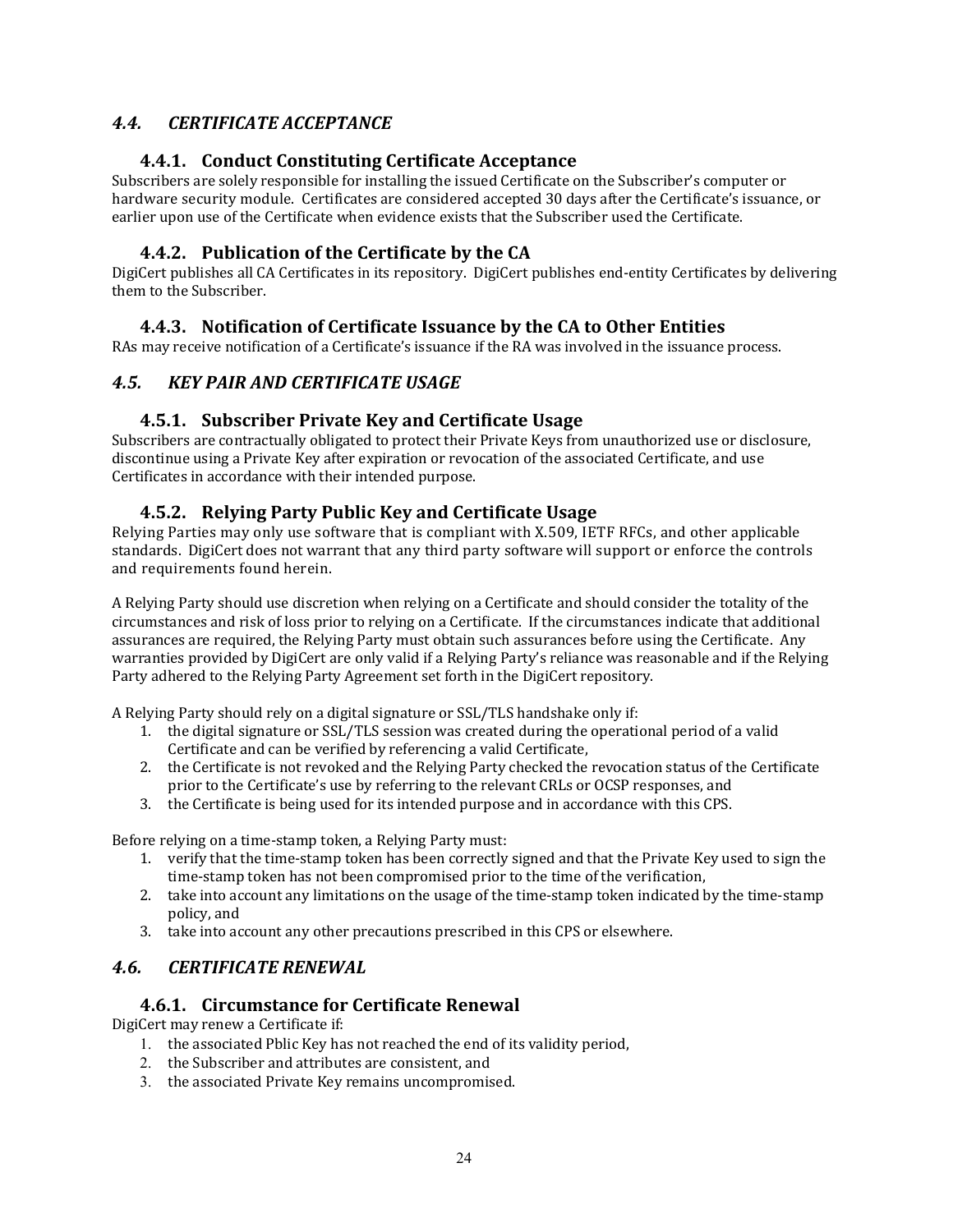## *4.4. CERTIFICATE ACCEPTANCE*

### 4.4.1. Conduct Constituting Certificate Acceptance

Subscribers are solely responsible for installing the issued Certificate on the Subscriber's computer or hardware security module. Certificates are considered accepted 30 days after the Certificate's issuance, or earlier upon use of the Certificate when evidence exists that the Subscriber used the Certificate.

### 4.4.2. Publication of the Certificate by the CA

DigiCert publishes all CA Certificates in its repository. DigiCert publishes end-entity Certificates by delivering them to the Subscriber.

### 4.4.3. Notification of Certificate Issuance by the CA to Other Entities

RAs may receive notification of a Certificate's issuance if the RA was involved in the issuance process.

## *4.5. KEY PAIR AND CERTIFICATE USAGE*

### 4.5.1. Subscriber Private Key and Certificate Usage

Subscribers are contractually obligated to protect their Private Keys from unauthorized use or disclosure, discontinue using a Private Key after expiration or revocation of the associated Certificate, and use Certificates in accordance with their intended purpose.

### 4.5.2. Relying Party Public Key and Certificate Usage

Relying Parties may only use software that is compliant with X.509, IETF RFCs, and other applicable standards. DigiCert does not warrant that any third party software will support or enforce the controls and requirements found herein.

A Relying Party should use discretion when relying on a Certificate and should consider the totality of the circumstances and risk of loss prior to relying on a Certificate. If the circumstances indicate that additional assurances are required, the Relying Party must obtain such assurances before using the Certificate. Any warranties provided by DigiCert are only valid if a Relying Party's reliance was reasonable and if the Relying Party adhered to the Relying Party Agreement set forth in the DigiCert repository.

A Relying Party should rely on a digital signature or SSL/TLS handshake only if:

1. the digital signature or SSL/TLS session was created during the operational period of a valid Certificate and can be verified by referencing a valid Certificate,
2. the Certificate is not revoked and the Relying Party checked the revocation status of the Certificate prior to the Certificate's use by referring to the relevant CRLs or OCSP responses, and
3. the Certificate is being used for its intended purpose and in accordance with this CPS.

Before relying on a time-stamp token, a Relying Party must:

1. verify that the time-stamp token has been correctly signed and that the Private Key used to sign the time-stamp token has not been compromised prior to the time of the verification,
2. take into account any limitations on the usage of the time-stamp token indicated by the time-stamp policy, and
3. take into account any other precautions prescribed in this CPS or elsewhere.

## *4.6. CERTIFICATE RENEWAL*

### 4.6.1. Circumstance for Certificate Renewal

DigiCert may renew a Certificate if:

1. the associated Pblic Key has not reached the end of its validity period,
2. the Subscriber and attributes are consistent, and
3. the associated Private Key remains uncompromised.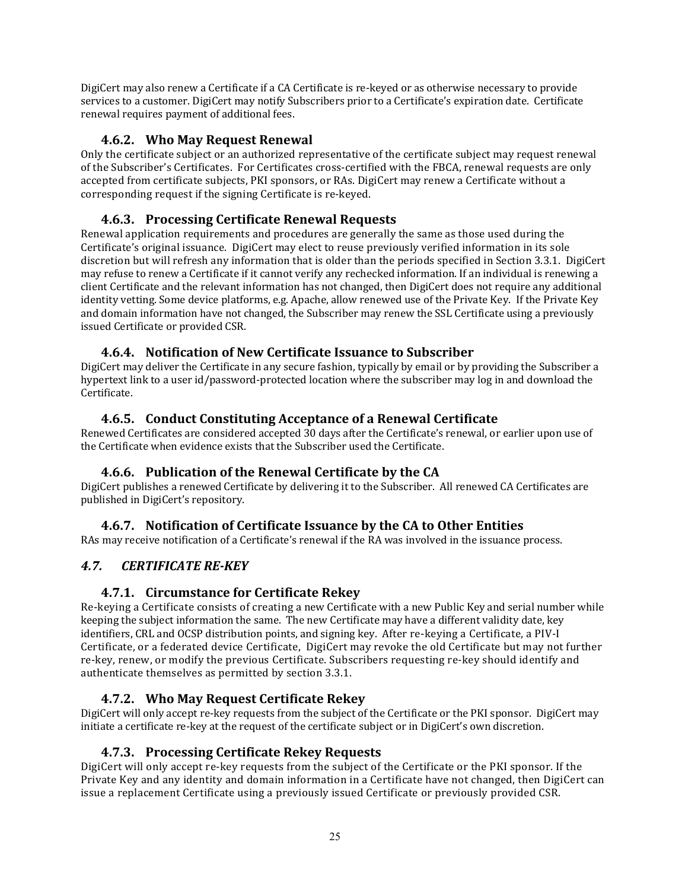DigiCert may also renew a Certificate if a CA Certificate is re-keyed or as otherwise necessary to provide services to a customer. DigiCert may notify Subscribers prior to a Certificate's expiration date. Certificate renewal requires payment of additional fees.

### 4.6.2. Who May Request Renewal

Only the certificate subject or an authorized representative of the certificate subject may request renewal of the Subscriber's Certificates. For Certificates cross-certified with the FBCA, renewal requests are only accepted from certificate subjects, PKI sponsors, or RAs. DigiCert may renew a Certificate without a corresponding request if the signing Certificate is re-keyed.

### 4.6.3. Processing Certificate Renewal Requests

Renewal application requirements and procedures are generally the same as those used during the Certificate's original issuance. DigiCert may elect to reuse previously verified information in its sole discretion but will refresh any information that is older than the periods specified in Section 3.3.1. DigiCert may refuse to renew a Certificate if it cannot verify any rechecked information. If an individual is renewing a client Certificate and the relevant information has not changed, then DigiCert does not require any additional identity vetting. Some device platforms, e.g. Apache, allow renewed use of the Private Key. If the Private Key and domain information have not changed, the Subscriber may renew the SSL Certificate using a previously issued Certificate or provided CSR.

### 4.6.4. Notification of New Certificate Issuance to Subscriber

DigiCert may deliver the Certificate in any secure fashion, typically by email or by providing the Subscriber a hypertext link to a user id/password-protected location where the subscriber may log in and download the Certificate.

### 4.6.5. Conduct Constituting Acceptance of a Renewal Certificate

Renewed Certificates are considered accepted 30 days after the Certificate's renewal, or earlier upon use of the Certificate when evidence exists that the Subscriber used the Certificate.

### 4.6.6. Publication of the Renewal Certificate by the CA

DigiCert publishes a renewed Certificate by delivering it to the Subscriber. All renewed CA Certificates are published in DigiCert's repository.

### 4.6.7. Notification of Certificate Issuance by the CA to Other Entities

RAs may receive notification of a Certificate's renewal if the RA was involved in the issuance process.

## *4.7. CERTIFICATE RE-KEY*

### 4.7.1. Circumstance for Certificate Rekey

Re-keying a Certificate consists of creating a new Certificate with a new Public Key and serial number while keeping the subject information the same. The new Certificate may have a different validity date, key identifiers, CRL and OCSP distribution points, and signing key. After re-keying a Certificate, a PIV-I Certificate, or a federated device Certificate, DigiCert may revoke the old Certificate but may not further re-key, renew, or modify the previous Certificate. Subscribers requesting re-key should identify and authenticate themselves as permitted by section 3.3.1.

### 4.7.2. Who May Request Certificate Rekey

DigiCert will only accept re-key requests from the subject of the Certificate or the PKI sponsor. DigiCert may initiate a certificate re-key at the request of the certificate subject or in DigiCert's own discretion.

### 4.7.3. Processing Certificate Rekey Requests

DigiCert will only accept re-key requests from the subject of the Certificate or the PKI sponsor. If the Private Key and any identity and domain information in a Certificate have not changed, then DigiCert can issue a replacement Certificate using a previously issued Certificate or previously provided CSR.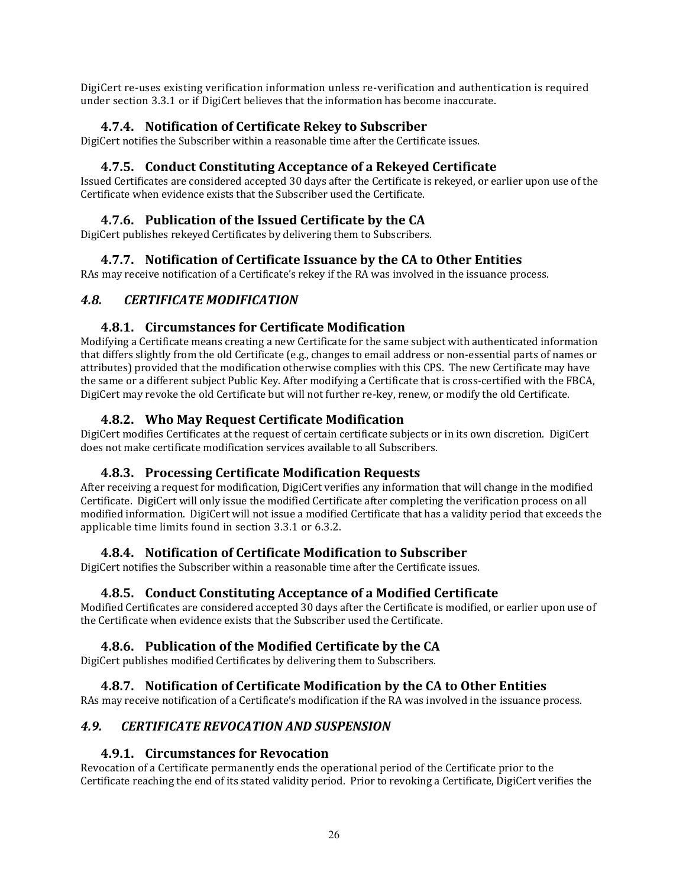DigiCert re-uses existing verification information unless re-verification and authentication is required under section 3.3.1 or if DigiCert believes that the information has become inaccurate.

### 4.7.4. Notification of Certificate Rekey to Subscriber

DigiCert notifies the Subscriber within a reasonable time after the Certificate issues.

### 4.7.5. Conduct Constituting Acceptance of a Rekeyed Certificate

Issued Certificates are considered accepted 30 days after the Certificate is rekeyed, or earlier upon use of the Certificate when evidence exists that the Subscriber used the Certificate.

### 4.7.6. Publication of the Issued Certificate by the CA

DigiCert publishes rekeyed Certificates by delivering them to Subscribers.

### 4.7.7. Notification of Certificate Issuance by the CA to Other Entities

RAs may receive notification of a Certificate's rekey if the RA was involved in the issuance process.

## *4.8. CERTIFICATE MODIFICATION*

### 4.8.1. Circumstances for Certificate Modification

Modifying a Certificate means creating a new Certificate for the same subject with authenticated information that differs slightly from the old Certificate (e.g., changes to email address or non-essential parts of names or attributes) provided that the modification otherwise complies with this CPS. The new Certificate may have the same or a different subject Public Key. After modifying a Certificate that is cross-certified with the FBCA, DigiCert may revoke the old Certificate but will not further re-key, renew, or modify the old Certificate.

### 4.8.2. Who May Request Certificate Modification

DigiCert modifies Certificates at the request of certain certificate subjects or in its own discretion. DigiCert does not make certificate modification services available to all Subscribers.

### 4.8.3. Processing Certificate Modification Requests

After receiving a request for modification, DigiCert verifies any information that will change in the modified Certificate. DigiCert will only issue the modified Certificate after completing the verification process on all modified information. DigiCert will not issue a modified Certificate that has a validity period that exceeds the applicable time limits found in section 3.3.1 or 6.3.2.

### 4.8.4. Notification of Certificate Modification to Subscriber

DigiCert notifies the Subscriber within a reasonable time after the Certificate issues.

### 4.8.5. Conduct Constituting Acceptance of a Modified Certificate

Modified Certificates are considered accepted 30 days after the Certificate is modified, or earlier upon use of the Certificate when evidence exists that the Subscriber used the Certificate.

### 4.8.6. Publication of the Modified Certificate by the CA

DigiCert publishes modified Certificates by delivering them to Subscribers.

### 4.8.7. Notification of Certificate Modification by the CA to Other Entities

RAs may receive notification of a Certificate's modification if the RA was involved in the issuance process.

## *4.9. CERTIFICATE REVOCATION AND SUSPENSION*

### 4.9.1. Circumstances for Revocation

Revocation of a Certificate permanently ends the operational period of the Certificate prior to the Certificate reaching the end of its stated validity period. Prior to revoking a Certificate, DigiCert verifies the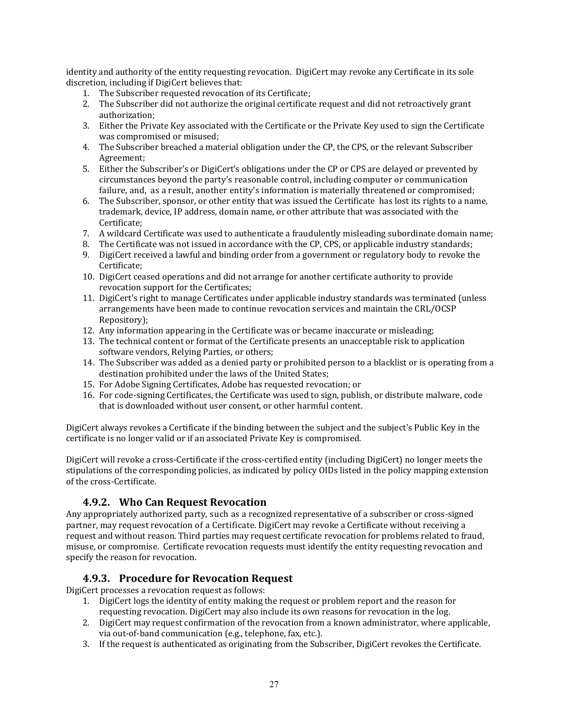identity and authority of the entity requesting revocation. DigiCert may revoke any Certificate in its sole discretion, including if DigiCert believes that:

1. The Subscriber requested revocation of its Certificate;
2. The Subscriber did not authorize the original certificate request and did not retroactively grant authorization;
3. Either the Private Key associated with the Certificate or the Private Key used to sign the Certificate was compromised or misused;
4. The Subscriber breached a material obligation under the CP, the CPS, or the relevant Subscriber Agreement;
5. Either the Subscriber's or DigiCert's obligations under the CP or CPS are delayed or prevented by circumstances beyond the party's reasonable control, including computer or communication failure, and, as a result, another entity's information is materially threatened or compromised;
6. The Subscriber, sponsor, or other entity that was issued the Certificate has lost its rights to a name, trademark, device, IP address, domain name, or other attribute that was associated with the Certificate;
7. A wildcard Certificate was used to authenticate a fraudulently misleading subordinate domain name;
8. The Certificate was not issued in accordance with the CP, CPS, or applicable industry standards;
9. DigiCert received a lawful and binding order from a government or regulatory body to revoke the Certificate;
10. DigiCert ceased operations and did not arrange for another certificate authority to provide revocation support for the Certificates;
11. DigiCert's right to manage Certificates under applicable industry standards was terminated (unless arrangements have been made to continue revocation services and maintain the CRL/OCSP Repository);
12. Any information appearing in the Certificate was or became inaccurate or misleading;
13. The technical content or format of the Certificate presents an unacceptable risk to application software vendors, Relying Parties, or others;
14. The Subscriber was added as a denied party or prohibited person to a blacklist or is operating from a destination prohibited under the laws of the United States;
15. For Adobe Signing Certificates, Adobe has requested revocation; or
16. For code-signing Certificates, the Certificate was used to sign, publish, or distribute malware, code that is downloaded without user consent, or other harmful content.

DigiCert always revokes a Certificate if the binding between the subject and the subject's Public Key in the certificate is no longer valid or if an associated Private Key is compromised.

DigiCert will revoke a cross-Certificate if the cross-certified entity (including DigiCert) no longer meets the stipulations of the corresponding policies, as indicated by policy OIDs listed in the policy mapping extension of the cross-Certificate.

### 4.9.2. Who Can Request Revocation

Any appropriately authorized party, such as a recognized representative of a subscriber or cross-signed partner, may request revocation of a Certificate. DigiCert may revoke a Certificate without receiving a request and without reason. Third parties may request certificate revocation for problems related to fraud, misuse, or compromise. Certificate revocation requests must identify the entity requesting revocation and specify the reason for revocation.

### 4.9.3. Procedure for Revocation Request

DigiCert processes a revocation request as follows:

1. DigiCert logs the identity of entity making the request or problem report and the reason for requesting revocation. DigiCert may also include its own reasons for revocation in the log.
2. DigiCert may request confirmation of the revocation from a known administrator, where applicable, via out-of-band communication (e.g., telephone, fax, etc.).
3. If the request is authenticated as originating from the Subscriber, DigiCert revokes the Certificate.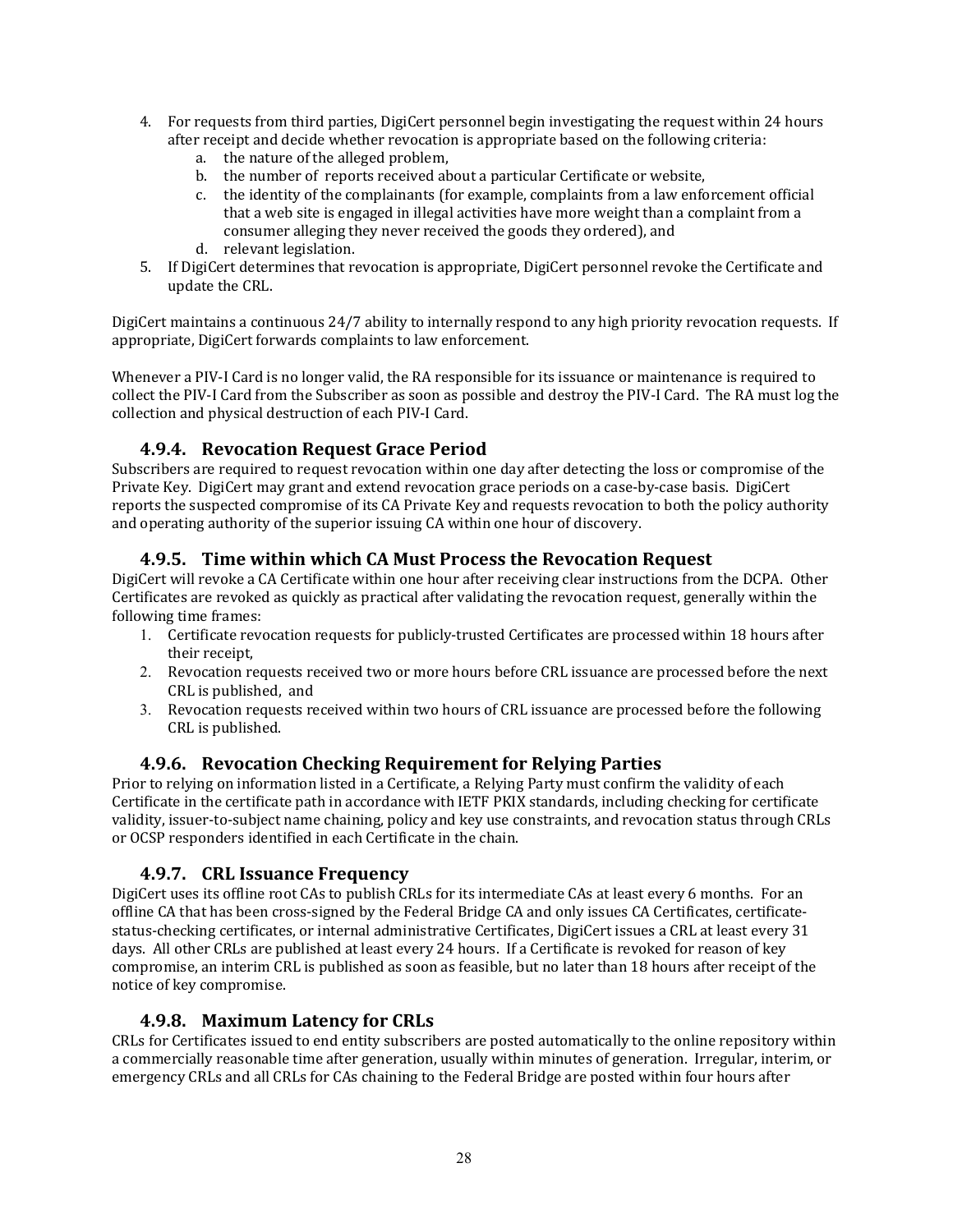4. For requests from third parties, DigiCert personnel begin investigating the request within 24 hours after receipt and decide whether revocation is appropriate based on the following criteria:
    a. the nature of the alleged problem,
    b. the number of reports received about a particular Certificate or website,
    c. the identity of the complainants (for example, complaints from a law enforcement official that a web site is engaged in illegal activities have more weight than a complaint from a consumer alleging they never received the goods they ordered), and
    d. relevant legislation.
5. If DigiCert determines that revocation is appropriate, DigiCert personnel revoke the Certificate and update the CRL.

DigiCert maintains a continuous 24/7 ability to internally respond to any high priority revocation requests. If appropriate, DigiCert forwards complaints to law enforcement.

Whenever a PIV-I Card is no longer valid, the RA responsible for its issuance or maintenance is required to collect the PIV-I Card from the Subscriber as soon as possible and destroy the PIV-I Card. The RA must log the collection and physical destruction of each PIV-I Card.

### 4.9.4. Revocation Request Grace Period

Subscribers are required to request revocation within one day after detecting the loss or compromise of the Private Key. DigiCert may grant and extend revocation grace periods on a case-by-case basis. DigiCert reports the suspected compromise of its CA Private Key and requests revocation to both the policy authority and operating authority of the superior issuing CA within one hour of discovery.

### 4.9.5. Time within which CA Must Process the Revocation Request

DigiCert will revoke a CA Certificate within one hour after receiving clear instructions from the DCPA. Other Certificates are revoked as quickly as practical after validating the revocation request, generally within the following time frames:

1. Certificate revocation requests for publicly-trusted Certificates are processed within 18 hours after their receipt,
2. Revocation requests received two or more hours before CRL issuance are processed before the next CRL is published, and
3. Revocation requests received within two hours of CRL issuance are processed before the following CRL is published.

### 4.9.6. Revocation Checking Requirement for Relying Parties

Prior to relying on information listed in a Certificate, a Relying Party must confirm the validity of each Certificate in the certificate path in accordance with IETF PKIX standards, including checking for certificate validity, issuer-to-subject name chaining, policy and key use constraints, and revocation status through CRLs or OCSP responders identified in each Certificate in the chain.

### 4.9.7. CRL Issuance Frequency

DigiCert uses its offline root CAs to publish CRLs for its intermediate CAs at least every 6 months. For an offline CA that has been cross-signed by the Federal Bridge CA and only issues CA Certificates, certificate-status-checking certificates, or internal administrative Certificates, DigiCert issues a CRL at least every 31 days. All other CRLs are published at least every 24 hours. If a Certificate is revoked for reason of key compromise, an interim CRL is published as soon as feasible, but no later than 18 hours after receipt of the notice of key compromise.

### 4.9.8. Maximum Latency for CRLs

CRLs for Certificates issued to end entity subscribers are posted automatically to the online repository within a commercially reasonable time after generation, usually within minutes of generation. Irregular, interim, or emergency CRLs and all CRLs for CAs chaining to the Federal Bridge are posted within four hours after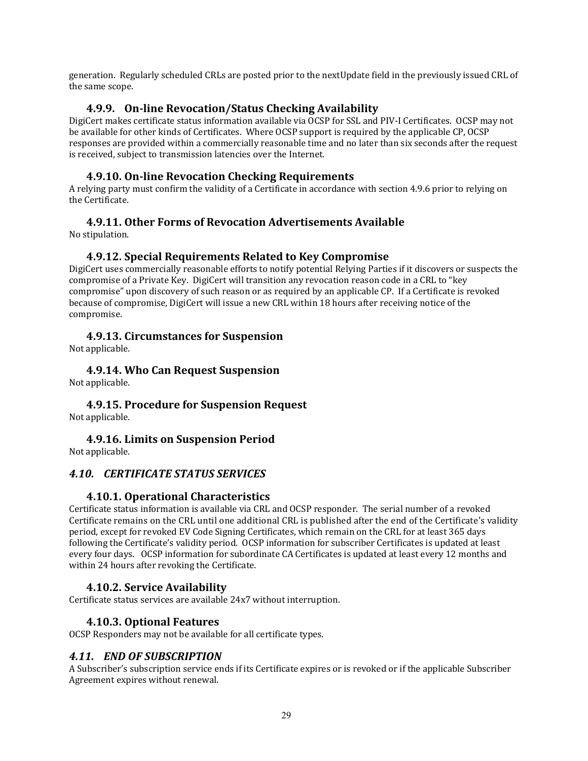generation. Regularly scheduled CRLs are posted prior to the nextUpdate field in the previously issued CRL of the same scope.

### 4.9.9. On-line Revocation/Status Checking Availability

DigiCert makes certificate status information available via OCSP for SSL and PIV-I Certificates. OCSP may not be available for other kinds of Certificates. Where OCSP support is required by the applicable CP, OCSP responses are provided within a commercially reasonable time and no later than six seconds after the request is received, subject to transmission latencies over the Internet.

### 4.9.10. On-line Revocation Checking Requirements

A relying party must confirm the validity of a Certificate in accordance with section 4.9.6 prior to relying on the Certificate.

### 4.9.11. Other Forms of Revocation Advertisements Available

No stipulation.

### 4.9.12. Special Requirements Related to Key Compromise

DigiCert uses commercially reasonable efforts to notify potential Relying Parties if it discovers or suspects the compromise of a Private Key. DigiCert will transition any revocation reason code in a CRL to "key compromise" upon discovery of such reason or as required by an applicable CP. If a Certificate is revoked because of compromise, DigiCert will issue a new CRL within 18 hours after receiving notice of the compromise.

### 4.9.13. Circumstances for Suspension

Not applicable.

### 4.9.14. Who Can Request Suspension

Not applicable.

### 4.9.15. Procedure for Suspension Request

Not applicable.

### 4.9.16. Limits on Suspension Period

Not applicable.

## *4.10. CERTIFICATE STATUS SERVICES*

### 4.10.1. Operational Characteristics

Certificate status information is available via CRL and OCSP responder. The serial number of a revoked Certificate remains on the CRL until one additional CRL is published after the end of the Certificate's validity period, except for revoked EV Code Signing Certificates, which remain on the CRL for at least 365 days following the Certificate's validity period. OCSP information for subscriber Certificates is updated at least every four days. OCSP information for subordinate CA Certificates is updated at least every 12 months and within 24 hours after revoking the Certificate.

### 4.10.2. Service Availability

Certificate status services are available 24x7 without interruption.

### 4.10.3. Optional Features

OCSP Responders may not be available for all certificate types.

## *4.11. END OF SUBSCRIPTION*

A Subscriber's subscription service ends if its Certificate expires or is revoked or if the applicable Subscriber Agreement expires without renewal.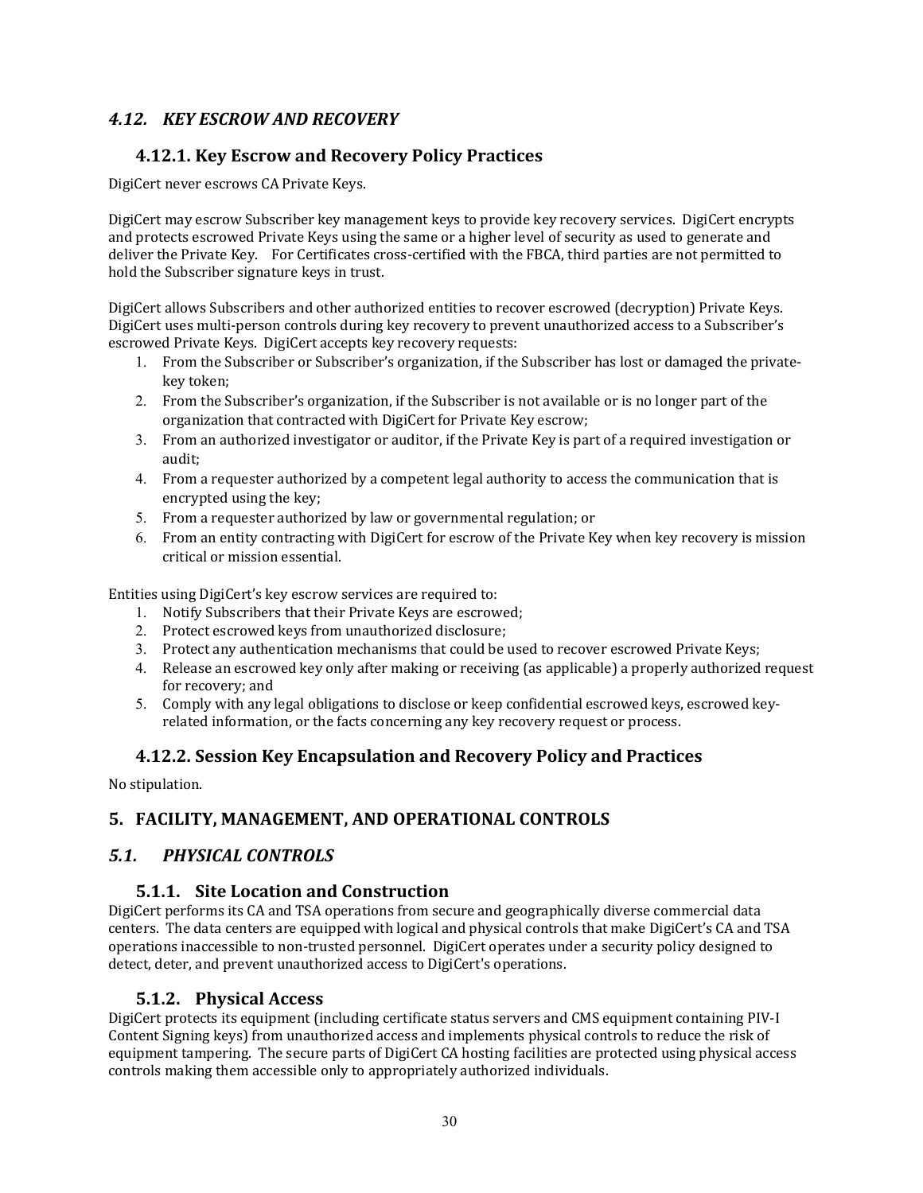### *4.12. KEY ESCROW AND RECOVERY*

#### 4.12.1. Key Escrow and Recovery Policy Practices

DigiCert never escrows CA Private Keys.

DigiCert may escrow Subscriber key management keys to provide key recovery services. DigiCert encrypts and protects escrowed Private Keys using the same or a higher level of security as used to generate and deliver the Private Key. For Certificates cross-certified with the FBCA, third parties are not permitted to hold the Subscriber signature keys in trust.

DigiCert allows Subscribers and other authorized entities to recover escrowed (decryption) Private Keys. DigiCert uses multi-person controls during key recovery to prevent unauthorized access to a Subscriber's escrowed Private Keys. DigiCert accepts key recovery requests:

1. From the Subscriber or Subscriber's organization, if the Subscriber has lost or damaged the private-key token;
2. From the Subscriber's organization, if the Subscriber is not available or is no longer part of the organization that contracted with DigiCert for Private Key escrow;
3. From an authorized investigator or auditor, if the Private Key is part of a required investigation or audit;
4. From a requester authorized by a competent legal authority to access the communication that is encrypted using the key;
5. From a requester authorized by law or governmental regulation; or
6. From an entity contracting with DigiCert for escrow of the Private Key when key recovery is mission critical or mission essential.

Entities using DigiCert's key escrow services are required to:

1. Notify Subscribers that their Private Keys are escrowed;
2. Protect escrowed keys from unauthorized disclosure;
3. Protect any authentication mechanisms that could be used to recover escrowed Private Keys;
4. Release an escrowed key only after making or receiving (as applicable) a properly authorized request for recovery; and
5. Comply with any legal obligations to disclose or keep confidential escrowed keys, escrowed key-related information, or the facts concerning any key recovery request or process.

#### 4.12.2. Session Key Encapsulation and Recovery Policy and Practices

No stipulation.

## 5. FACILITY, MANAGEMENT, AND OPERATIONAL CONTROLS

### *5.1. PHYSICAL CONTROLS*

#### 5.1.1. Site Location and Construction

DigiCert performs its CA and TSA operations from secure and geographically diverse commercial data centers. The data centers are equipped with logical and physical controls that make DigiCert's CA and TSA operations inaccessible to non-trusted personnel. DigiCert operates under a security policy designed to detect, deter, and prevent unauthorized access to DigiCert's operations.

#### 5.1.2. Physical Access

DigiCert protects its equipment (including certificate status servers and CMS equipment containing PIV-I Content Signing keys) from unauthorized access and implements physical controls to reduce the risk of equipment tampering. The secure parts of DigiCert CA hosting facilities are protected using physical access controls making them accessible only to appropriately authorized individuals.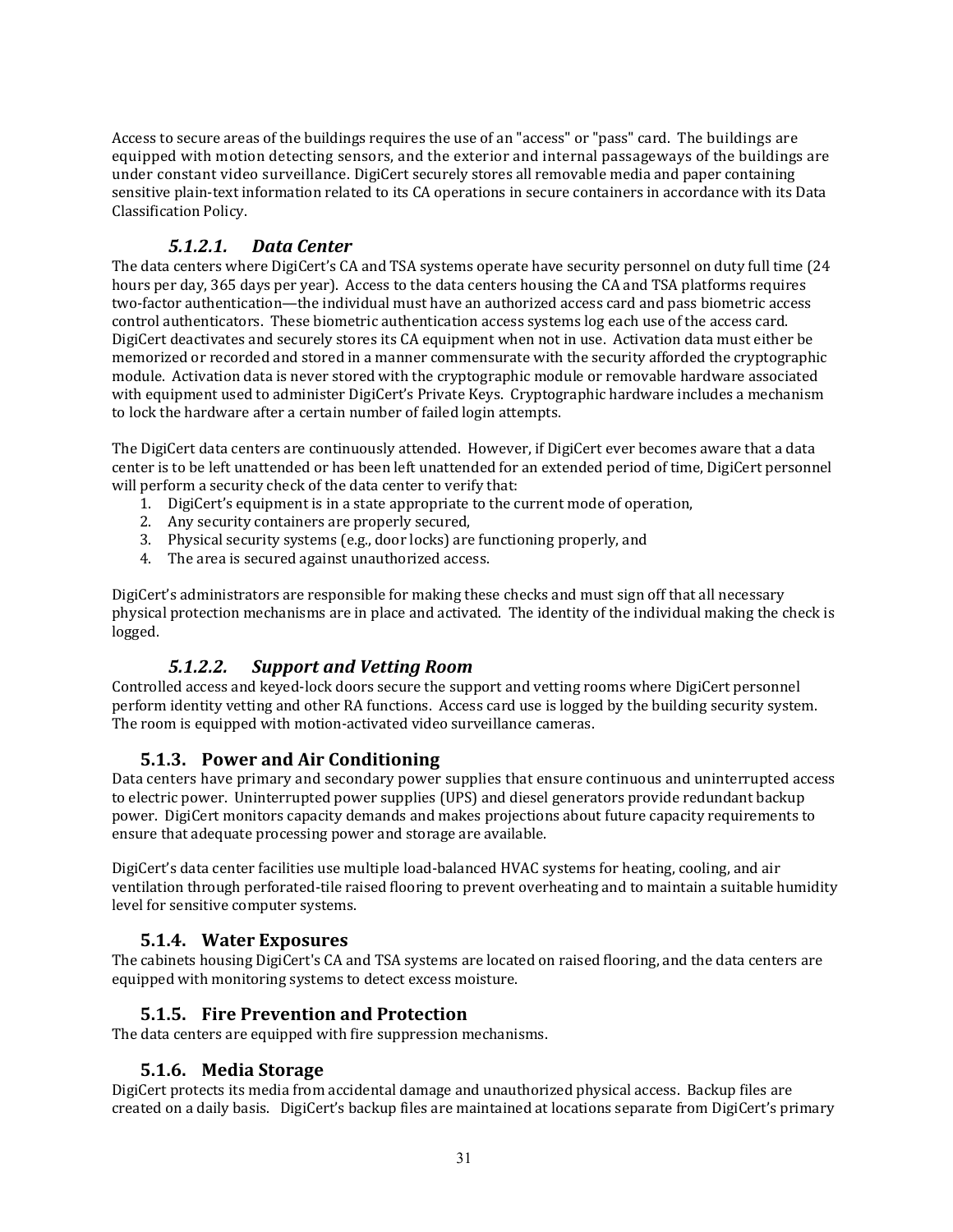Access to secure areas of the buildings requires the use of an "access" or "pass" card. The buildings are equipped with motion detecting sensors, and the exterior and internal passageways of the buildings are under constant video surveillance. DigiCert securely stores all removable media and paper containing sensitive plain-text information related to its CA operations in secure containers in accordance with its Data Classification Policy.

#### *5.1.2.1. Data Center*

The data centers where DigiCert's CA and TSA systems operate have security personnel on duty full time (24 hours per day, 365 days per year). Access to the data centers housing the CA and TSA platforms requires two-factor authentication—the individual must have an authorized access card and pass biometric access control authenticators. These biometric authentication access systems log each use of the access card. DigiCert deactivates and securely stores its CA equipment when not in use. Activation data must either be memorized or recorded and stored in a manner commensurate with the security afforded the cryptographic module. Activation data is never stored with the cryptographic module or removable hardware associated with equipment used to administer DigiCert's Private Keys. Cryptographic hardware includes a mechanism to lock the hardware after a certain number of failed login attempts.

The DigiCert data centers are continuously attended. However, if DigiCert ever becomes aware that a data center is to be left unattended or has been left unattended for an extended period of time, DigiCert personnel will perform a security check of the data center to verify that:

1. DigiCert's equipment is in a state appropriate to the current mode of operation,
2. Any security containers are properly secured,
3. Physical security systems (e.g., door locks) are functioning properly, and
4. The area is secured against unauthorized access.

DigiCert's administrators are responsible for making these checks and must sign off that all necessary physical protection mechanisms are in place and activated. The identity of the individual making the check is logged.

#### *5.1.2.2. Support and Vetting Room*

Controlled access and keyed-lock doors secure the support and vetting rooms where DigiCert personnel perform identity vetting and other RA functions. Access card use is logged by the building security system. The room is equipped with motion-activated video surveillance cameras.

### 5.1.3. Power and Air Conditioning

Data centers have primary and secondary power supplies that ensure continuous and uninterrupted access to electric power. Uninterrupted power supplies (UPS) and diesel generators provide redundant backup power. DigiCert monitors capacity demands and makes projections about future capacity requirements to ensure that adequate processing power and storage are available.

DigiCert's data center facilities use multiple load-balanced HVAC systems for heating, cooling, and air ventilation through perforated-tile raised flooring to prevent overheating and to maintain a suitable humidity level for sensitive computer systems.

### 5.1.4. Water Exposures

The cabinets housing DigiCert's CA and TSA systems are located on raised flooring, and the data centers are equipped with monitoring systems to detect excess moisture.

### 5.1.5. Fire Prevention and Protection

The data centers are equipped with fire suppression mechanisms.

### 5.1.6. Media Storage

DigiCert protects its media from accidental damage and unauthorized physical access. Backup files are created on a daily basis. DigiCert's backup files are maintained at locations separate from DigiCert's primary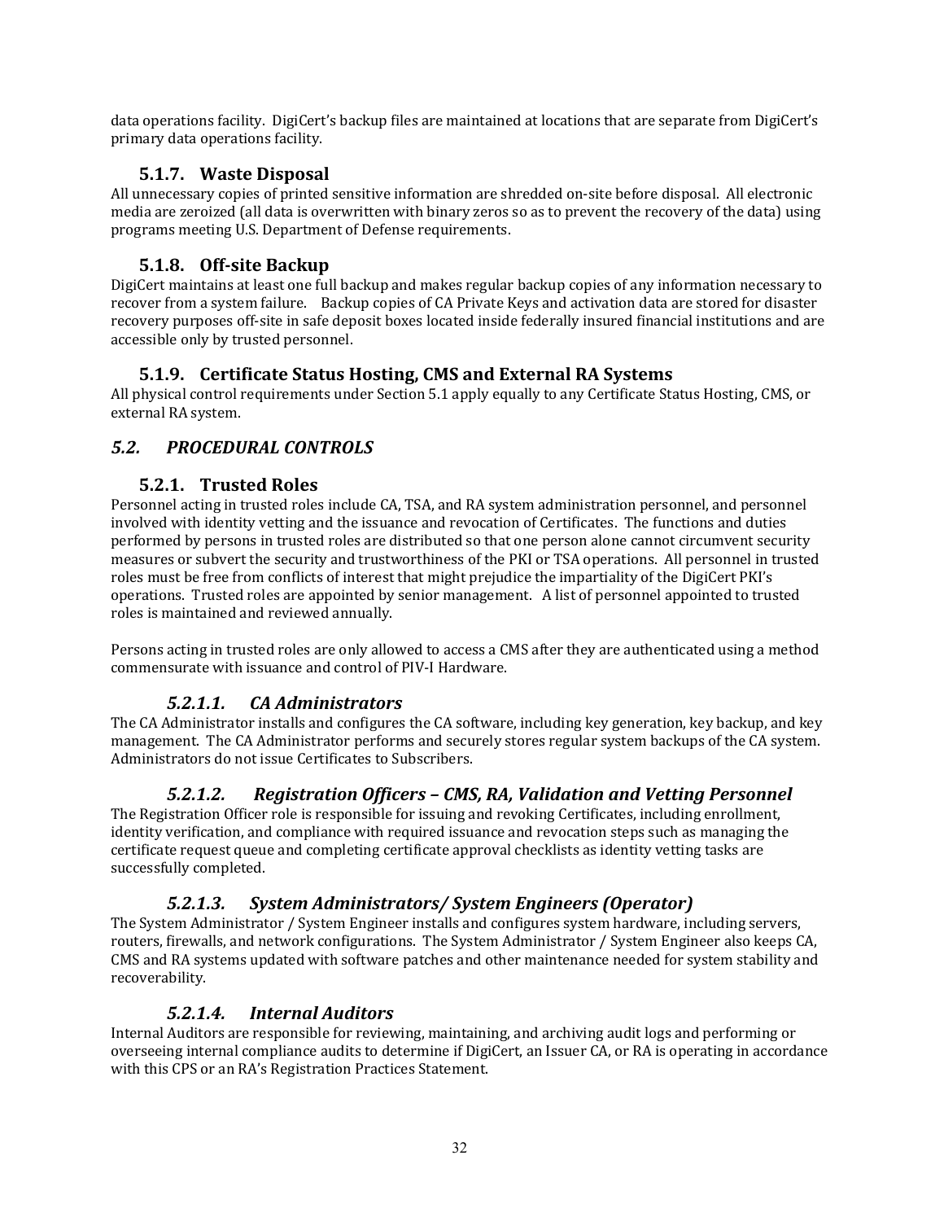data operations facility. DigiCert's backup files are maintained at locations that are separate from DigiCert's primary data operations facility.

### 5.1.7. Waste Disposal

All unnecessary copies of printed sensitive information are shredded on-site before disposal. All electronic media are zeroized (all data is overwritten with binary zeros so as to prevent the recovery of the data) using programs meeting U.S. Department of Defense requirements.

### 5.1.8. Off-site Backup

DigiCert maintains at least one full backup and makes regular backup copies of any information necessary to recover from a system failure. Backup copies of CA Private Keys and activation data are stored for disaster recovery purposes off-site in safe deposit boxes located inside federally insured financial institutions and are accessible only by trusted personnel.

### 5.1.9. Certificate Status Hosting, CMS and External RA Systems

All physical control requirements under Section 5.1 apply equally to any Certificate Status Hosting, CMS, or external RA system.

## *5.2. PROCEDURAL CONTROLS*

### 5.2.1. Trusted Roles

Personnel acting in trusted roles include CA, TSA, and RA system administration personnel, and personnel involved with identity vetting and the issuance and revocation of Certificates. The functions and duties performed by persons in trusted roles are distributed so that one person alone cannot circumvent security measures or subvert the security and trustworthiness of the PKI or TSA operations. All personnel in trusted roles must be free from conflicts of interest that might prejudice the impartiality of the DigiCert PKI's operations. Trusted roles are appointed by senior management. A list of personnel appointed to trusted roles is maintained and reviewed annually.

Persons acting in trusted roles are only allowed to access a CMS after they are authenticated using a method commensurate with issuance and control of PIV-I Hardware.

#### *5.2.1.1. CA Administrators*

The CA Administrator installs and configures the CA software, including key generation, key backup, and key management. The CA Administrator performs and securely stores regular system backups of the CA system. Administrators do not issue Certificates to Subscribers.

#### *5.2.1.2. Registration Officers – CMS, RA, Validation and Vetting Personnel*

The Registration Officer role is responsible for issuing and revoking Certificates, including enrollment, identity verification, and compliance with required issuance and revocation steps such as managing the certificate request queue and completing certificate approval checklists as identity vetting tasks are successfully completed.

#### *5.2.1.3. System Administrators/ System Engineers (Operator)*

The System Administrator / System Engineer installs and configures system hardware, including servers, routers, firewalls, and network configurations. The System Administrator / System Engineer also keeps CA, CMS and RA systems updated with software patches and other maintenance needed for system stability and recoverability.

#### *5.2.1.4. Internal Auditors*

Internal Auditors are responsible for reviewing, maintaining, and archiving audit logs and performing or overseeing internal compliance audits to determine if DigiCert, an Issuer CA, or RA is operating in accordance with this CPS or an RA's Registration Practices Statement.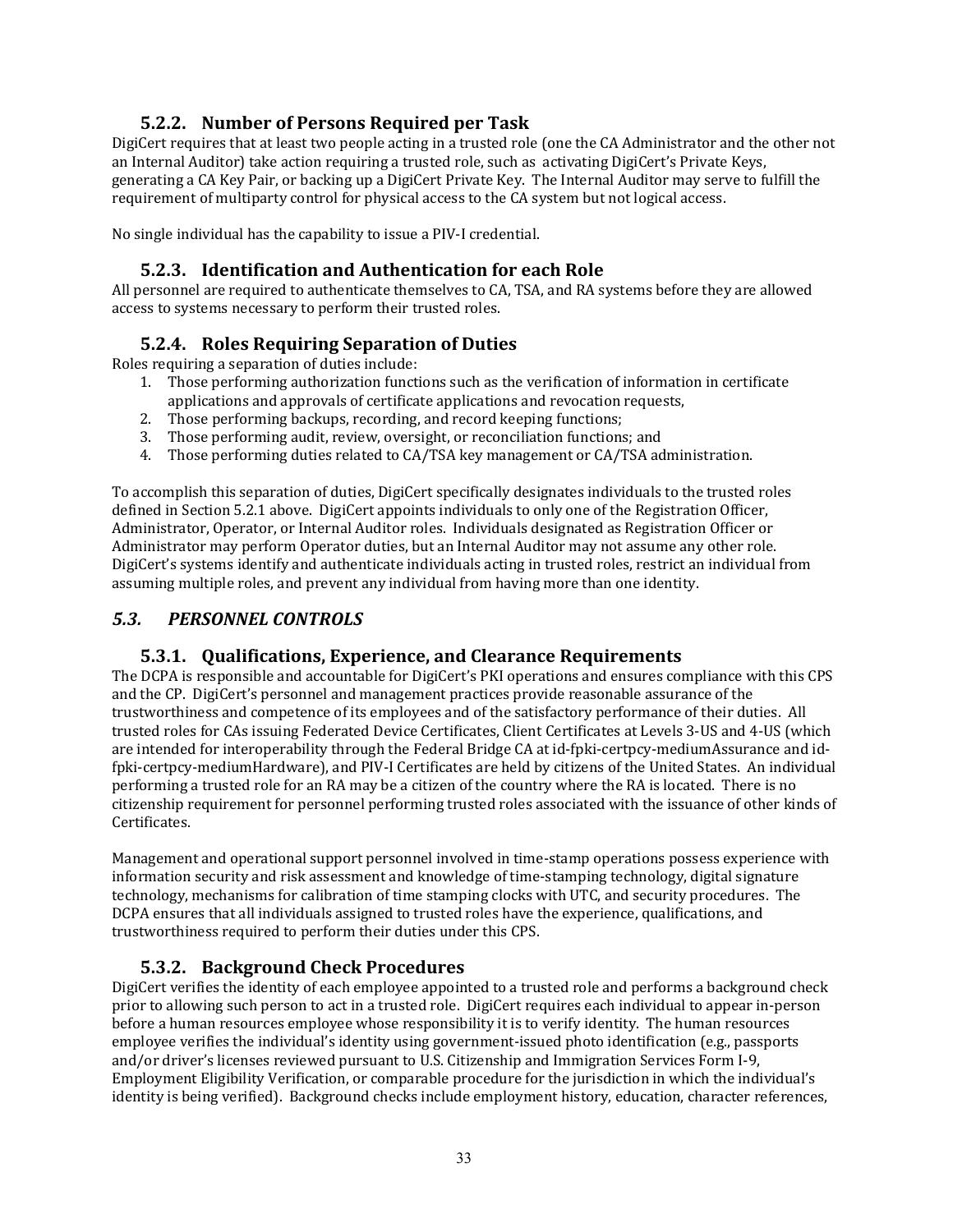### 5.2.2. Number of Persons Required per Task

DigiCert requires that at least two people acting in a trusted role (one the CA Administrator and the other not an Internal Auditor) take action requiring a trusted role, such as activating DigiCert's Private Keys, generating a CA Key Pair, or backing up a DigiCert Private Key. The Internal Auditor may serve to fulfill the requirement of multiparty control for physical access to the CA system but not logical access.

No single individual has the capability to issue a PIV-I credential.

### 5.2.3. Identification and Authentication for each Role

All personnel are required to authenticate themselves to CA, TSA, and RA systems before they are allowed access to systems necessary to perform their trusted roles.

### 5.2.4. Roles Requiring Separation of Duties

Roles requiring a separation of duties include:

1. Those performing authorization functions such as the verification of information in certificate applications and approvals of certificate applications and revocation requests,
2. Those performing backups, recording, and record keeping functions;
3. Those performing audit, review, oversight, or reconciliation functions; and
4. Those performing duties related to CA/TSA key management or CA/TSA administration.

To accomplish this separation of duties, DigiCert specifically designates individuals to the trusted roles defined in Section 5.2.1 above. DigiCert appoints individuals to only one of the Registration Officer, Administrator, Operator, or Internal Auditor roles. Individuals designated as Registration Officer or Administrator may perform Operator duties, but an Internal Auditor may not assume any other role. DigiCert's systems identify and authenticate individuals acting in trusted roles, restrict an individual from assuming multiple roles, and prevent any individual from having more than one identity.

## *5.3. PERSONNEL CONTROLS*

### 5.3.1. Qualifications, Experience, and Clearance Requirements

The DCPA is responsible and accountable for DigiCert's PKI operations and ensures compliance with this CPS and the CP. DigiCert's personnel and management practices provide reasonable assurance of the trustworthiness and competence of its employees and of the satisfactory performance of their duties. All trusted roles for CAs issuing Federated Device Certificates, Client Certificates at Levels 3-US and 4-US (which are intended for interoperability through the Federal Bridge CA at id-fpki-certpcy-mediumAssurance and id-fpki-certpcy-mediumHardware), and PIV-I Certificates are held by citizens of the United States. An individual performing a trusted role for an RA may be a citizen of the country where the RA is located. There is no citizenship requirement for personnel performing trusted roles associated with the issuance of other kinds of Certificates.

Management and operational support personnel involved in time-stamp operations possess experience with information security and risk assessment and knowledge of time-stamping technology, digital signature technology, mechanisms for calibration of time stamping clocks with UTC, and security procedures. The DCPA ensures that all individuals assigned to trusted roles have the experience, qualifications, and trustworthiness required to perform their duties under this CPS.

### 5.3.2. Background Check Procedures

DigiCert verifies the identity of each employee appointed to a trusted role and performs a background check prior to allowing such person to act in a trusted role. DigiCert requires each individual to appear in-person before a human resources employee whose responsibility it is to verify identity. The human resources employee verifies the individual's identity using government-issued photo identification (e.g., passports and/or driver's licenses reviewed pursuant to U.S. Citizenship and Immigration Services Form I-9, Employment Eligibility Verification, or comparable procedure for the jurisdiction in which the individual's identity is being verified). Background checks include employment history, education, character references,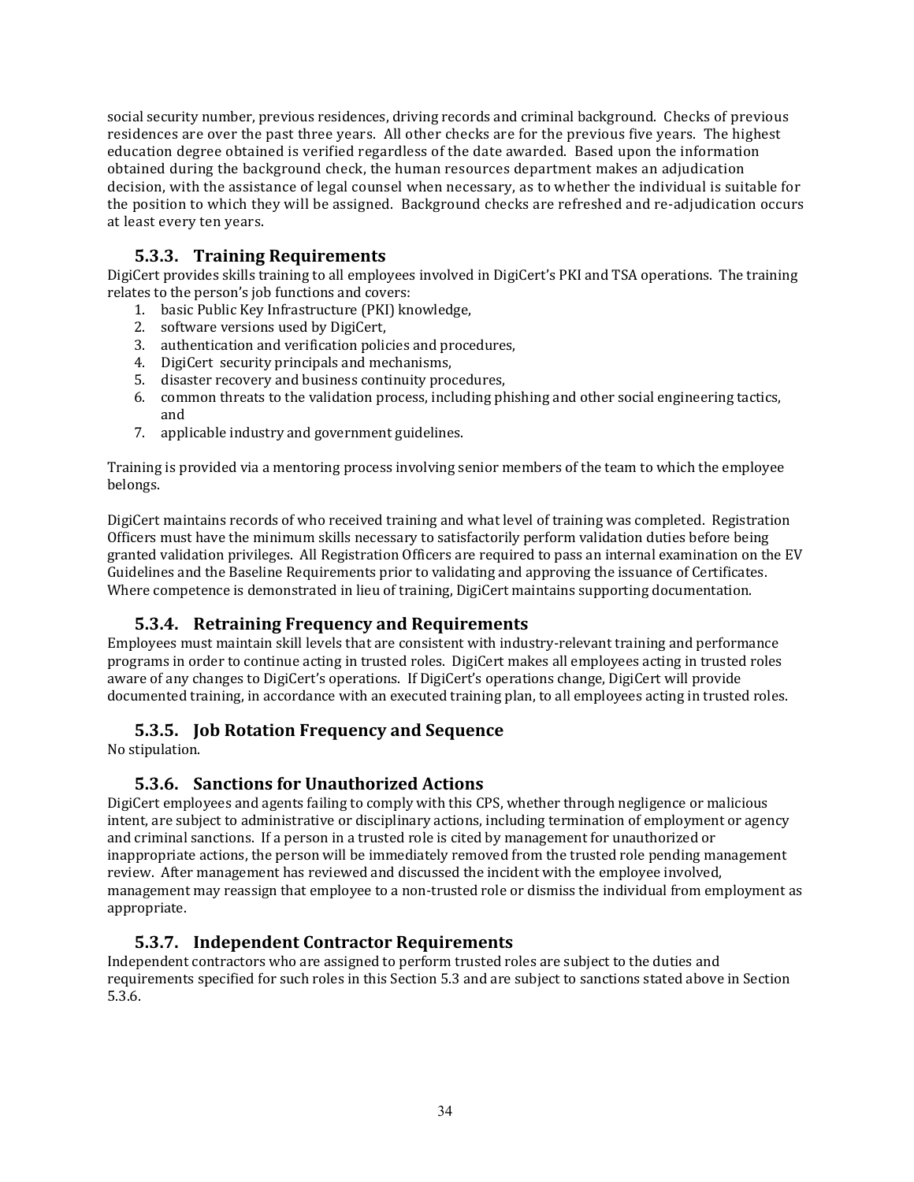social security number, previous residences, driving records and criminal background. Checks of previous residences are over the past three years. All other checks are for the previous five years. The highest education degree obtained is verified regardless of the date awarded. Based upon the information obtained during the background check, the human resources department makes an adjudication decision, with the assistance of legal counsel when necessary, as to whether the individual is suitable for the position to which they will be assigned. Background checks are refreshed and re-adjudication occurs at least every ten years.

### 5.3.3. Training Requirements

DigiCert provides skills training to all employees involved in DigiCert's PKI and TSA operations. The training relates to the person's job functions and covers:

1. basic Public Key Infrastructure (PKI) knowledge,
2. software versions used by DigiCert,
3. authentication and verification policies and procedures,
4. DigiCert security principals and mechanisms,
5. disaster recovery and business continuity procedures,
6. common threats to the validation process, including phishing and other social engineering tactics, and
7. applicable industry and government guidelines.

Training is provided via a mentoring process involving senior members of the team to which the employee belongs.

DigiCert maintains records of who received training and what level of training was completed. Registration Officers must have the minimum skills necessary to satisfactorily perform validation duties before being granted validation privileges. All Registration Officers are required to pass an internal examination on the EV Guidelines and the Baseline Requirements prior to validating and approving the issuance of Certificates. Where competence is demonstrated in lieu of training, DigiCert maintains supporting documentation.

### 5.3.4. Retraining Frequency and Requirements

Employees must maintain skill levels that are consistent with industry-relevant training and performance programs in order to continue acting in trusted roles. DigiCert makes all employees acting in trusted roles aware of any changes to DigiCert's operations. If DigiCert's operations change, DigiCert will provide documented training, in accordance with an executed training plan, to all employees acting in trusted roles.

### 5.3.5. Job Rotation Frequency and Sequence

No stipulation.

### 5.3.6. Sanctions for Unauthorized Actions

DigiCert employees and agents failing to comply with this CPS, whether through negligence or malicious intent, are subject to administrative or disciplinary actions, including termination of employment or agency and criminal sanctions. If a person in a trusted role is cited by management for unauthorized or inappropriate actions, the person will be immediately removed from the trusted role pending management review. After management has reviewed and discussed the incident with the employee involved, management may reassign that employee to a non-trusted role or dismiss the individual from employment as appropriate.

### 5.3.7. Independent Contractor Requirements

Independent contractors who are assigned to perform trusted roles are subject to the duties and requirements specified for such roles in this Section 5.3 and are subject to sanctions stated above in Section 5.3.6.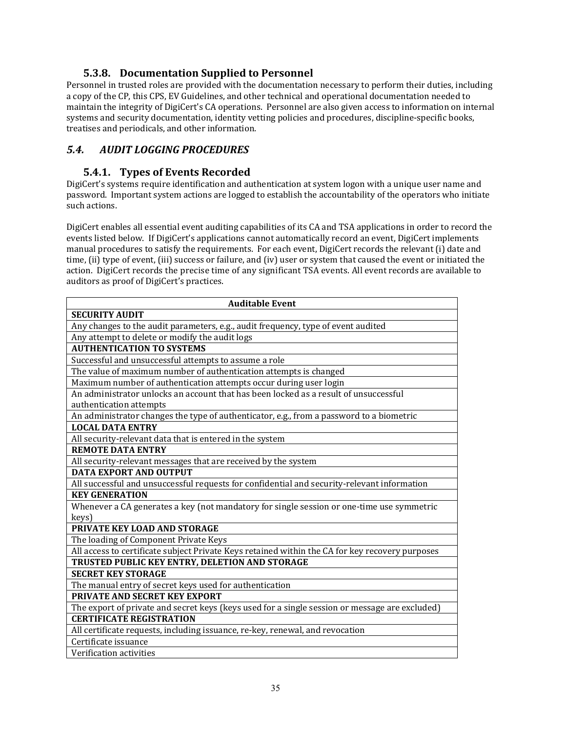### 5.3.8. Documentation Supplied to Personnel

Personnel in trusted roles are provided with the documentation necessary to perform their duties, including a copy of the CP, this CPS, EV Guidelines, and other technical and operational documentation needed to maintain the integrity of DigiCert's CA operations. Personnel are also given access to information on internal systems and security documentation, identity vetting policies and procedures, discipline-specific books, treatises and periodicals, and other information.

## *5.4. AUDIT LOGGING PROCEDURES*

### 5.4.1. Types of Events Recorded

DigiCert's systems require identification and authentication at system logon with a unique user name and password. Important system actions are logged to establish the accountability of the operators who initiate such actions.

DigiCert enables all essential event auditing capabilities of its CA and TSA applications in order to record the events listed below. If DigiCert's applications cannot automatically record an event, DigiCert implements manual procedures to satisfy the requirements. For each event, DigiCert records the relevant (i) date and time, (ii) type of event, (iii) success or failure, and (iv) user or system that caused the event or initiated the action. DigiCert records the precise time of any significant TSA events. All event records are available to auditors as proof of DigiCert's practices.

| Auditable Event |
|---|
| **SECURITY AUDIT** |
| Any changes to the audit parameters, e.g., audit frequency, type of event audited |
| Any attempt to delete or modify the audit logs |
| **AUTHENTICATION TO SYSTEMS** |
| Successful and unsuccessful attempts to assume a role |
| The value of maximum number of authentication attempts is changed |
| Maximum number of authentication attempts occur during user login |
| An administrator unlocks an account that has been locked as a result of unsuccessful authentication attempts |
| An administrator changes the type of authenticator, e.g., from a password to a biometric |
| **LOCAL DATA ENTRY** |
| All security-relevant data that is entered in the system |
| **REMOTE DATA ENTRY** |
| All security-relevant messages that are received by the system |
| **DATA EXPORT AND OUTPUT** |
| All successful and unsuccessful requests for confidential and security-relevant information |
| **KEY GENERATION** |
| Whenever a CA generates a key (not mandatory for single session or one-time use symmetric keys) |
| **PRIVATE KEY LOAD AND STORAGE** |
| The loading of Component Private Keys |
| All access to certificate subject Private Keys retained within the CA for key recovery purposes |
| **TRUSTED PUBLIC KEY ENTRY, DELETION AND STORAGE** |
| **SECRET KEY STORAGE** |
| The manual entry of secret keys used for authentication |
| **PRIVATE AND SECRET KEY EXPORT** |
| The export of private and secret keys (keys used for a single session or message are excluded) |
| **CERTIFICATE REGISTRATION** |
| All certificate requests, including issuance, re-key, renewal, and revocation |
| Certificate issuance |
| Verification activities |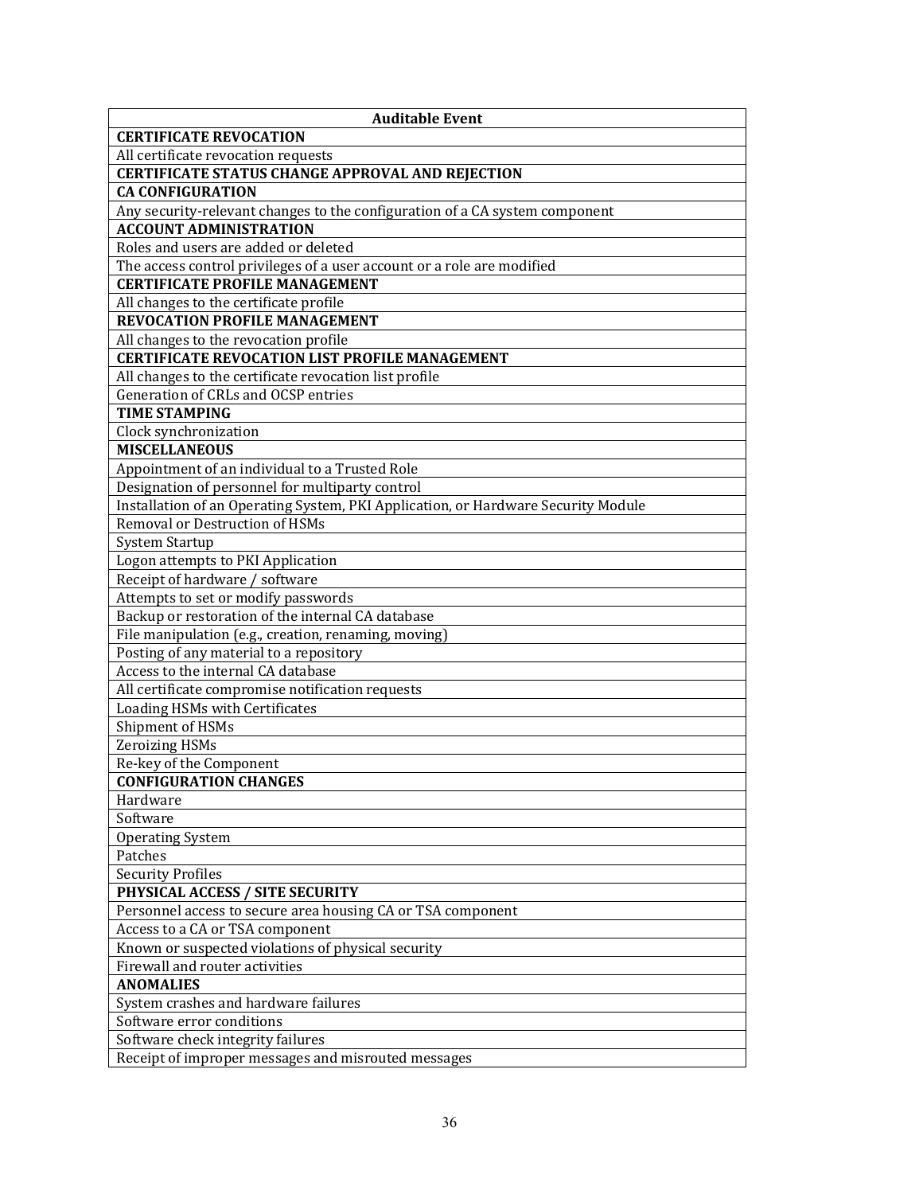| Auditable Event |
|---|
| **CERTIFICATE REVOCATION** |
| All certificate revocation requests |
| **CERTIFICATE STATUS CHANGE APPROVAL AND REJECTION** |
| **CA CONFIGURATION** |
| Any security-relevant changes to the configuration of a CA system component |
| **ACCOUNT ADMINISTRATION** |
| Roles and users are added or deleted |
| The access control privileges of a user account or a role are modified |
| **CERTIFICATE PROFILE MANAGEMENT** |
| All changes to the certificate profile |
| **REVOCATION PROFILE MANAGEMENT** |
| All changes to the revocation profile |
| **CERTIFICATE REVOCATION LIST PROFILE MANAGEMENT** |
| All changes to the certificate revocation list profile |
| Generation of CRLs and OCSP entries |
| **TIME STAMPING** |
| Clock synchronization |
| **MISCELLANEOUS** |
| Appointment of an individual to a Trusted Role |
| Designation of personnel for multiparty control |
| Installation of an Operating System, PKI Application, or Hardware Security Module |
| Removal or Destruction of HSMs |
| System Startup |
| Logon attempts to PKI Application |
| Receipt of hardware / software |
| Attempts to set or modify passwords |
| Backup or restoration of the internal CA database |
| File manipulation (e.g., creation, renaming, moving) |
| Posting of any material to a repository |
| Access to the internal CA database |
| All certificate compromise notification requests |
| Loading HSMs with Certificates |
| Shipment of HSMs |
| Zeroizing HSMs |
| Re-key of the Component |
| **CONFIGURATION CHANGES** |
| Hardware |
| Software |
| Operating System |
| Patches |
| Security Profiles |
| **PHYSICAL ACCESS / SITE SECURITY** |
| Personnel access to secure area housing CA or TSA component |
| Access to a CA or TSA component |
| Known or suspected violations of physical security |
| Firewall and router activities |
| **ANOMALIES** |
| System crashes and hardware failures |
| Software error conditions |
| Software check integrity failures |
| Receipt of improper messages and misrouted messages |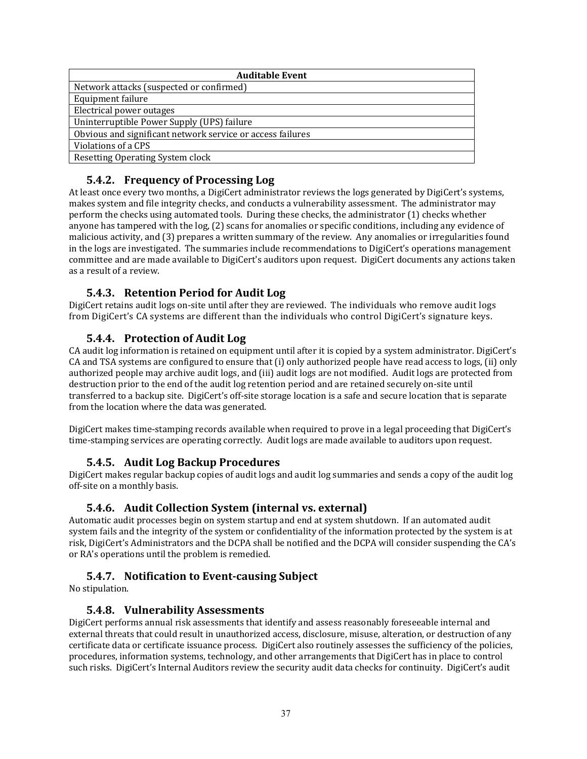| Auditable Event |
| --- |
| Network attacks (suspected or confirmed) |
| Equipment failure |
| Electrical power outages |
| Uninterruptible Power Supply (UPS) failure |
| Obvious and significant network service or access failures |
| Violations of a CPS |
| Resetting Operating System clock |

### 5.4.2. Frequency of Processing Log

At least once every two months, a DigiCert administrator reviews the logs generated by DigiCert's systems, makes system and file integrity checks, and conducts a vulnerability assessment. The administrator may perform the checks using automated tools. During these checks, the administrator (1) checks whether anyone has tampered with the log, (2) scans for anomalies or specific conditions, including any evidence of malicious activity, and (3) prepares a written summary of the review. Any anomalies or irregularities found in the logs are investigated. The summaries include recommendations to DigiCert's operations management committee and are made available to DigiCert's auditors upon request. DigiCert documents any actions taken as a result of a review.

### 5.4.3. Retention Period for Audit Log

DigiCert retains audit logs on-site until after they are reviewed. The individuals who remove audit logs from DigiCert's CA systems are different than the individuals who control DigiCert's signature keys.

### 5.4.4. Protection of Audit Log

CA audit log information is retained on equipment until after it is copied by a system administrator. DigiCert's CA and TSA systems are configured to ensure that (i) only authorized people have read access to logs, (ii) only authorized people may archive audit logs, and (iii) audit logs are not modified. Audit logs are protected from destruction prior to the end of the audit log retention period and are retained securely on-site until transferred to a backup site. DigiCert's off-site storage location is a safe and secure location that is separate from the location where the data was generated.

DigiCert makes time-stamping records available when required to prove in a legal proceeding that DigiCert's time-stamping services are operating correctly. Audit logs are made available to auditors upon request.

### 5.4.5. Audit Log Backup Procedures

DigiCert makes regular backup copies of audit logs and audit log summaries and sends a copy of the audit log off-site on a monthly basis.

### 5.4.6. Audit Collection System (internal vs. external)

Automatic audit processes begin on system startup and end at system shutdown. If an automated audit system fails and the integrity of the system or confidentiality of the information protected by the system is at risk, DigiCert's Administrators and the DCPA shall be notified and the DCPA will consider suspending the CA's or RA's operations until the problem is remedied.

### 5.4.7. Notification to Event-causing Subject

No stipulation.

### 5.4.8. Vulnerability Assessments

DigiCert performs annual risk assessments that identify and assess reasonably foreseeable internal and external threats that could result in unauthorized access, disclosure, misuse, alteration, or destruction of any certificate data or certificate issuance process. DigiCert also routinely assesses the sufficiency of the policies, procedures, information systems, technology, and other arrangements that DigiCert has in place to control such risks. DigiCert's Internal Auditors review the security audit data checks for continuity. DigiCert's audit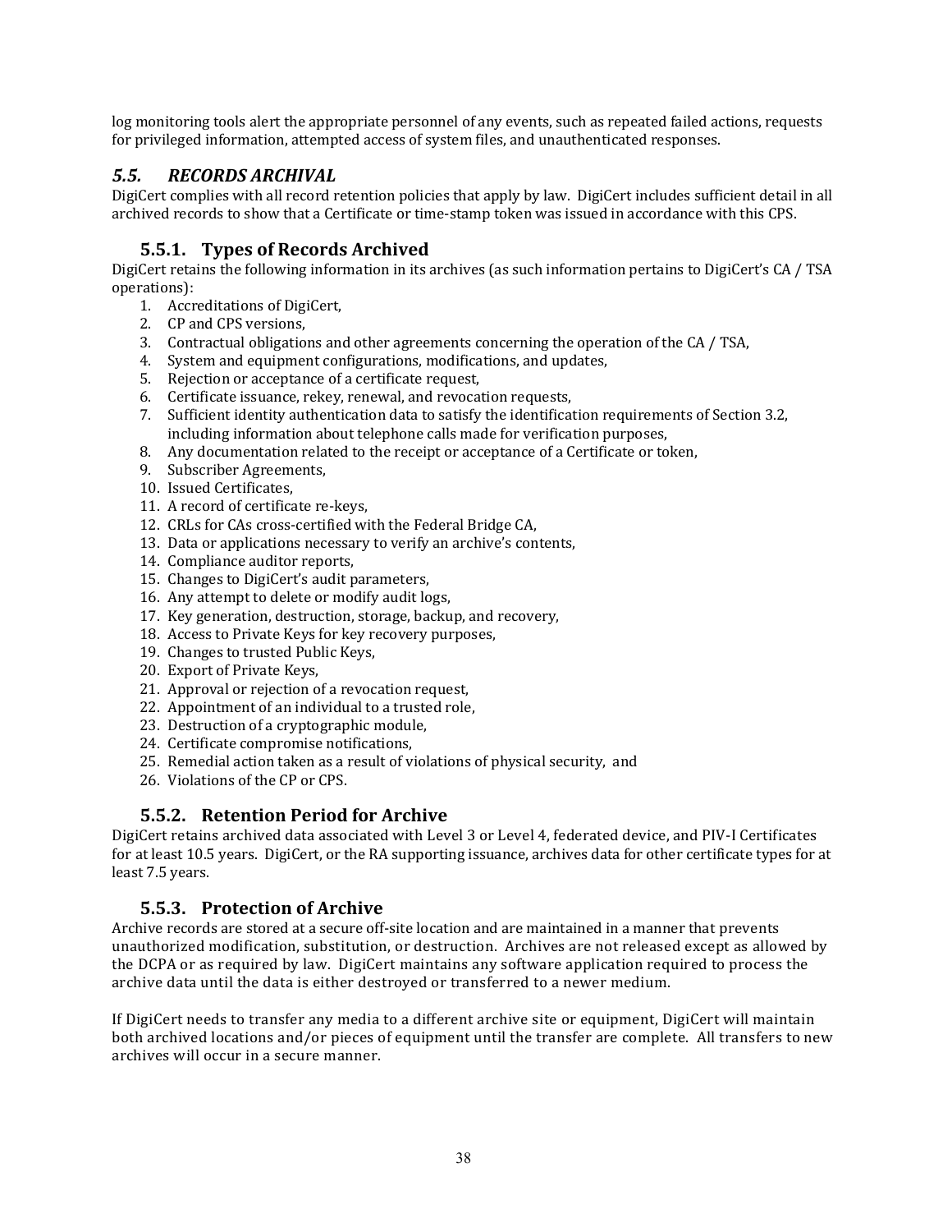log monitoring tools alert the appropriate personnel of any events, such as repeated failed actions, requests for privileged information, attempted access of system files, and unauthenticated responses.

## *5.5. RECORDS ARCHIVAL*

DigiCert complies with all record retention policies that apply by law. DigiCert includes sufficient detail in all archived records to show that a Certificate or time-stamp token was issued in accordance with this CPS.

### 5.5.1. Types of Records Archived

DigiCert retains the following information in its archives (as such information pertains to DigiCert's CA / TSA operations):

1. Accreditations of DigiCert,
2. CP and CPS versions,
3. Contractual obligations and other agreements concerning the operation of the CA / TSA,
4. System and equipment configurations, modifications, and updates,
5. Rejection or acceptance of a certificate request,
6. Certificate issuance, rekey, renewal, and revocation requests,
7. Sufficient identity authentication data to satisfy the identification requirements of Section 3.2, including information about telephone calls made for verification purposes,
8. Any documentation related to the receipt or acceptance of a Certificate or token,
9. Subscriber Agreements,
10. Issued Certificates,
11. A record of certificate re-keys,
12. CRLs for CAs cross-certified with the Federal Bridge CA,
13. Data or applications necessary to verify an archive's contents,
14. Compliance auditor reports,
15. Changes to DigiCert's audit parameters,
16. Any attempt to delete or modify audit logs,
17. Key generation, destruction, storage, backup, and recovery,
18. Access to Private Keys for key recovery purposes,
19. Changes to trusted Public Keys,
20. Export of Private Keys,
21. Approval or rejection of a revocation request,
22. Appointment of an individual to a trusted role,
23. Destruction of a cryptographic module,
24. Certificate compromise notifications,
25. Remedial action taken as a result of violations of physical security, and
26. Violations of the CP or CPS.

### 5.5.2. Retention Period for Archive

DigiCert retains archived data associated with Level 3 or Level 4, federated device, and PIV-I Certificates for at least 10.5 years. DigiCert, or the RA supporting issuance, archives data for other certificate types for at least 7.5 years.

### 5.5.3. Protection of Archive

Archive records are stored at a secure off-site location and are maintained in a manner that prevents unauthorized modification, substitution, or destruction. Archives are not released except as allowed by the DCPA or as required by law. DigiCert maintains any software application required to process the archive data until the data is either destroyed or transferred to a newer medium.

If DigiCert needs to transfer any media to a different archive site or equipment, DigiCert will maintain both archived locations and/or pieces of equipment until the transfer are complete. All transfers to new archives will occur in a secure manner.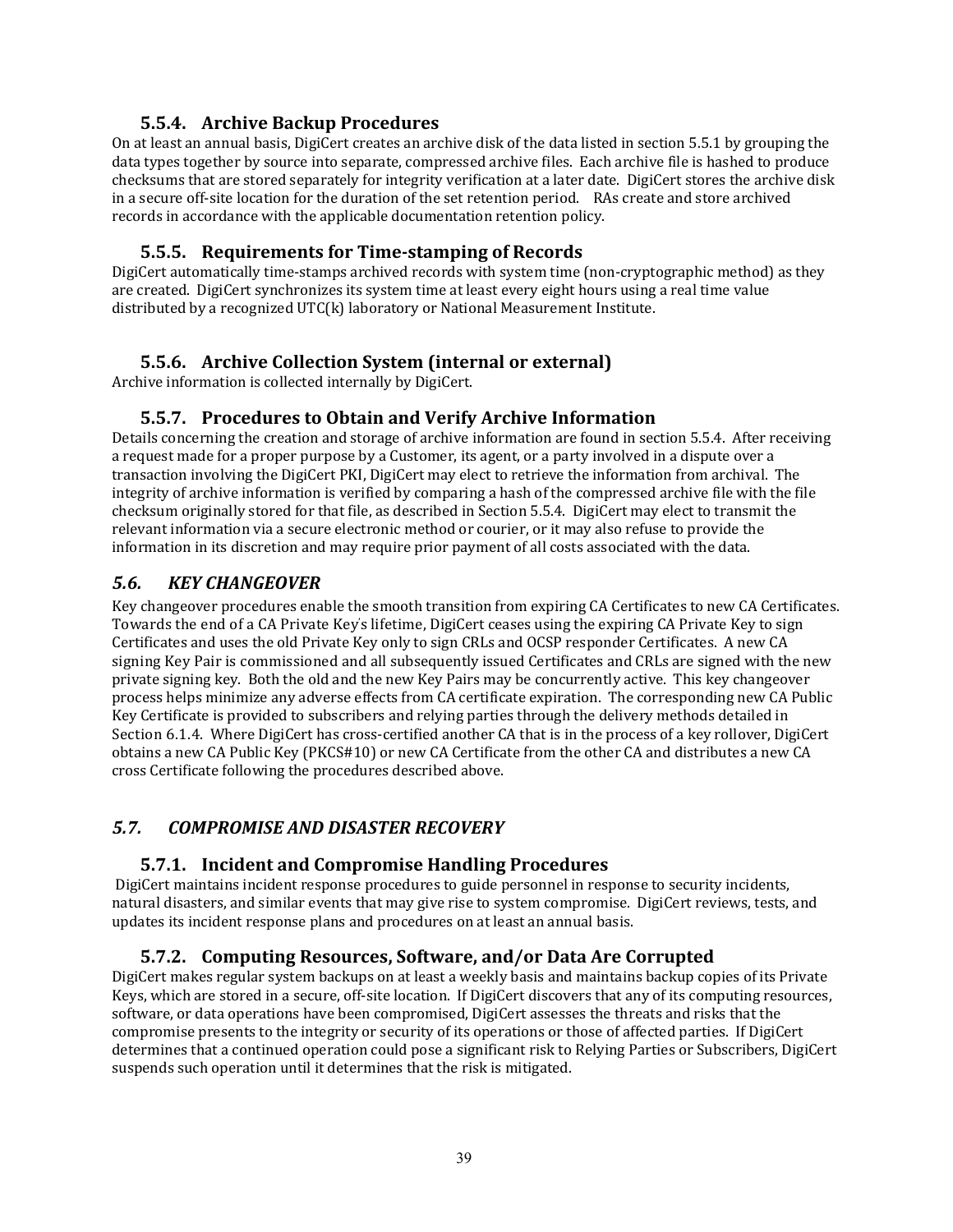### 5.5.4. Archive Backup Procedures

On at least an annual basis, DigiCert creates an archive disk of the data listed in section 5.5.1 by grouping the data types together by source into separate, compressed archive files. Each archive file is hashed to produce checksums that are stored separately for integrity verification at a later date. DigiCert stores the archive disk in a secure off-site location for the duration of the set retention period. RAs create and store archived records in accordance with the applicable documentation retention policy.

### 5.5.5. Requirements for Time-stamping of Records

DigiCert automatically time-stamps archived records with system time (non-cryptographic method) as they are created. DigiCert synchronizes its system time at least every eight hours using a real time value distributed by a recognized UTC(k) laboratory or National Measurement Institute.

### 5.5.6. Archive Collection System (internal or external)

Archive information is collected internally by DigiCert.

### 5.5.7. Procedures to Obtain and Verify Archive Information

Details concerning the creation and storage of archive information are found in section 5.5.4. After receiving a request made for a proper purpose by a Customer, its agent, or a party involved in a dispute over a transaction involving the DigiCert PKI, DigiCert may elect to retrieve the information from archival. The integrity of archive information is verified by comparing a hash of the compressed archive file with the file checksum originally stored for that file, as described in Section 5.5.4. DigiCert may elect to transmit the relevant information via a secure electronic method or courier, or it may also refuse to provide the information in its discretion and may require prior payment of all costs associated with the data.

## *5.6. KEY CHANGEOVER*

Key changeover procedures enable the smooth transition from expiring CA Certificates to new CA Certificates. Towards the end of a CA Private Key's lifetime, DigiCert ceases using the expiring CA Private Key to sign Certificates and uses the old Private Key only to sign CRLs and OCSP responder Certificates. A new CA signing Key Pair is commissioned and all subsequently issued Certificates and CRLs are signed with the new private signing key. Both the old and the new Key Pairs may be concurrently active. This key changeover process helps minimize any adverse effects from CA certificate expiration. The corresponding new CA Public Key Certificate is provided to subscribers and relying parties through the delivery methods detailed in Section 6.1.4. Where DigiCert has cross-certified another CA that is in the process of a key rollover, DigiCert obtains a new CA Public Key (PKCS#10) or new CA Certificate from the other CA and distributes a new CA cross Certificate following the procedures described above.

## *5.7. COMPROMISE AND DISASTER RECOVERY*

### 5.7.1. Incident and Compromise Handling Procedures

DigiCert maintains incident response procedures to guide personnel in response to security incidents, natural disasters, and similar events that may give rise to system compromise. DigiCert reviews, tests, and updates its incident response plans and procedures on at least an annual basis.

### 5.7.2. Computing Resources, Software, and/or Data Are Corrupted

DigiCert makes regular system backups on at least a weekly basis and maintains backup copies of its Private Keys, which are stored in a secure, off-site location. If DigiCert discovers that any of its computing resources, software, or data operations have been compromised, DigiCert assesses the threats and risks that the compromise presents to the integrity or security of its operations or those of affected parties. If DigiCert determines that a continued operation could pose a significant risk to Relying Parties or Subscribers, DigiCert suspends such operation until it determines that the risk is mitigated.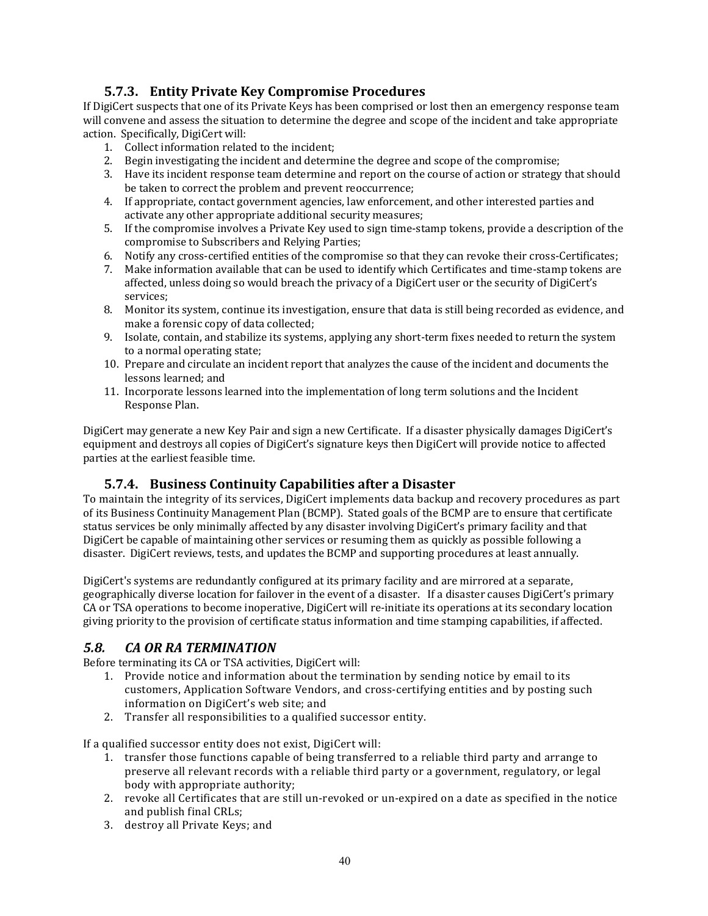### 5.7.3. Entity Private Key Compromise Procedures

If DigiCert suspects that one of its Private Keys has been comprised or lost then an emergency response team will convene and assess the situation to determine the degree and scope of the incident and take appropriate action. Specifically, DigiCert will:

1. Collect information related to the incident;
2. Begin investigating the incident and determine the degree and scope of the compromise;
3. Have its incident response team determine and report on the course of action or strategy that should be taken to correct the problem and prevent reoccurrence;
4. If appropriate, contact government agencies, law enforcement, and other interested parties and activate any other appropriate additional security measures;
5. If the compromise involves a Private Key used to sign time-stamp tokens, provide a description of the compromise to Subscribers and Relying Parties;
6. Notify any cross-certified entities of the compromise so that they can revoke their cross-Certificates;
7. Make information available that can be used to identify which Certificates and time-stamp tokens are affected, unless doing so would breach the privacy of a DigiCert user or the security of DigiCert's services;
8. Monitor its system, continue its investigation, ensure that data is still being recorded as evidence, and make a forensic copy of data collected;
9. Isolate, contain, and stabilize its systems, applying any short-term fixes needed to return the system to a normal operating state;
10. Prepare and circulate an incident report that analyzes the cause of the incident and documents the lessons learned; and
11. Incorporate lessons learned into the implementation of long term solutions and the Incident Response Plan.

DigiCert may generate a new Key Pair and sign a new Certificate. If a disaster physically damages DigiCert's equipment and destroys all copies of DigiCert's signature keys then DigiCert will provide notice to affected parties at the earliest feasible time.

### 5.7.4. Business Continuity Capabilities after a Disaster

To maintain the integrity of its services, DigiCert implements data backup and recovery procedures as part of its Business Continuity Management Plan (BCMP). Stated goals of the BCMP are to ensure that certificate status services be only minimally affected by any disaster involving DigiCert's primary facility and that DigiCert be capable of maintaining other services or resuming them as quickly as possible following a disaster. DigiCert reviews, tests, and updates the BCMP and supporting procedures at least annually.

DigiCert's systems are redundantly configured at its primary facility and are mirrored at a separate, geographically diverse location for failover in the event of a disaster. If a disaster causes DigiCert's primary CA or TSA operations to become inoperative, DigiCert will re-initiate its operations at its secondary location giving priority to the provision of certificate status information and time stamping capabilities, if affected.

## *5.8. CA OR RA TERMINATION*

Before terminating its CA or TSA activities, DigiCert will:

1. Provide notice and information about the termination by sending notice by email to its customers, Application Software Vendors, and cross-certifying entities and by posting such information on DigiCert's web site; and
2. Transfer all responsibilities to a qualified successor entity.

If a qualified successor entity does not exist, DigiCert will:

1. transfer those functions capable of being transferred to a reliable third party and arrange to preserve all relevant records with a reliable third party or a government, regulatory, or legal body with appropriate authority;
2. revoke all Certificates that are still un-revoked or un-expired on a date as specified in the notice and publish final CRLs;
3. destroy all Private Keys; and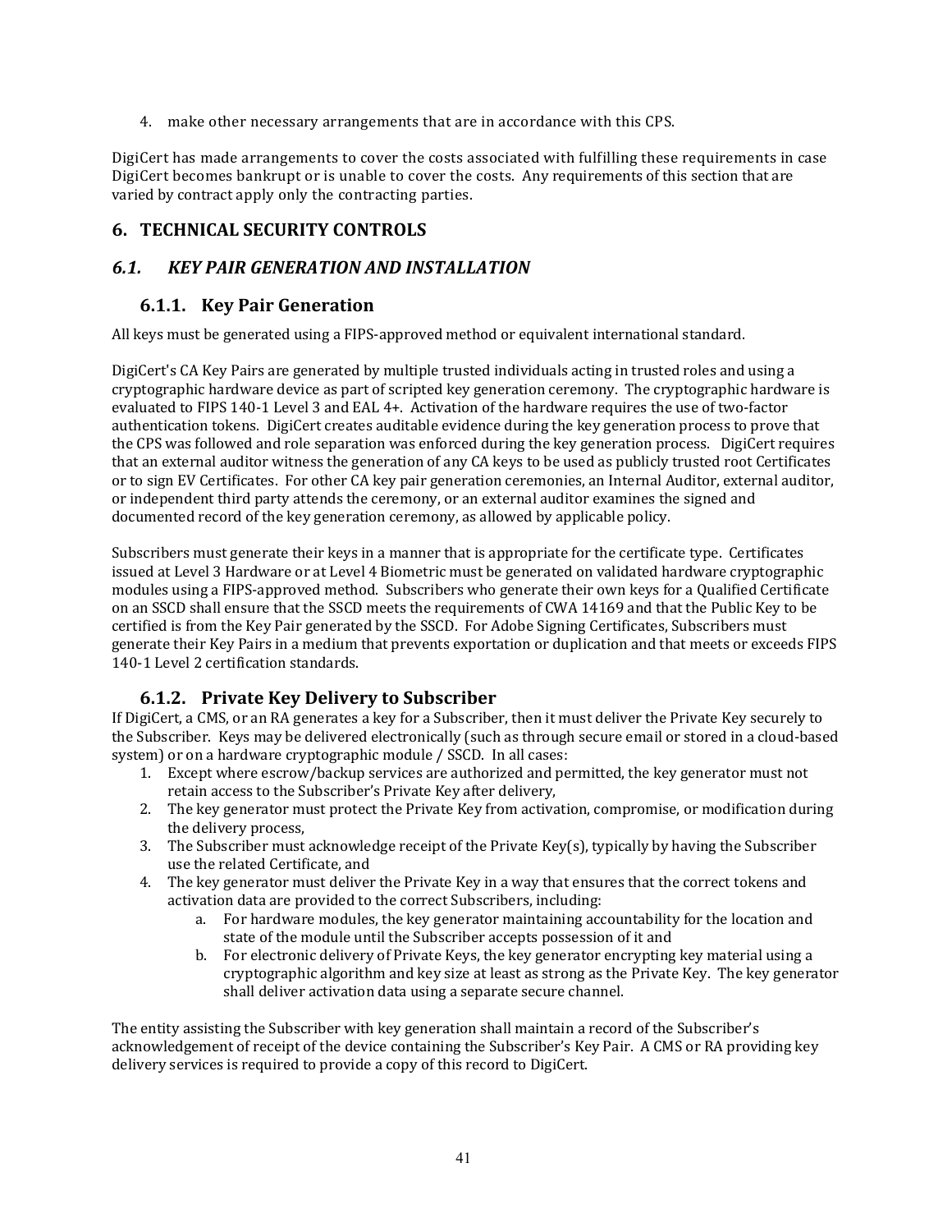4. make other necessary arrangements that are in accordance with this CPS.

DigiCert has made arrangements to cover the costs associated with fulfilling these requirements in case DigiCert becomes bankrupt or is unable to cover the costs. Any requirements of this section that are varied by contract apply only the contracting parties.

# 6. TECHNICAL SECURITY CONTROLS

## *6.1. KEY PAIR GENERATION AND INSTALLATION*

### 6.1.1. Key Pair Generation

All keys must be generated using a FIPS-approved method or equivalent international standard.

DigiCert's CA Key Pairs are generated by multiple trusted individuals acting in trusted roles and using a cryptographic hardware device as part of scripted key generation ceremony. The cryptographic hardware is evaluated to FIPS 140-1 Level 3 and EAL 4+. Activation of the hardware requires the use of two-factor authentication tokens. DigiCert creates auditable evidence during the key generation process to prove that the CPS was followed and role separation was enforced during the key generation process. DigiCert requires that an external auditor witness the generation of any CA keys to be used as publicly trusted root Certificates or to sign EV Certificates. For other CA key pair generation ceremonies, an Internal Auditor, external auditor, or independent third party attends the ceremony, or an external auditor examines the signed and documented record of the key generation ceremony, as allowed by applicable policy.

Subscribers must generate their keys in a manner that is appropriate for the certificate type. Certificates issued at Level 3 Hardware or at Level 4 Biometric must be generated on validated hardware cryptographic modules using a FIPS-approved method. Subscribers who generate their own keys for a Qualified Certificate on an SSCD shall ensure that the SSCD meets the requirements of CWA 14169 and that the Public Key to be certified is from the Key Pair generated by the SSCD. For Adobe Signing Certificates, Subscribers must generate their Key Pairs in a medium that prevents exportation or duplication and that meets or exceeds FIPS 140-1 Level 2 certification standards.

### 6.1.2. Private Key Delivery to Subscriber

If DigiCert, a CMS, or an RA generates a key for a Subscriber, then it must deliver the Private Key securely to the Subscriber. Keys may be delivered electronically (such as through secure email or stored in a cloud-based system) or on a hardware cryptographic module / SSCD. In all cases:

1. Except where escrow/backup services are authorized and permitted, the key generator must not retain access to the Subscriber's Private Key after delivery,
2. The key generator must protect the Private Key from activation, compromise, or modification during the delivery process,
3. The Subscriber must acknowledge receipt of the Private Key(s), typically by having the Subscriber use the related Certificate, and
4. The key generator must deliver the Private Key in a way that ensures that the correct tokens and activation data are provided to the correct Subscribers, including:
    a. For hardware modules, the key generator maintaining accountability for the location and state of the module until the Subscriber accepts possession of it and
    b. For electronic delivery of Private Keys, the key generator encrypting key material using a cryptographic algorithm and key size at least as strong as the Private Key. The key generator shall deliver activation data using a separate secure channel.

The entity assisting the Subscriber with key generation shall maintain a record of the Subscriber's acknowledgement of receipt of the device containing the Subscriber's Key Pair. A CMS or RA providing key delivery services is required to provide a copy of this record to DigiCert.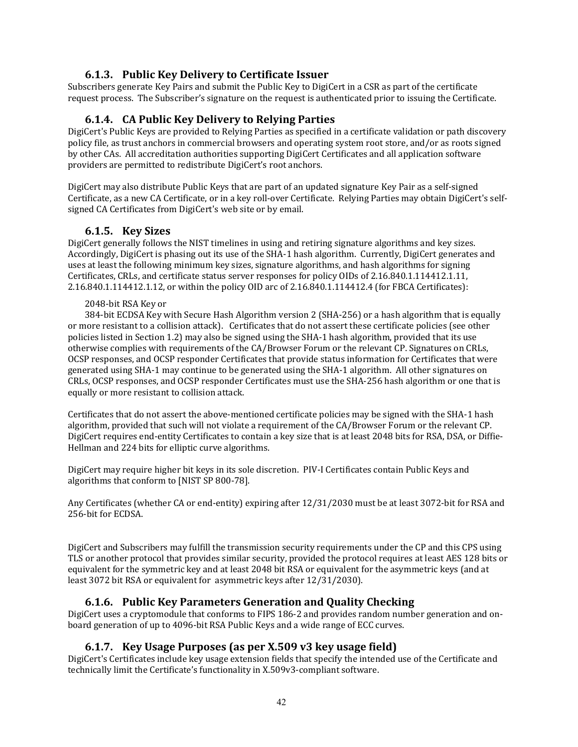### 6.1.3. Public Key Delivery to Certificate Issuer

Subscribers generate Key Pairs and submit the Public Key to DigiCert in a CSR as part of the certificate request process. The Subscriber's signature on the request is authenticated prior to issuing the Certificate.

### 6.1.4. CA Public Key Delivery to Relying Parties

DigiCert's Public Keys are provided to Relying Parties as specified in a certificate validation or path discovery policy file, as trust anchors in commercial browsers and operating system root store, and/or as roots signed by other CAs. All accreditation authorities supporting DigiCert Certificates and all application software providers are permitted to redistribute DigiCert's root anchors.

DigiCert may also distribute Public Keys that are part of an updated signature Key Pair as a self-signed Certificate, as a new CA Certificate, or in a key roll-over Certificate. Relying Parties may obtain DigiCert's self-signed CA Certificates from DigiCert's web site or by email.

### 6.1.5. Key Sizes

DigiCert generally follows the NIST timelines in using and retiring signature algorithms and key sizes. Accordingly, DigiCert is phasing out its use of the SHA-1 hash algorithm. Currently, DigiCert generates and uses at least the following minimum key sizes, signature algorithms, and hash algorithms for signing Certificates, CRLs, and certificate status server responses for policy OIDs of 2.16.840.1.114412.1.11, 2.16.840.1.114412.1.12, or within the policy OID arc of 2.16.840.1.114412.4 (for FBCA Certificates):

2048-bit RSA Key or

384-bit ECDSA Key with Secure Hash Algorithm version 2 (SHA-256) or a hash algorithm that is equally or more resistant to a collision attack). Certificates that do not assert these certificate policies (see other policies listed in Section 1.2) may also be signed using the SHA-1 hash algorithm, provided that its use otherwise complies with requirements of the CA/Browser Forum or the relevant CP. Signatures on CRLs, OCSP responses, and OCSP responder Certificates that provide status information for Certificates that were generated using SHA-1 may continue to be generated using the SHA-1 algorithm. All other signatures on CRLs, OCSP responses, and OCSP responder Certificates must use the SHA-256 hash algorithm or one that is equally or more resistant to collision attack.

Certificates that do not assert the above-mentioned certificate policies may be signed with the SHA-1 hash algorithm, provided that such will not violate a requirement of the CA/Browser Forum or the relevant CP. DigiCert requires end-entity Certificates to contain a key size that is at least 2048 bits for RSA, DSA, or Diffie-Hellman and 224 bits for elliptic curve algorithms.

DigiCert may require higher bit keys in its sole discretion. PIV-I Certificates contain Public Keys and algorithms that conform to [NIST SP 800-78].

Any Certificates (whether CA or end-entity) expiring after 12/31/2030 must be at least 3072-bit for RSA and 256-bit for ECDSA.

DigiCert and Subscribers may fulfill the transmission security requirements under the CP and this CPS using TLS or another protocol that provides similar security, provided the protocol requires at least AES 128 bits or equivalent for the symmetric key and at least 2048 bit RSA or equivalent for the asymmetric keys (and at least 3072 bit RSA or equivalent for asymmetric keys after 12/31/2030).

### 6.1.6. Public Key Parameters Generation and Quality Checking

DigiCert uses a cryptomodule that conforms to FIPS 186-2 and provides random number generation and on-board generation of up to 4096-bit RSA Public Keys and a wide range of ECC curves.

### 6.1.7. Key Usage Purposes (as per X.509 v3 key usage field)

DigiCert's Certificates include key usage extension fields that specify the intended use of the Certificate and technically limit the Certificate's functionality in X.509v3-compliant software.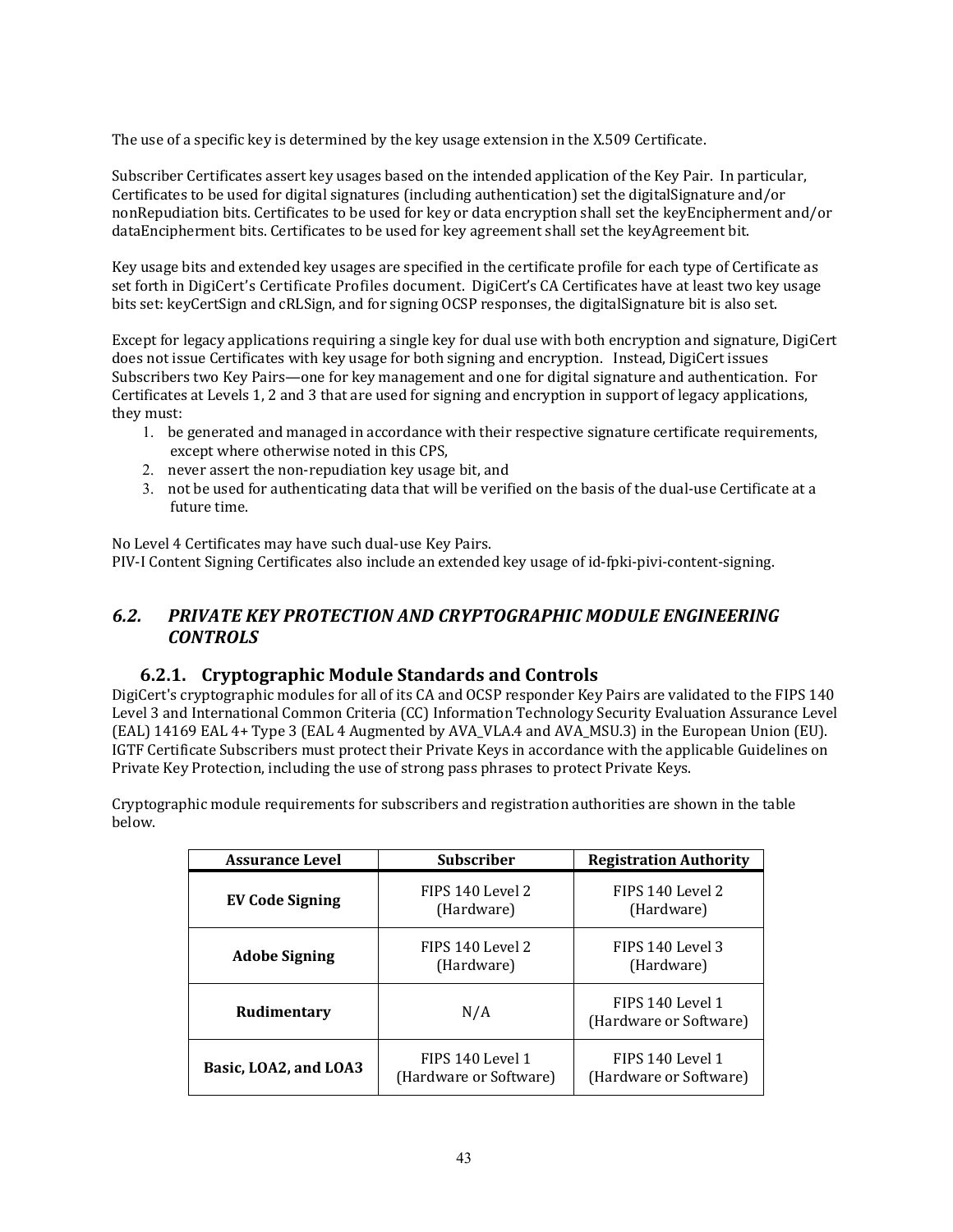The use of a specific key is determined by the key usage extension in the X.509 Certificate.

Subscriber Certificates assert key usages based on the intended application of the Key Pair. In particular, Certificates to be used for digital signatures (including authentication) set the digitalSignature and/or nonRepudiation bits. Certificates to be used for key or data encryption shall set the keyEncipherment and/or dataEncipherment bits. Certificates to be used for key agreement shall set the keyAgreement bit.

Key usage bits and extended key usages are specified in the certificate profile for each type of Certificate as set forth in DigiCert's Certificate Profiles document. DigiCert's CA Certificates have at least two key usage bits set: keyCertSign and cRLSign, and for signing OCSP responses, the digitalSignature bit is also set.

Except for legacy applications requiring a single key for dual use with both encryption and signature, DigiCert does not issue Certificates with key usage for both signing and encryption. Instead, DigiCert issues Subscribers two Key Pairs—one for key management and one for digital signature and authentication. For Certificates at Levels 1, 2 and 3 that are used for signing and encryption in support of legacy applications, they must:

1. be generated and managed in accordance with their respective signature certificate requirements, except where otherwise noted in this CPS,
2. never assert the non-repudiation key usage bit, and
3. not be used for authenticating data that will be verified on the basis of the dual-use Certificate at a future time.

No Level 4 Certificates may have such dual-use Key Pairs.
PIV-I Content Signing Certificates also include an extended key usage of id-fpki-pivi-content-signing.

## *6.2. PRIVATE KEY PROTECTION AND CRYPTOGRAPHIC MODULE ENGINEERING CONTROLS*

### 6.2.1. Cryptographic Module Standards and Controls

DigiCert's cryptographic modules for all of its CA and OCSP responder Key Pairs are validated to the FIPS 140 Level 3 and International Common Criteria (CC) Information Technology Security Evaluation Assurance Level (EAL) 14169 EAL 4+ Type 3 (EAL 4 Augmented by AVA_VLA.4 and AVA_MSU.3) in the European Union (EU). IGTF Certificate Subscribers must protect their Private Keys in accordance with the applicable Guidelines on Private Key Protection, including the use of strong pass phrases to protect Private Keys.

Cryptographic module requirements for subscribers and registration authorities are shown in the table below.

| Assurance Level | Subscriber | Registration Authority |
|---|---|---|
| **EV Code Signing** | FIPS 140 Level 2 (Hardware) | FIPS 140 Level 2 (Hardware) |
| **Adobe Signing** | FIPS 140 Level 2 (Hardware) | FIPS 140 Level 3 (Hardware) |
| **Rudimentary** | N/A | FIPS 140 Level 1 (Hardware or Software) |
| **Basic, LOA2, and LOA3** | FIPS 140 Level 1 (Hardware or Software) | FIPS 140 Level 1 (Hardware or Software) |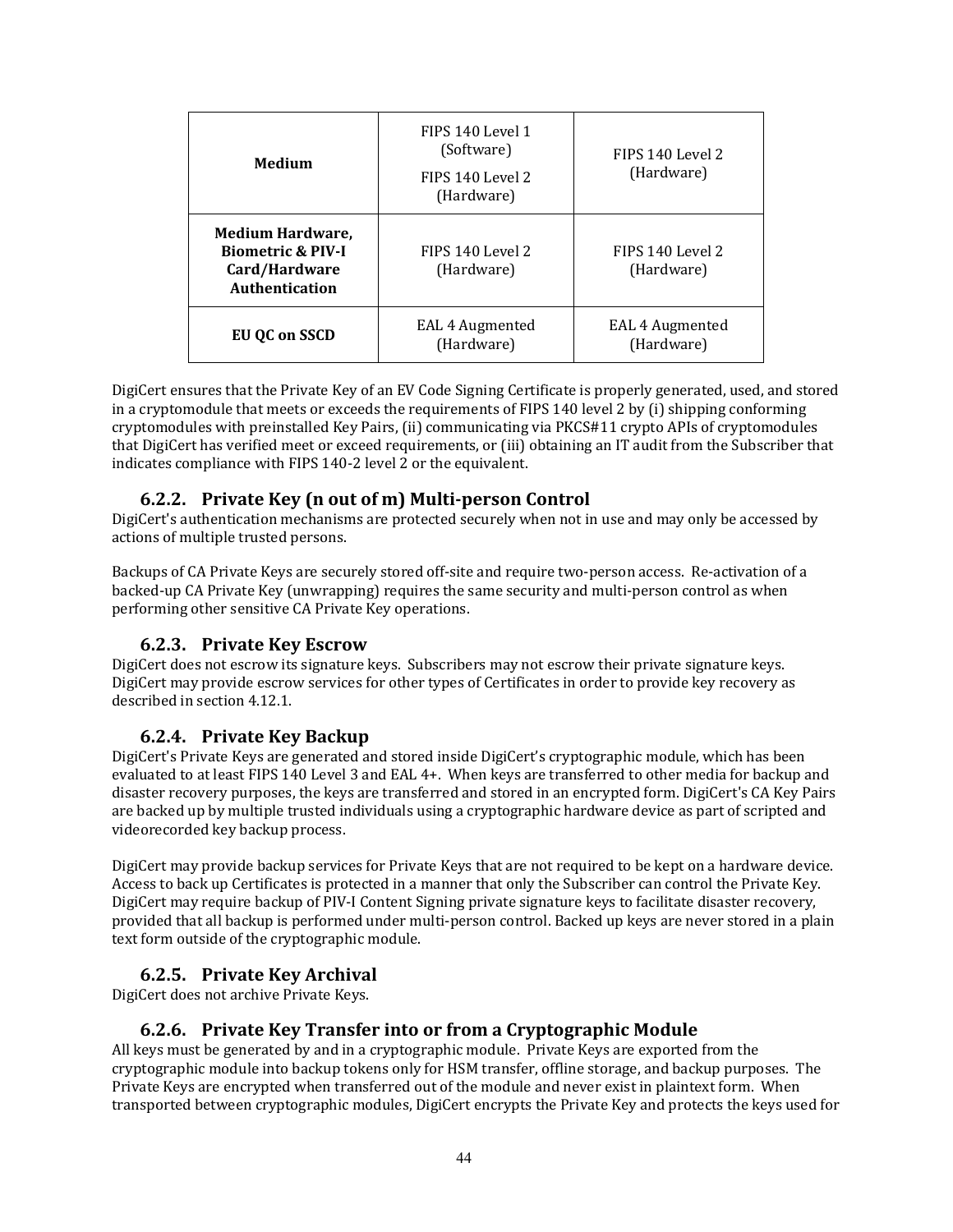| | | |
|---|---|---|
| **Medium** | FIPS 140 Level 1 (Software)<br>FIPS 140 Level 2 (Hardware) | FIPS 140 Level 2 (Hardware) |
| **Medium Hardware, Biometric & PIV-I Card/Hardware Authentication** | FIPS 140 Level 2 (Hardware) | FIPS 140 Level 2 (Hardware) |
| **EU QC on SSCD** | EAL 4 Augmented (Hardware) | EAL 4 Augmented (Hardware) |

DigiCert ensures that the Private Key of an EV Code Signing Certificate is properly generated, used, and stored in a cryptomodule that meets or exceeds the requirements of FIPS 140 level 2 by (i) shipping conforming cryptomodules with preinstalled Key Pairs, (ii) communicating via PKCS#11 crypto APIs of cryptomodules that DigiCert has verified meet or exceed requirements, or (iii) obtaining an IT audit from the Subscriber that indicates compliance with FIPS 140-2 level 2 or the equivalent.

### 6.2.2. Private Key (n out of m) Multi-person Control

DigiCert's authentication mechanisms are protected securely when not in use and may only be accessed by actions of multiple trusted persons.

Backups of CA Private Keys are securely stored off-site and require two-person access. Re-activation of a backed-up CA Private Key (unwrapping) requires the same security and multi-person control as when performing other sensitive CA Private Key operations.

### 6.2.3. Private Key Escrow

DigiCert does not escrow its signature keys. Subscribers may not escrow their private signature keys. DigiCert may provide escrow services for other types of Certificates in order to provide key recovery as described in section 4.12.1.

### 6.2.4. Private Key Backup

DigiCert's Private Keys are generated and stored inside DigiCert's cryptographic module, which has been evaluated to at least FIPS 140 Level 3 and EAL 4+. When keys are transferred to other media for backup and disaster recovery purposes, the keys are transferred and stored in an encrypted form. DigiCert's CA Key Pairs are backed up by multiple trusted individuals using a cryptographic hardware device as part of scripted and videorecorded key backup process.

DigiCert may provide backup services for Private Keys that are not required to be kept on a hardware device. Access to back up Certificates is protected in a manner that only the Subscriber can control the Private Key. DigiCert may require backup of PIV-I Content Signing private signature keys to facilitate disaster recovery, provided that all backup is performed under multi-person control. Backed up keys are never stored in a plain text form outside of the cryptographic module.

### 6.2.5. Private Key Archival

DigiCert does not archive Private Keys.

### 6.2.6. Private Key Transfer into or from a Cryptographic Module

All keys must be generated by and in a cryptographic module. Private Keys are exported from the cryptographic module into backup tokens only for HSM transfer, offline storage, and backup purposes. The Private Keys are encrypted when transferred out of the module and never exist in plaintext form. When transported between cryptographic modules, DigiCert encrypts the Private Key and protects the keys used for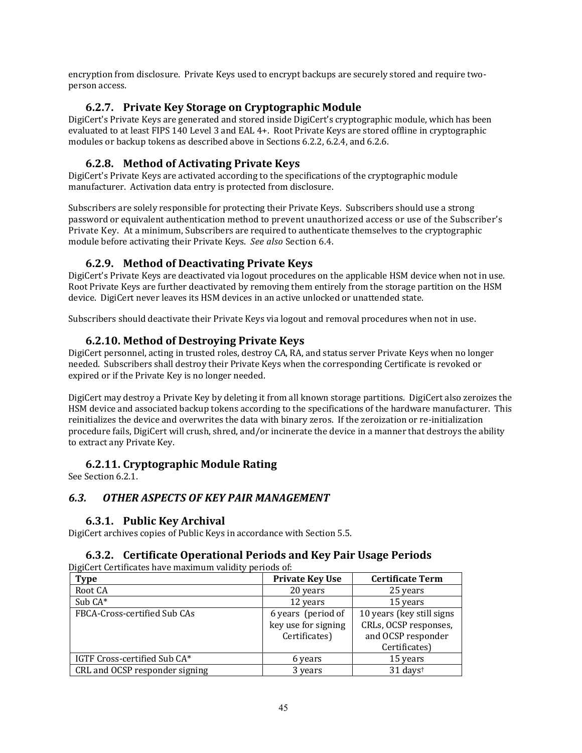encryption from disclosure. Private Keys used to encrypt backups are securely stored and require two-person access.

### 6.2.7. Private Key Storage on Cryptographic Module

DigiCert's Private Keys are generated and stored inside DigiCert's cryptographic module, which has been evaluated to at least FIPS 140 Level 3 and EAL 4+. Root Private Keys are stored offline in cryptographic modules or backup tokens as described above in Sections 6.2.2, 6.2.4, and 6.2.6.

### 6.2.8. Method of Activating Private Keys

DigiCert's Private Keys are activated according to the specifications of the cryptographic module manufacturer. Activation data entry is protected from disclosure.

Subscribers are solely responsible for protecting their Private Keys. Subscribers should use a strong password or equivalent authentication method to prevent unauthorized access or use of the Subscriber's Private Key. At a minimum, Subscribers are required to authenticate themselves to the cryptographic module before activating their Private Keys. *See also* Section 6.4.

### 6.2.9. Method of Deactivating Private Keys

DigiCert's Private Keys are deactivated via logout procedures on the applicable HSM device when not in use. Root Private Keys are further deactivated by removing them entirely from the storage partition on the HSM device. DigiCert never leaves its HSM devices in an active unlocked or unattended state.

Subscribers should deactivate their Private Keys via logout and removal procedures when not in use.

### 6.2.10. Method of Destroying Private Keys

DigiCert personnel, acting in trusted roles, destroy CA, RA, and status server Private Keys when no longer needed. Subscribers shall destroy their Private Keys when the corresponding Certificate is revoked or expired or if the Private Key is no longer needed.

DigiCert may destroy a Private Key by deleting it from all known storage partitions. DigiCert also zeroizes the HSM device and associated backup tokens according to the specifications of the hardware manufacturer. This reinitializes the device and overwrites the data with binary zeros. If the zeroization or re-initialization procedure fails, DigiCert will crush, shred, and/or incinerate the device in a manner that destroys the ability to extract any Private Key.

### 6.2.11. Cryptographic Module Rating

See Section 6.2.1.

## *6.3. OTHER ASPECTS OF KEY PAIR MANAGEMENT*

### 6.3.1. Public Key Archival

DigiCert archives copies of Public Keys in accordance with Section 5.5.

### 6.3.2. Certificate Operational Periods and Key Pair Usage Periods

DigiCert Certificates have maximum validity periods of:

| Type | Private Key Use | Certificate Term |
|---|---|---|
| Root CA | 20 years | 25 years |
| Sub CA* | 12 years | 15 years |
| FBCA-Cross-certified Sub CAs | 6 years (period of key use for signing Certificates) | 10 years (key still signs CRLs, OCSP responses, and OCSP responder Certificates) |
| IGTF Cross-certified Sub CA* | 6 years | 15 years |
| CRL and OCSP responder signing | 3 years | 31 days† |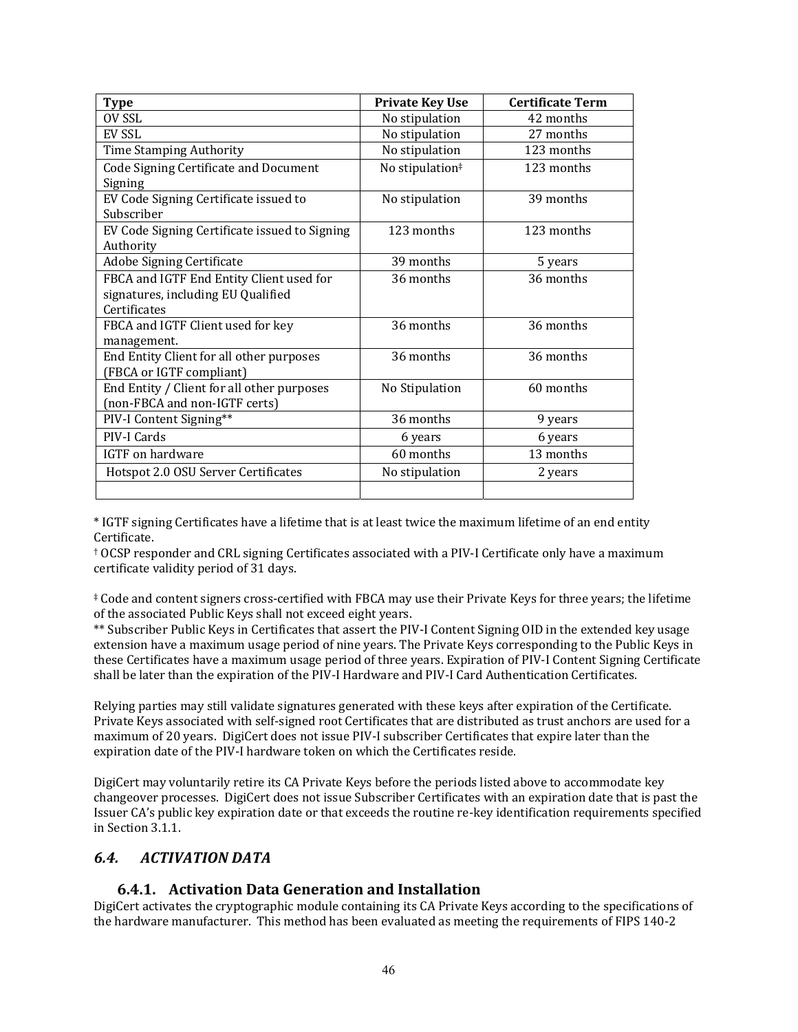| Type | Private Key Use | Certificate Term |
|---|---|---|
| OV SSL | No stipulation | 42 months |
| EV SSL | No stipulation | 27 months |
| Time Stamping Authority | No stipulation | 123 months |
| Code Signing Certificate and Document Signing | No stipulation‡ | 123 months |
| EV Code Signing Certificate issued to Subscriber | No stipulation | 39 months |
| EV Code Signing Certificate issued to Signing Authority | 123 months | 123 months |
| Adobe Signing Certificate | 39 months | 5 years |
| FBCA and IGTF End Entity Client used for signatures, including EU Qualified Certificates | 36 months | 36 months |
| FBCA and IGTF Client used for key management. | 36 months | 36 months |
| End Entity Client for all other purposes (FBCA or IGTF compliant) | 36 months | 36 months |
| End Entity / Client for all other purposes (non-FBCA and non-IGTF certs) | No Stipulation | 60 months |
| PIV-I Content Signing** | 36 months | 9 years |
| PIV-I Cards | 6 years | 6 years |
| IGTF on hardware | 60 months | 13 months |
| Hotspot 2.0 OSU Server Certificates | No stipulation | 2 years |
| | | |

* IGTF signing Certificates have a lifetime that is at least twice the maximum lifetime of an end entity Certificate.

† OCSP responder and CRL signing Certificates associated with a PIV-I Certificate only have a maximum certificate validity period of 31 days.

‡ Code and content signers cross-certified with FBCA may use their Private Keys for three years; the lifetime of the associated Public Keys shall not exceed eight years.

** Subscriber Public Keys in Certificates that assert the PIV-I Content Signing OID in the extended key usage extension have a maximum usage period of nine years. The Private Keys corresponding to the Public Keys in these Certificates have a maximum usage period of three years. Expiration of PIV-I Content Signing Certificate shall be later than the expiration of the PIV-I Hardware and PIV-I Card Authentication Certificates.

Relying parties may still validate signatures generated with these keys after expiration of the Certificate. Private Keys associated with self-signed root Certificates that are distributed as trust anchors are used for a maximum of 20 years. DigiCert does not issue PIV-I subscriber Certificates that expire later than the expiration date of the PIV-I hardware token on which the Certificates reside.

DigiCert may voluntarily retire its CA Private Keys before the periods listed above to accommodate key changeover processes. DigiCert does not issue Subscriber Certificates with an expiration date that is past the Issuer CA's public key expiration date or that exceeds the routine re-key identification requirements specified in Section 3.1.1.

## *6.4. ACTIVATION DATA*

### 6.4.1. Activation Data Generation and Installation

DigiCert activates the cryptographic module containing its CA Private Keys according to the specifications of the hardware manufacturer. This method has been evaluated as meeting the requirements of FIPS 140-2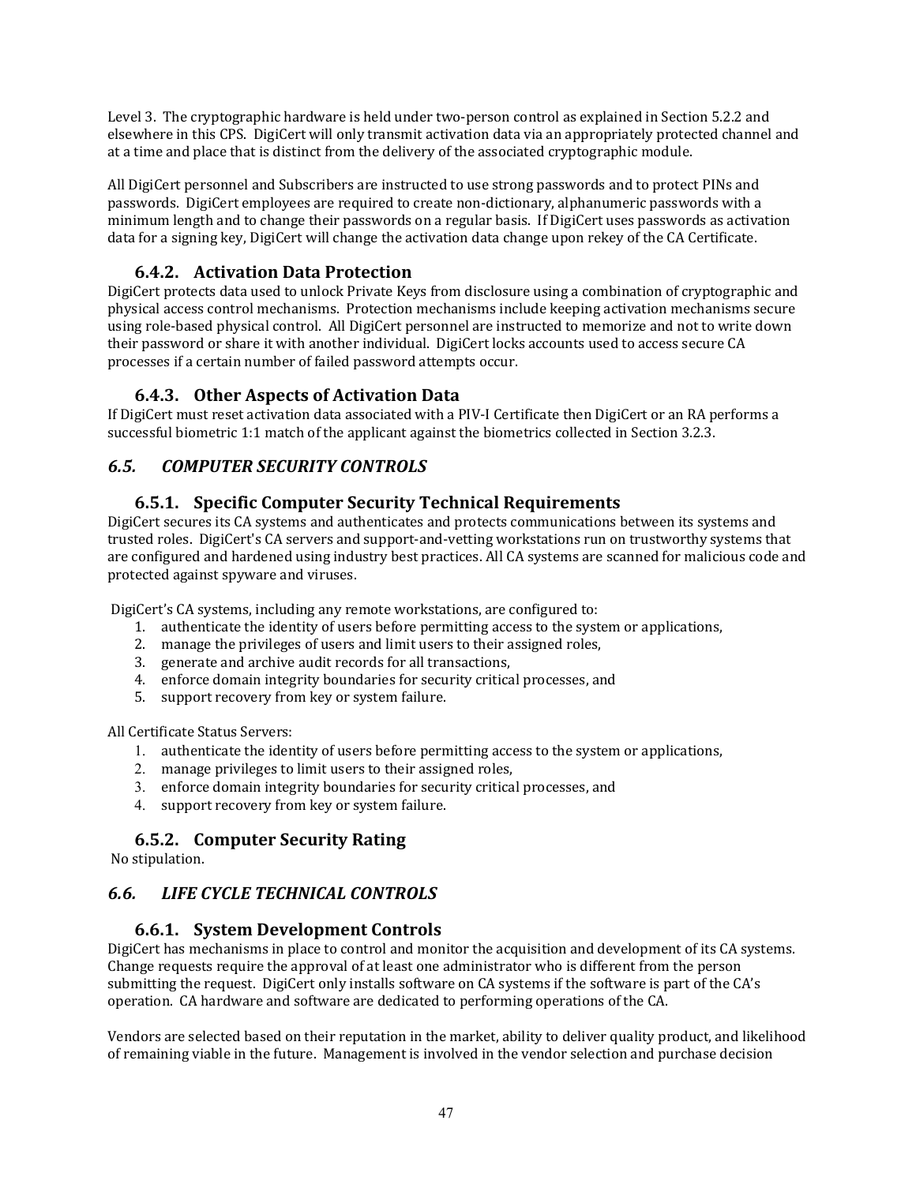Level 3. The cryptographic hardware is held under two-person control as explained in Section 5.2.2 and elsewhere in this CPS. DigiCert will only transmit activation data via an appropriately protected channel and at a time and place that is distinct from the delivery of the associated cryptographic module.

All DigiCert personnel and Subscribers are instructed to use strong passwords and to protect PINs and passwords. DigiCert employees are required to create non-dictionary, alphanumeric passwords with a minimum length and to change their passwords on a regular basis. If DigiCert uses passwords as activation data for a signing key, DigiCert will change the activation data change upon rekey of the CA Certificate.

### 6.4.2. Activation Data Protection

DigiCert protects data used to unlock Private Keys from disclosure using a combination of cryptographic and physical access control mechanisms. Protection mechanisms include keeping activation mechanisms secure using role-based physical control. All DigiCert personnel are instructed to memorize and not to write down their password or share it with another individual. DigiCert locks accounts used to access secure CA processes if a certain number of failed password attempts occur.

### 6.4.3. Other Aspects of Activation Data

If DigiCert must reset activation data associated with a PIV-I Certificate then DigiCert or an RA performs a successful biometric 1:1 match of the applicant against the biometrics collected in Section 3.2.3.

## *6.5. COMPUTER SECURITY CONTROLS*

### 6.5.1. Specific Computer Security Technical Requirements

DigiCert secures its CA systems and authenticates and protects communications between its systems and trusted roles. DigiCert's CA servers and support-and-vetting workstations run on trustworthy systems that are configured and hardened using industry best practices. All CA systems are scanned for malicious code and protected against spyware and viruses.

DigiCert's CA systems, including any remote workstations, are configured to:

1. authenticate the identity of users before permitting access to the system or applications,
2. manage the privileges of users and limit users to their assigned roles,
3. generate and archive audit records for all transactions,
4. enforce domain integrity boundaries for security critical processes, and
5. support recovery from key or system failure.

All Certificate Status Servers:

1. authenticate the identity of users before permitting access to the system or applications,
2. manage privileges to limit users to their assigned roles,
3. enforce domain integrity boundaries for security critical processes, and
4. support recovery from key or system failure.

### 6.5.2. Computer Security Rating

No stipulation.

## *6.6. LIFE CYCLE TECHNICAL CONTROLS*

### 6.6.1. System Development Controls

DigiCert has mechanisms in place to control and monitor the acquisition and development of its CA systems. Change requests require the approval of at least one administrator who is different from the person submitting the request. DigiCert only installs software on CA systems if the software is part of the CA's operation. CA hardware and software are dedicated to performing operations of the CA.

Vendors are selected based on their reputation in the market, ability to deliver quality product, and likelihood of remaining viable in the future. Management is involved in the vendor selection and purchase decision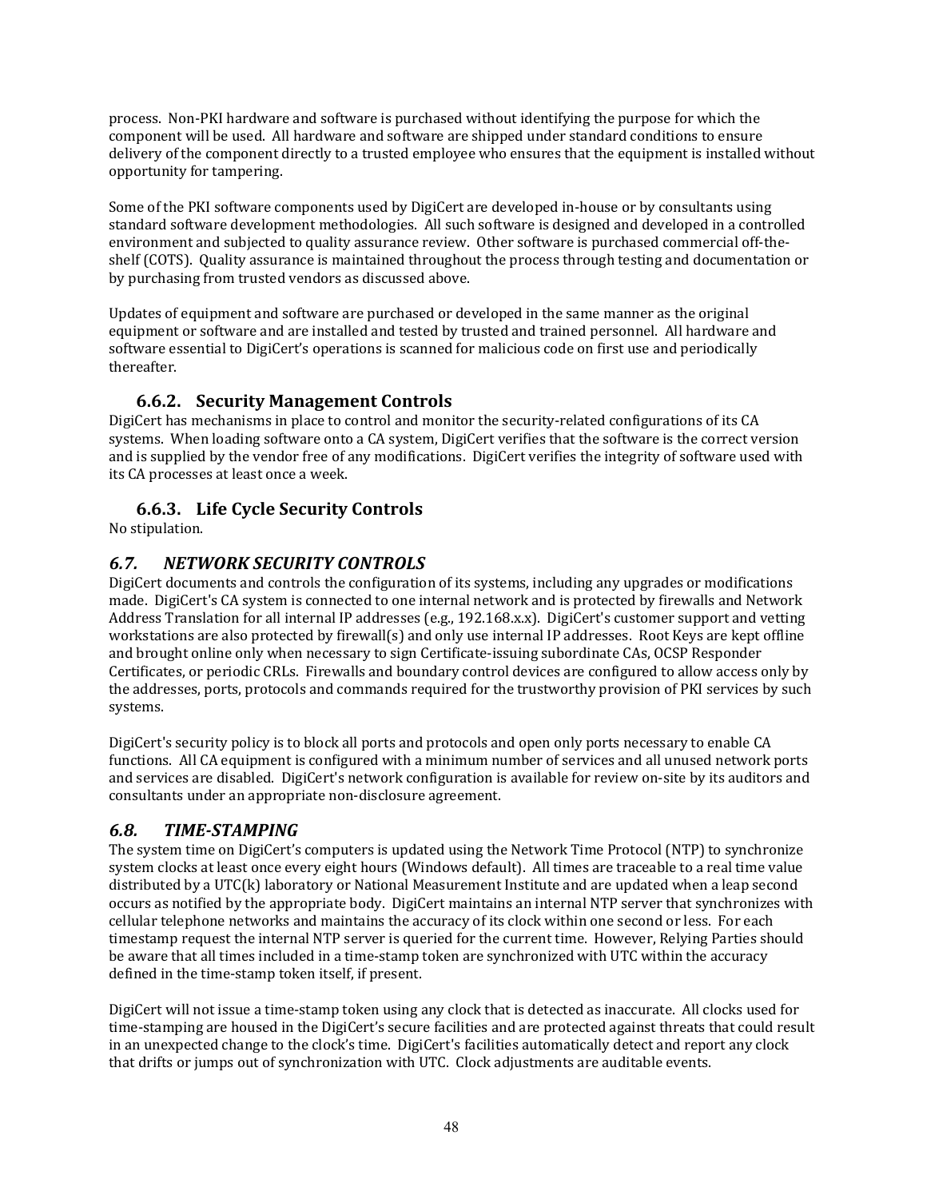process. Non-PKI hardware and software is purchased without identifying the purpose for which the component will be used. All hardware and software are shipped under standard conditions to ensure delivery of the component directly to a trusted employee who ensures that the equipment is installed without opportunity for tampering.

Some of the PKI software components used by DigiCert are developed in-house or by consultants using standard software development methodologies. All such software is designed and developed in a controlled environment and subjected to quality assurance review. Other software is purchased commercial off-the-shelf (COTS). Quality assurance is maintained throughout the process through testing and documentation or by purchasing from trusted vendors as discussed above.

Updates of equipment and software are purchased or developed in the same manner as the original equipment or software and are installed and tested by trusted and trained personnel. All hardware and software essential to DigiCert's operations is scanned for malicious code on first use and periodically thereafter.

### 6.6.2. Security Management Controls

DigiCert has mechanisms in place to control and monitor the security-related configurations of its CA systems. When loading software onto a CA system, DigiCert verifies that the software is the correct version and is supplied by the vendor free of any modifications. DigiCert verifies the integrity of software used with its CA processes at least once a week.

### 6.6.3. Life Cycle Security Controls

No stipulation.

## *6.7. NETWORK SECURITY CONTROLS*

DigiCert documents and controls the configuration of its systems, including any upgrades or modifications made. DigiCert's CA system is connected to one internal network and is protected by firewalls and Network Address Translation for all internal IP addresses (e.g., 192.168.x.x). DigiCert's customer support and vetting workstations are also protected by firewall(s) and only use internal IP addresses. Root Keys are kept offline and brought online only when necessary to sign Certificate-issuing subordinate CAs, OCSP Responder Certificates, or periodic CRLs. Firewalls and boundary control devices are configured to allow access only by the addresses, ports, protocols and commands required for the trustworthy provision of PKI services by such systems.

DigiCert's security policy is to block all ports and protocols and open only ports necessary to enable CA functions. All CA equipment is configured with a minimum number of services and all unused network ports and services are disabled. DigiCert's network configuration is available for review on-site by its auditors and consultants under an appropriate non-disclosure agreement.

## *6.8. TIME-STAMPING*

The system time on DigiCert's computers is updated using the Network Time Protocol (NTP) to synchronize system clocks at least once every eight hours (Windows default). All times are traceable to a real time value distributed by a UTC(k) laboratory or National Measurement Institute and are updated when a leap second occurs as notified by the appropriate body. DigiCert maintains an internal NTP server that synchronizes with cellular telephone networks and maintains the accuracy of its clock within one second or less. For each timestamp request the internal NTP server is queried for the current time. However, Relying Parties should be aware that all times included in a time-stamp token are synchronized with UTC within the accuracy defined in the time-stamp token itself, if present.

DigiCert will not issue a time-stamp token using any clock that is detected as inaccurate. All clocks used for time-stamping are housed in the DigiCert's secure facilities and are protected against threats that could result in an unexpected change to the clock's time. DigiCert's facilities automatically detect and report any clock that drifts or jumps out of synchronization with UTC. Clock adjustments are auditable events.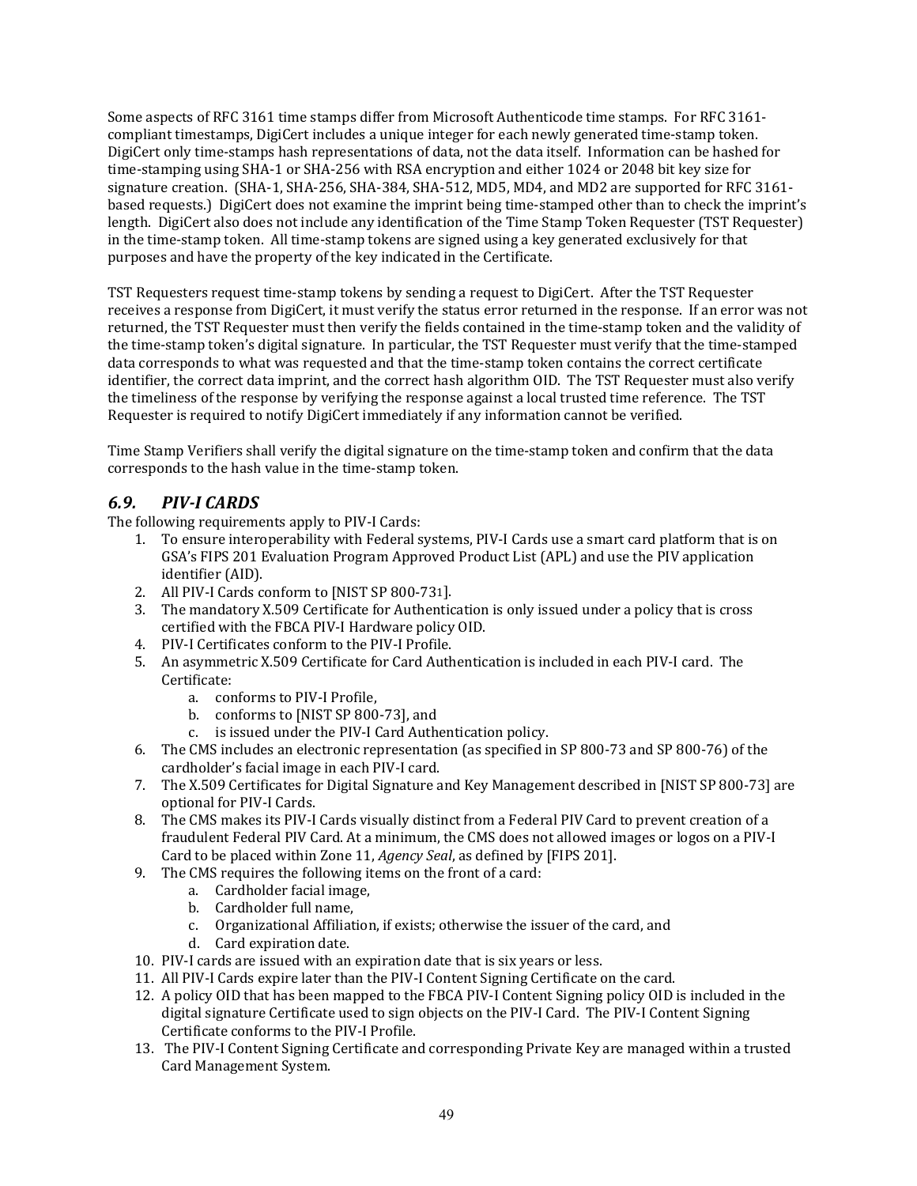Some aspects of RFC 3161 time stamps differ from Microsoft Authenticode time stamps. For RFC 3161-compliant timestamps, DigiCert includes a unique integer for each newly generated time-stamp token. DigiCert only time-stamps hash representations of data, not the data itself. Information can be hashed for time-stamping using SHA-1 or SHA-256 with RSA encryption and either 1024 or 2048 bit key size for signature creation. (SHA-1, SHA-256, SHA-384, SHA-512, MD5, MD4, and MD2 are supported for RFC 3161-based requests.) DigiCert does not examine the imprint being time-stamped other than to check the imprint's length. DigiCert also does not include any identification of the Time Stamp Token Requester (TST Requester) in the time-stamp token. All time-stamp tokens are signed using a key generated exclusively for that purposes and have the property of the key indicated in the Certificate.

TST Requesters request time-stamp tokens by sending a request to DigiCert. After the TST Requester receives a response from DigiCert, it must verify the status error returned in the response. If an error was not returned, the TST Requester must then verify the fields contained in the time-stamp token and the validity of the time-stamp token's digital signature. In particular, the TST Requester must verify that the time-stamped data corresponds to what was requested and that the time-stamp token contains the correct certificate identifier, the correct data imprint, and the correct hash algorithm OID. The TST Requester must also verify the timeliness of the response by verifying the response against a local trusted time reference. The TST Requester is required to notify DigiCert immediately if any information cannot be verified.

Time Stamp Verifiers shall verify the digital signature on the time-stamp token and confirm that the data corresponds to the hash value in the time-stamp token.

## *6.9. PIV-I CARDS*

The following requirements apply to PIV-I Cards:

1. To ensure interoperability with Federal systems, PIV-I Cards use a smart card platform that is on GSA's FIPS 201 Evaluation Program Approved Product List (APL) and use the PIV application identifier (AID).
2. All PIV-I Cards conform to [NIST SP 800-731].
3. The mandatory X.509 Certificate for Authentication is only issued under a policy that is cross certified with the FBCA PIV-I Hardware policy OID.
4. PIV-I Certificates conform to the PIV-I Profile.
5. An asymmetric X.509 Certificate for Card Authentication is included in each PIV-I card. The Certificate:
    a. conforms to PIV-I Profile,
    b. conforms to [NIST SP 800-73], and
    c. is issued under the PIV-I Card Authentication policy.
6. The CMS includes an electronic representation (as specified in SP 800-73 and SP 800-76) of the cardholder's facial image in each PIV-I card.
7. The X.509 Certificates for Digital Signature and Key Management described in [NIST SP 800-73] are optional for PIV-I Cards.
8. The CMS makes its PIV-I Cards visually distinct from a Federal PIV Card to prevent creation of a fraudulent Federal PIV Card. At a minimum, the CMS does not allowed images or logos on a PIV-I Card to be placed within Zone 11, *Agency Seal*, as defined by [FIPS 201].
9. The CMS requires the following items on the front of a card:
    a. Cardholder facial image,
    b. Cardholder full name,
    c. Organizational Affiliation, if exists; otherwise the issuer of the card, and
    d. Card expiration date.
10. PIV-I cards are issued with an expiration date that is six years or less.
11. All PIV-I Cards expire later than the PIV-I Content Signing Certificate on the card.
12. A policy OID that has been mapped to the FBCA PIV-I Content Signing policy OID is included in the digital signature Certificate used to sign objects on the PIV-I Card. The PIV-I Content Signing Certificate conforms to the PIV-I Profile.
13. The PIV-I Content Signing Certificate and corresponding Private Key are managed within a trusted Card Management System.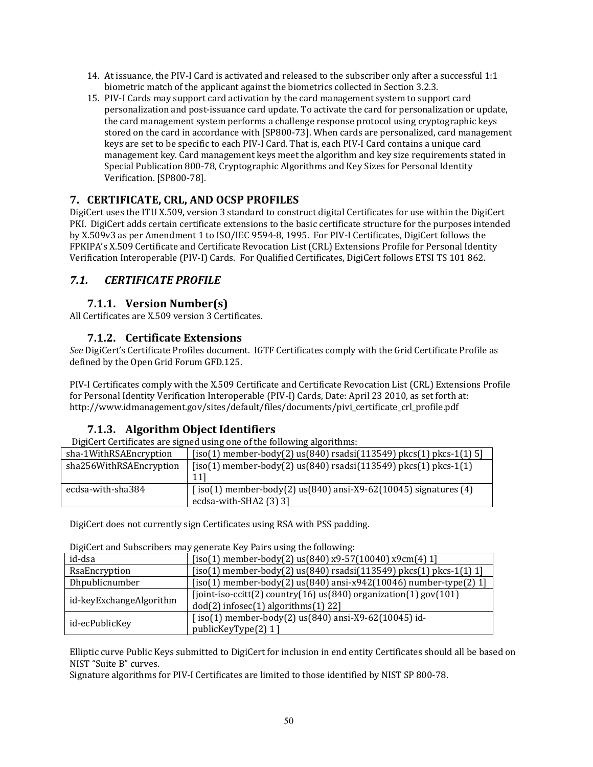14. At issuance, the PIV-I Card is activated and released to the subscriber only after a successful 1:1 biometric match of the applicant against the biometrics collected in Section 3.2.3.
15. PIV-I Cards may support card activation by the card management system to support card personalization and post-issuance card update. To activate the card for personalization or update, the card management system performs a challenge response protocol using cryptographic keys stored on the card in accordance with [SP800-73]. When cards are personalized, card management keys are set to be specific to each PIV-I Card. That is, each PIV-I Card contains a unique card management key. Card management keys meet the algorithm and key size requirements stated in Special Publication 800-78, Cryptographic Algorithms and Key Sizes for Personal Identity Verification. [SP800-78].

# 7. CERTIFICATE, CRL, AND OCSP PROFILES

DigiCert uses the ITU X.509, version 3 standard to construct digital Certificates for use within the DigiCert PKI. DigiCert adds certain certificate extensions to the basic certificate structure for the purposes intended by X.509v3 as per Amendment 1 to ISO/IEC 9594-8, 1995. For PIV-I Certificates, DigiCert follows the FPKIPA's X.509 Certificate and Certificate Revocation List (CRL) Extensions Profile for Personal Identity Verification Interoperable (PIV-I) Cards. For Qualified Certificates, DigiCert follows ETSI TS 101 862.

## *7.1. CERTIFICATE PROFILE*

### 7.1.1. Version Number(s)

All Certificates are X.509 version 3 Certificates.

### 7.1.2. Certificate Extensions

*See* DigiCert's Certificate Profiles document. IGTF Certificates comply with the Grid Certificate Profile as defined by the Open Grid Forum GFD.125.

PIV-I Certificates comply with the X.509 Certificate and Certificate Revocation List (CRL) Extensions Profile for Personal Identity Verification Interoperable (PIV-I) Cards, Date: April 23 2010, as set forth at: http://www.idmanagement.gov/sites/default/files/documents/pivi_certificate_crl_profile.pdf

### 7.1.3. Algorithm Object Identifiers

DigiCert Certificates are signed using one of the following algorithms:

| | |
|---|---|
| sha-1WithRSAEncryption | [iso(1) member-body(2) us(840) rsadsi(113549) pkcs(1) pkcs-1(1) 5] |
| sha256WithRSAEncryption | [iso(1) member-body(2) us(840) rsadsi(113549) pkcs(1) pkcs-1(1) 11] |
| ecdsa-with-sha384 | [ iso(1) member-body(2) us(840) ansi-X9-62(10045) signatures (4) ecdsa-with-SHA2 (3) 3] |

DigiCert does not currently sign Certificates using RSA with PSS padding.

DigiCert and Subscribers may generate Key Pairs using the following:

| | |
|---|---|
| id-dsa | [iso(1) member-body(2) us(840) x9-57(10040) x9cm(4) 1] |
| RsaEncryption | [iso(1) member-body(2) us(840) rsadsi(113549) pkcs(1) pkcs-1(1) 1] |
| Dhpublicnumber | [iso(1) member-body(2) us(840) ansi-x942(10046) number-type(2) 1] |
| id-keyExchangeAlgorithm | [joint-iso-ccitt(2) country(16) us(840) organization(1) gov(101) dod(2) infosec(1) algorithms(1) 22] |
| id-ecPublicKey | [ iso(1) member-body(2) us(840) ansi-X9-62(10045) id-publicKeyType(2) 1 ] |

Elliptic curve Public Keys submitted to DigiCert for inclusion in end entity Certificates should all be based on NIST "Suite B" curves.
Signature algorithms for PIV-I Certificates are limited to those identified by NIST SP 800-78.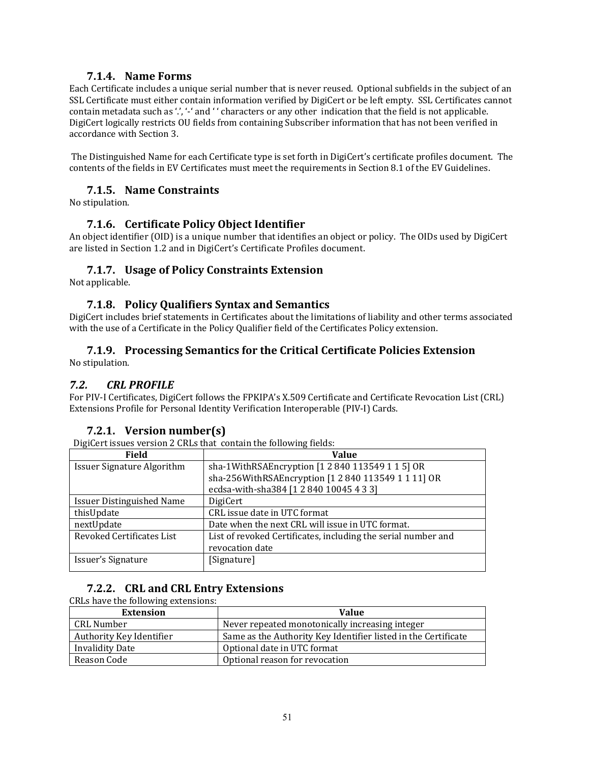### 7.1.4. Name Forms

Each Certificate includes a unique serial number that is never reused. Optional subfields in the subject of an SSL Certificate must either contain information verified by DigiCert or be left empty. SSL Certificates cannot contain metadata such as '.', '-' and ' ' characters or any other indication that the field is not applicable. DigiCert logically restricts OU fields from containing Subscriber information that has not been verified in accordance with Section 3.

The Distinguished Name for each Certificate type is set forth in DigiCert's certificate profiles document. The contents of the fields in EV Certificates must meet the requirements in Section 8.1 of the EV Guidelines.

### 7.1.5. Name Constraints

No stipulation.

### 7.1.6. Certificate Policy Object Identifier

An object identifier (OID) is a unique number that identifies an object or policy. The OIDs used by DigiCert are listed in Section 1.2 and in DigiCert's Certificate Profiles document.

### 7.1.7. Usage of Policy Constraints Extension

Not applicable.

### 7.1.8. Policy Qualifiers Syntax and Semantics

DigiCert includes brief statements in Certificates about the limitations of liability and other terms associated with the use of a Certificate in the Policy Qualifier field of the Certificates Policy extension.

### 7.1.9. Processing Semantics for the Critical Certificate Policies Extension

No stipulation.

## *7.2. CRL PROFILE*

For PIV-I Certificates, DigiCert follows the FPKIPA's X.509 Certificate and Certificate Revocation List (CRL) Extensions Profile for Personal Identity Verification Interoperable (PIV-I) Cards.

### 7.2.1. Version number(s)

DigiCert issues version 2 CRLs that contain the following fields:

| Field | Value |
|---|---|
| Issuer Signature Algorithm | sha-1WithRSAEncryption [1 2 840 113549 1 1 5] OR sha-256WithRSAEncryption [1 2 840 113549 1 1 11] OR ecdsa-with-sha384 [1 2 840 10045 4 3 3] |
| Issuer Distinguished Name | DigiCert |
| thisUpdate | CRL issue date in UTC format |
| nextUpdate | Date when the next CRL will issue in UTC format. |
| Revoked Certificates List | List of revoked Certificates, including the serial number and revocation date |
| Issuer's Signature | [Signature] |

### 7.2.2. CRL and CRL Entry Extensions

CRLs have the following extensions:

| Extension | Value |
|---|---|
| CRL Number | Never repeated monotonically increasing integer |
| Authority Key Identifier | Same as the Authority Key Identifier listed in the Certificate |
| Invalidity Date | Optional date in UTC format |
| Reason Code | Optional reason for revocation |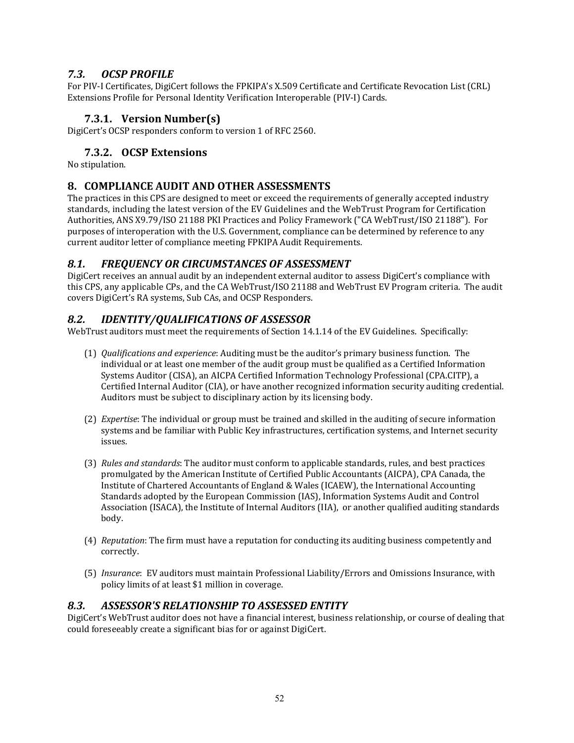## *7.3. OCSP PROFILE*

For PIV-I Certificates, DigiCert follows the FPKIPA's X.509 Certificate and Certificate Revocation List (CRL) Extensions Profile for Personal Identity Verification Interoperable (PIV-I) Cards.

### 7.3.1. Version Number(s)

DigiCert's OCSP responders conform to version 1 of RFC 2560.

### 7.3.2. OCSP Extensions

No stipulation.

# 8. COMPLIANCE AUDIT AND OTHER ASSESSMENTS

The practices in this CPS are designed to meet or exceed the requirements of generally accepted industry standards, including the latest version of the EV Guidelines and the WebTrust Program for Certification Authorities, ANS X9.79/ISO 21188 PKI Practices and Policy Framework ("CA WebTrust/ISO 21188"). For purposes of interoperation with the U.S. Government, compliance can be determined by reference to any current auditor letter of compliance meeting FPKIPA Audit Requirements.

## *8.1. FREQUENCY OR CIRCUMSTANCES OF ASSESSMENT*

DigiCert receives an annual audit by an independent external auditor to assess DigiCert's compliance with this CPS, any applicable CPs, and the CA WebTrust/ISO 21188 and WebTrust EV Program criteria. The audit covers DigiCert's RA systems, Sub CAs, and OCSP Responders.

## *8.2. IDENTITY/QUALIFICATIONS OF ASSESSOR*

WebTrust auditors must meet the requirements of Section 14.1.14 of the EV Guidelines. Specifically:

(1) *Qualifications and experience*: Auditing must be the auditor's primary business function. The individual or at least one member of the audit group must be qualified as a Certified Information Systems Auditor (CISA), an AICPA Certified Information Technology Professional (CPA.CITP), a Certified Internal Auditor (CIA), or have another recognized information security auditing credential. Auditors must be subject to disciplinary action by its licensing body.

(2) *Expertise*: The individual or group must be trained and skilled in the auditing of secure information systems and be familiar with Public Key infrastructures, certification systems, and Internet security issues.

(3) *Rules and standards*: The auditor must conform to applicable standards, rules, and best practices promulgated by the American Institute of Certified Public Accountants (AICPA), CPA Canada, the Institute of Chartered Accountants of England & Wales (ICAEW), the International Accounting Standards adopted by the European Commission (IAS), Information Systems Audit and Control Association (ISACA), the Institute of Internal Auditors (IIA), or another qualified auditing standards body.

(4) *Reputation*: The firm must have a reputation for conducting its auditing business competently and correctly.

(5) *Insurance*: EV auditors must maintain Professional Liability/Errors and Omissions Insurance, with policy limits of at least $1 million in coverage.

## *8.3. ASSESSOR'S RELATIONSHIP TO ASSESSED ENTITY*

DigiCert's WebTrust auditor does not have a financial interest, business relationship, or course of dealing that could foreseeably create a significant bias for or against DigiCert.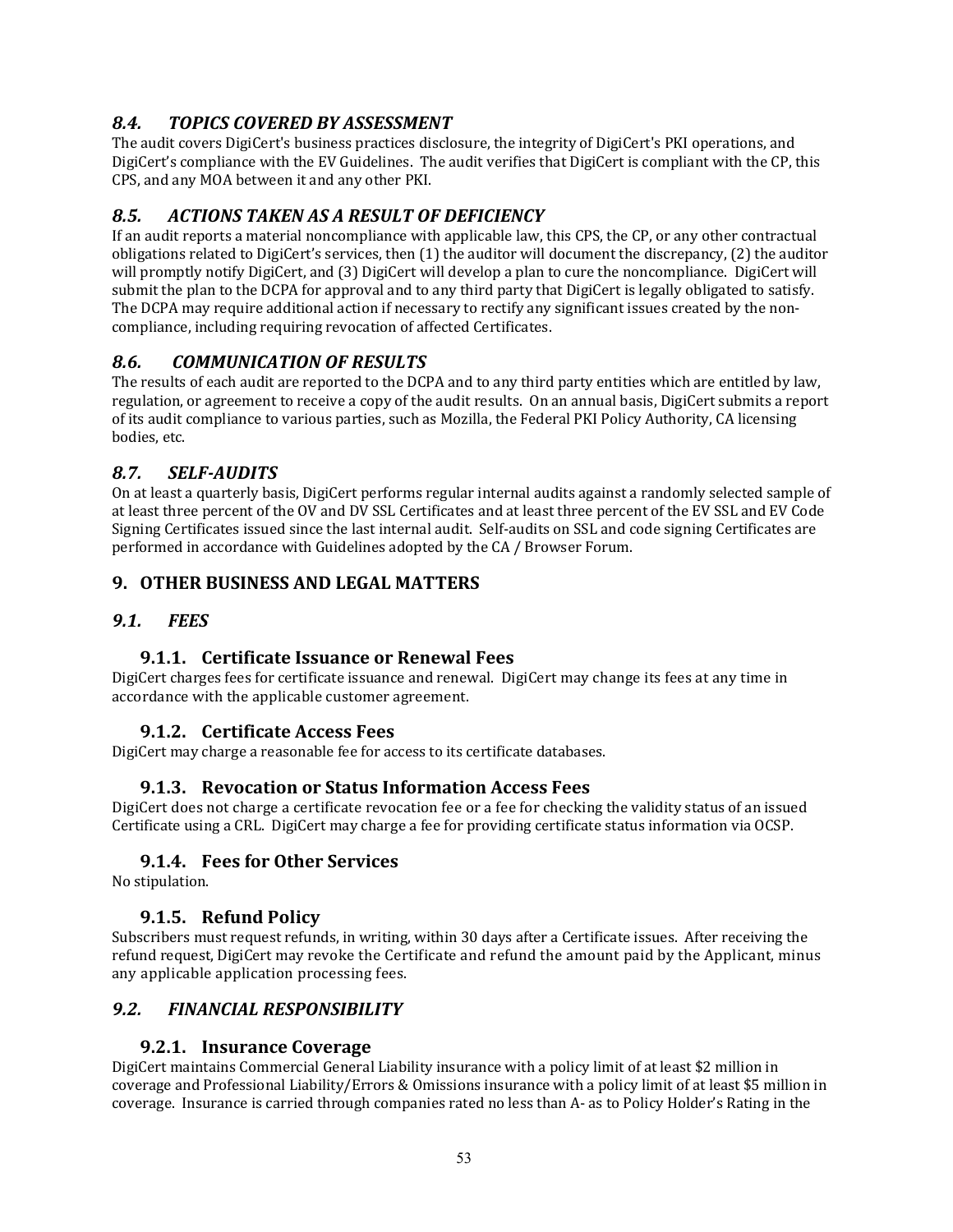## *8.4. TOPICS COVERED BY ASSESSMENT*

The audit covers DigiCert's business practices disclosure, the integrity of DigiCert's PKI operations, and DigiCert's compliance with the EV Guidelines. The audit verifies that DigiCert is compliant with the CP, this CPS, and any MOA between it and any other PKI.

## *8.5. ACTIONS TAKEN AS A RESULT OF DEFICIENCY*

If an audit reports a material noncompliance with applicable law, this CPS, the CP, or any other contractual obligations related to DigiCert's services, then (1) the auditor will document the discrepancy, (2) the auditor will promptly notify DigiCert, and (3) DigiCert will develop a plan to cure the noncompliance. DigiCert will submit the plan to the DCPA for approval and to any third party that DigiCert is legally obligated to satisfy. The DCPA may require additional action if necessary to rectify any significant issues created by the non-compliance, including requiring revocation of affected Certificates.

## *8.6. COMMUNICATION OF RESULTS*

The results of each audit are reported to the DCPA and to any third party entities which are entitled by law, regulation, or agreement to receive a copy of the audit results. On an annual basis, DigiCert submits a report of its audit compliance to various parties, such as Mozilla, the Federal PKI Policy Authority, CA licensing bodies, etc.

## *8.7. SELF-AUDITS*

On at least a quarterly basis, DigiCert performs regular internal audits against a randomly selected sample of at least three percent of the OV and DV SSL Certificates and at least three percent of the EV SSL and EV Code Signing Certificates issued since the last internal audit. Self-audits on SSL and code signing Certificates are performed in accordance with Guidelines adopted by the CA / Browser Forum.

# 9. OTHER BUSINESS AND LEGAL MATTERS

## *9.1. FEES*

### 9.1.1. Certificate Issuance or Renewal Fees

DigiCert charges fees for certificate issuance and renewal. DigiCert may change its fees at any time in accordance with the applicable customer agreement.

### 9.1.2. Certificate Access Fees

DigiCert may charge a reasonable fee for access to its certificate databases.

### 9.1.3. Revocation or Status Information Access Fees

DigiCert does not charge a certificate revocation fee or a fee for checking the validity status of an issued Certificate using a CRL. DigiCert may charge a fee for providing certificate status information via OCSP.

### 9.1.4. Fees for Other Services

No stipulation.

### 9.1.5. Refund Policy

Subscribers must request refunds, in writing, within 30 days after a Certificate issues. After receiving the refund request, DigiCert may revoke the Certificate and refund the amount paid by the Applicant, minus any applicable application processing fees.

## *9.2. FINANCIAL RESPONSIBILITY*

### 9.2.1. Insurance Coverage

DigiCert maintains Commercial General Liability insurance with a policy limit of at least $2 million in coverage and Professional Liability/Errors & Omissions insurance with a policy limit of at least $5 million in coverage. Insurance is carried through companies rated no less than A- as to Policy Holder's Rating in the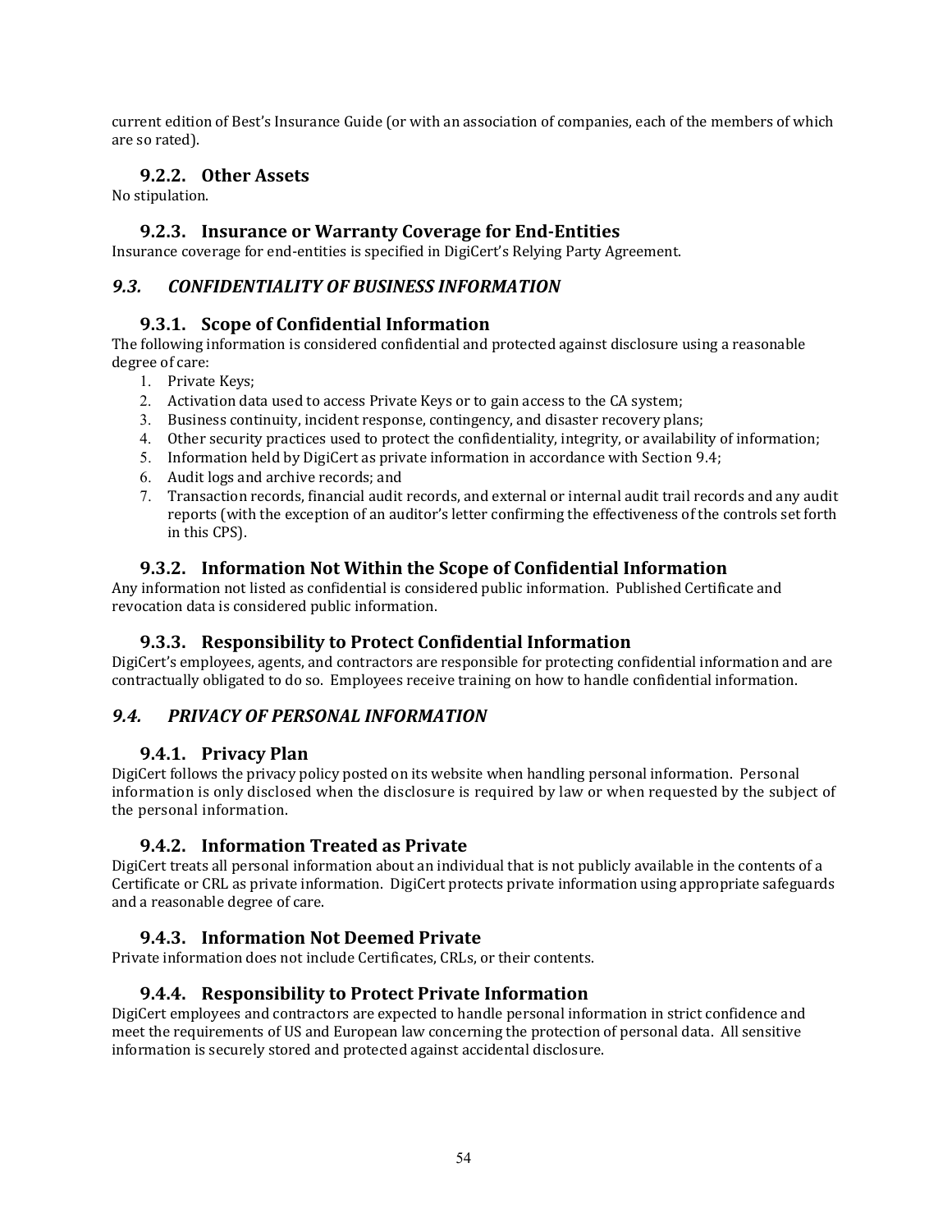current edition of Best's Insurance Guide (or with an association of companies, each of the members of which are so rated).

### 9.2.2. Other Assets

No stipulation.

### 9.2.3. Insurance or Warranty Coverage for End-Entities

Insurance coverage for end-entities is specified in DigiCert's Relying Party Agreement.

## *9.3. CONFIDENTIALITY OF BUSINESS INFORMATION*

### 9.3.1. Scope of Confidential Information

The following information is considered confidential and protected against disclosure using a reasonable degree of care:

1. Private Keys;
2. Activation data used to access Private Keys or to gain access to the CA system;
3. Business continuity, incident response, contingency, and disaster recovery plans;
4. Other security practices used to protect the confidentiality, integrity, or availability of information;
5. Information held by DigiCert as private information in accordance with Section 9.4;
6. Audit logs and archive records; and
7. Transaction records, financial audit records, and external or internal audit trail records and any audit reports (with the exception of an auditor's letter confirming the effectiveness of the controls set forth in this CPS).

### 9.3.2. Information Not Within the Scope of Confidential Information

Any information not listed as confidential is considered public information. Published Certificate and revocation data is considered public information.

### 9.3.3. Responsibility to Protect Confidential Information

DigiCert's employees, agents, and contractors are responsible for protecting confidential information and are contractually obligated to do so. Employees receive training on how to handle confidential information.

## *9.4. PRIVACY OF PERSONAL INFORMATION*

### 9.4.1. Privacy Plan

DigiCert follows the privacy policy posted on its website when handling personal information. Personal information is only disclosed when the disclosure is required by law or when requested by the subject of the personal information.

### 9.4.2. Information Treated as Private

DigiCert treats all personal information about an individual that is not publicly available in the contents of a Certificate or CRL as private information. DigiCert protects private information using appropriate safeguards and a reasonable degree of care.

### 9.4.3. Information Not Deemed Private

Private information does not include Certificates, CRLs, or their contents.

### 9.4.4. Responsibility to Protect Private Information

DigiCert employees and contractors are expected to handle personal information in strict confidence and meet the requirements of US and European law concerning the protection of personal data. All sensitive information is securely stored and protected against accidental disclosure.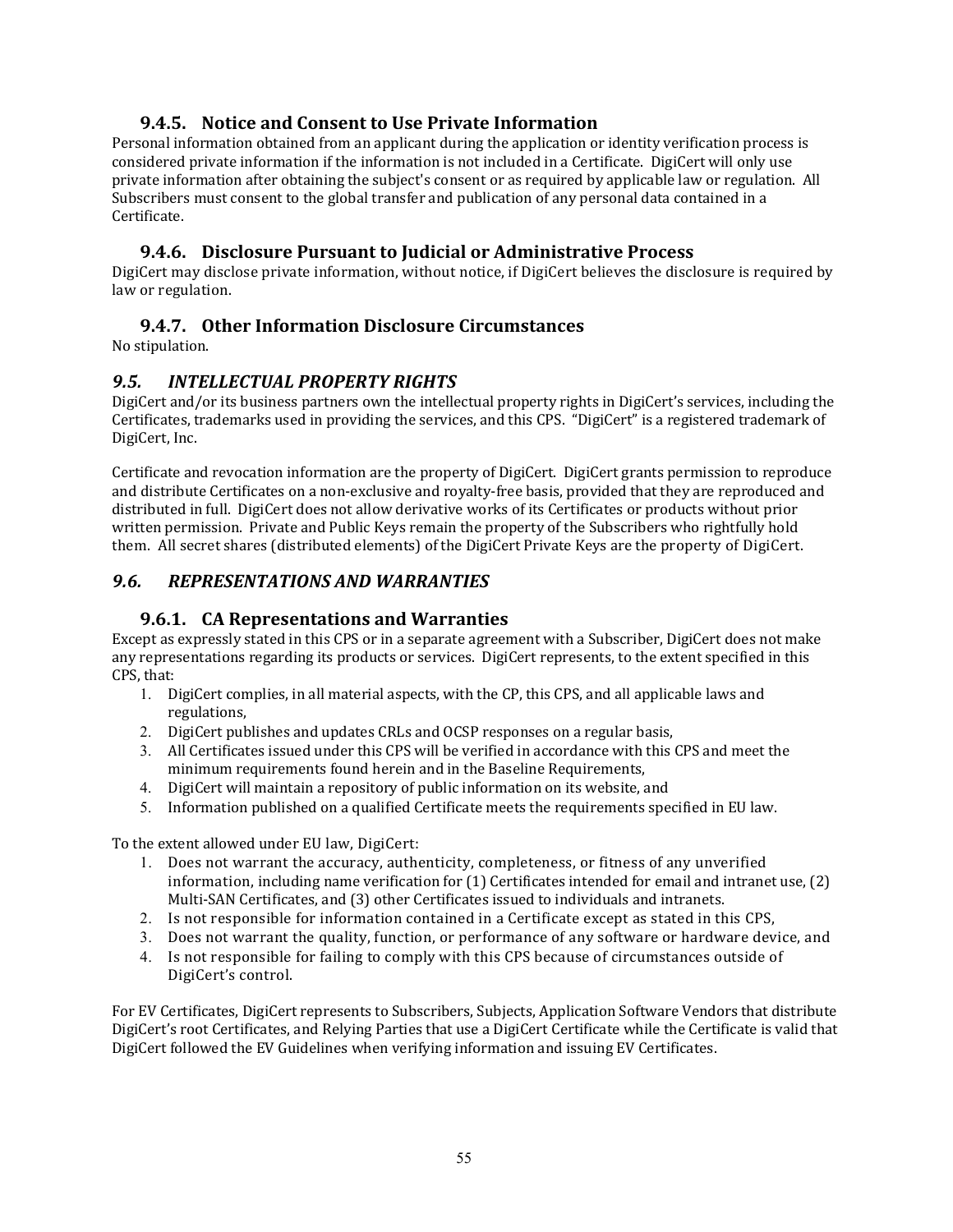### 9.4.5. Notice and Consent to Use Private Information

Personal information obtained from an applicant during the application or identity verification process is considered private information if the information is not included in a Certificate. DigiCert will only use private information after obtaining the subject's consent or as required by applicable law or regulation. All Subscribers must consent to the global transfer and publication of any personal data contained in a Certificate.

### 9.4.6. Disclosure Pursuant to Judicial or Administrative Process

DigiCert may disclose private information, without notice, if DigiCert believes the disclosure is required by law or regulation.

### 9.4.7. Other Information Disclosure Circumstances

No stipulation.

## *9.5. INTELLECTUAL PROPERTY RIGHTS*

DigiCert and/or its business partners own the intellectual property rights in DigiCert's services, including the Certificates, trademarks used in providing the services, and this CPS. "DigiCert" is a registered trademark of DigiCert, Inc.

Certificate and revocation information are the property of DigiCert. DigiCert grants permission to reproduce and distribute Certificates on a non-exclusive and royalty-free basis, provided that they are reproduced and distributed in full. DigiCert does not allow derivative works of its Certificates or products without prior written permission. Private and Public Keys remain the property of the Subscribers who rightfully hold them. All secret shares (distributed elements) of the DigiCert Private Keys are the property of DigiCert.

## *9.6. REPRESENTATIONS AND WARRANTIES*

### 9.6.1. CA Representations and Warranties

Except as expressly stated in this CPS or in a separate agreement with a Subscriber, DigiCert does not make any representations regarding its products or services. DigiCert represents, to the extent specified in this CPS, that:

1. DigiCert complies, in all material aspects, with the CP, this CPS, and all applicable laws and regulations,
2. DigiCert publishes and updates CRLs and OCSP responses on a regular basis,
3. All Certificates issued under this CPS will be verified in accordance with this CPS and meet the minimum requirements found herein and in the Baseline Requirements,
4. DigiCert will maintain a repository of public information on its website, and
5. Information published on a qualified Certificate meets the requirements specified in EU law.

To the extent allowed under EU law, DigiCert:

1. Does not warrant the accuracy, authenticity, completeness, or fitness of any unverified information, including name verification for (1) Certificates intended for email and intranet use, (2) Multi-SAN Certificates, and (3) other Certificates issued to individuals and intranets.
2. Is not responsible for information contained in a Certificate except as stated in this CPS,
3. Does not warrant the quality, function, or performance of any software or hardware device, and
4. Is not responsible for failing to comply with this CPS because of circumstances outside of DigiCert's control.

For EV Certificates, DigiCert represents to Subscribers, Subjects, Application Software Vendors that distribute DigiCert's root Certificates, and Relying Parties that use a DigiCert Certificate while the Certificate is valid that DigiCert followed the EV Guidelines when verifying information and issuing EV Certificates.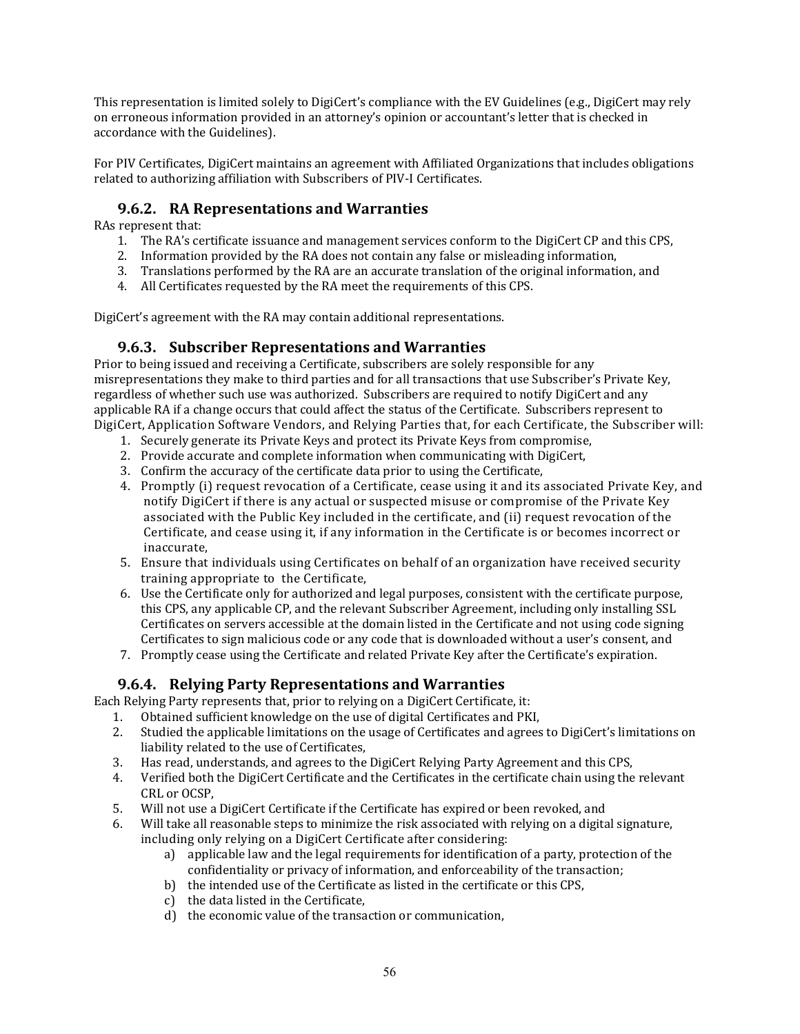This representation is limited solely to DigiCert's compliance with the EV Guidelines (e.g., DigiCert may rely on erroneous information provided in an attorney's opinion or accountant's letter that is checked in accordance with the Guidelines).

For PIV Certificates, DigiCert maintains an agreement with Affiliated Organizations that includes obligations related to authorizing affiliation with Subscribers of PIV-I Certificates.

### 9.6.2. RA Representations and Warranties

RAs represent that:

1. The RA's certificate issuance and management services conform to the DigiCert CP and this CPS,
2. Information provided by the RA does not contain any false or misleading information,
3. Translations performed by the RA are an accurate translation of the original information, and
4. All Certificates requested by the RA meet the requirements of this CPS.

DigiCert's agreement with the RA may contain additional representations.

### 9.6.3. Subscriber Representations and Warranties

Prior to being issued and receiving a Certificate, subscribers are solely responsible for any misrepresentations they make to third parties and for all transactions that use Subscriber's Private Key, regardless of whether such use was authorized. Subscribers are required to notify DigiCert and any applicable RA if a change occurs that could affect the status of the Certificate. Subscribers represent to DigiCert, Application Software Vendors, and Relying Parties that, for each Certificate, the Subscriber will:

1. Securely generate its Private Keys and protect its Private Keys from compromise,
2. Provide accurate and complete information when communicating with DigiCert,
3. Confirm the accuracy of the certificate data prior to using the Certificate,
4. Promptly (i) request revocation of a Certificate, cease using it and its associated Private Key, and notify DigiCert if there is any actual or suspected misuse or compromise of the Private Key associated with the Public Key included in the certificate, and (ii) request revocation of the Certificate, and cease using it, if any information in the Certificate is or becomes incorrect or inaccurate,
5. Ensure that individuals using Certificates on behalf of an organization have received security training appropriate to the Certificate,
6. Use the Certificate only for authorized and legal purposes, consistent with the certificate purpose, this CPS, any applicable CP, and the relevant Subscriber Agreement, including only installing SSL Certificates on servers accessible at the domain listed in the Certificate and not using code signing Certificates to sign malicious code or any code that is downloaded without a user's consent, and
7. Promptly cease using the Certificate and related Private Key after the Certificate's expiration.

### 9.6.4. Relying Party Representations and Warranties

Each Relying Party represents that, prior to relying on a DigiCert Certificate, it:

1. Obtained sufficient knowledge on the use of digital Certificates and PKI,
2. Studied the applicable limitations on the usage of Certificates and agrees to DigiCert's limitations on liability related to the use of Certificates,
3. Has read, understands, and agrees to the DigiCert Relying Party Agreement and this CPS,
4. Verified both the DigiCert Certificate and the Certificates in the certificate chain using the relevant CRL or OCSP,
5. Will not use a DigiCert Certificate if the Certificate has expired or been revoked, and
6. Will take all reasonable steps to minimize the risk associated with relying on a digital signature, including only relying on a DigiCert Certificate after considering:
   a) applicable law and the legal requirements for identification of a party, protection of the confidentiality or privacy of information, and enforceability of the transaction;
   b) the intended use of the Certificate as listed in the certificate or this CPS,
   c) the data listed in the Certificate,
   d) the economic value of the transaction or communication,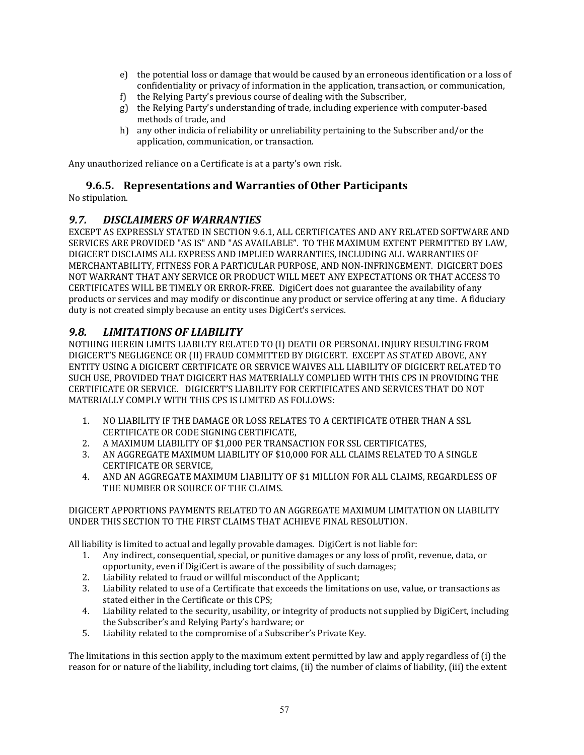e) the potential loss or damage that would be caused by an erroneous identification or a loss of confidentiality or privacy of information in the application, transaction, or communication,
f) the Relying Party's previous course of dealing with the Subscriber,
g) the Relying Party's understanding of trade, including experience with computer-based methods of trade, and
h) any other indicia of reliability or unreliability pertaining to the Subscriber and/or the application, communication, or transaction.

Any unauthorized reliance on a Certificate is at a party's own risk.

### 9.6.5. Representations and Warranties of Other Participants

No stipulation.

## *9.7. DISCLAIMERS OF WARRANTIES*

EXCEPT AS EXPRESSLY STATED IN SECTION 9.6.1, ALL CERTIFICATES AND ANY RELATED SOFTWARE AND SERVICES ARE PROVIDED "AS IS" AND "AS AVAILABLE". TO THE MAXIMUM EXTENT PERMITTED BY LAW, DIGICERT DISCLAIMS ALL EXPRESS AND IMPLIED WARRANTIES, INCLUDING ALL WARRANTIES OF MERCHANTABILITY, FITNESS FOR A PARTICULAR PURPOSE, AND NON-INFRINGEMENT. DIGICERT DOES NOT WARRANT THAT ANY SERVICE OR PRODUCT WILL MEET ANY EXPECTATIONS OR THAT ACCESS TO CERTIFICATES WILL BE TIMELY OR ERROR-FREE. DigiCert does not guarantee the availability of any products or services and may modify or discontinue any product or service offering at any time. A fiduciary duty is not created simply because an entity uses DigiCert's services.

## *9.8. LIMITATIONS OF LIABILITY*

NOTHING HEREIN LIMITS LIABILTY RELATED TO (I) DEATH OR PERSONAL INJURY RESULTING FROM DIGICERT'S NEGLIGENCE OR (II) FRAUD COMMITTED BY DIGICERT. EXCEPT AS STATED ABOVE, ANY ENTITY USING A DIGICERT CERTIFICATE OR SERVICE WAIVES ALL LIABILITY OF DIGICERT RELATED TO SUCH USE, PROVIDED THAT DIGICERT HAS MATERIALLY COMPLIED WITH THIS CPS IN PROVIDING THE CERTIFICATE OR SERVICE. DIGICERT'S LIABILITY FOR CERTIFICATES AND SERVICES THAT DO NOT MATERIALLY COMPLY WITH THIS CPS IS LIMITED AS FOLLOWS:

1. NO LIABILITY IF THE DAMAGE OR LOSS RELATES TO A CERTIFICATE OTHER THAN A SSL CERTIFICATE OR CODE SIGNING CERTIFICATE,
2. A MAXIMUM LIABILITY OF $1,000 PER TRANSACTION FOR SSL CERTIFICATES,
3. AN AGGREGATE MAXIMUM LIABILITY OF $10,000 FOR ALL CLAIMS RELATED TO A SINGLE CERTIFICATE OR SERVICE,
4. AND AN AGGREGATE MAXIMUM LIABILITY OF $1 MILLION FOR ALL CLAIMS, REGARDLESS OF THE NUMBER OR SOURCE OF THE CLAIMS.

DIGICERT APPORTIONS PAYMENTS RELATED TO AN AGGREGATE MAXIMUM LIMITATION ON LIABILITY UNDER THIS SECTION TO THE FIRST CLAIMS THAT ACHIEVE FINAL RESOLUTION.

All liability is limited to actual and legally provable damages. DigiCert is not liable for:

1. Any indirect, consequential, special, or punitive damages or any loss of profit, revenue, data, or opportunity, even if DigiCert is aware of the possibility of such damages;
2. Liability related to fraud or willful misconduct of the Applicant;
3. Liability related to use of a Certificate that exceeds the limitations on use, value, or transactions as stated either in the Certificate or this CPS;
4. Liability related to the security, usability, or integrity of products not supplied by DigiCert, including the Subscriber's and Relying Party's hardware; or
5. Liability related to the compromise of a Subscriber's Private Key.

The limitations in this section apply to the maximum extent permitted by law and apply regardless of (i) the reason for or nature of the liability, including tort claims, (ii) the number of claims of liability, (iii) the extent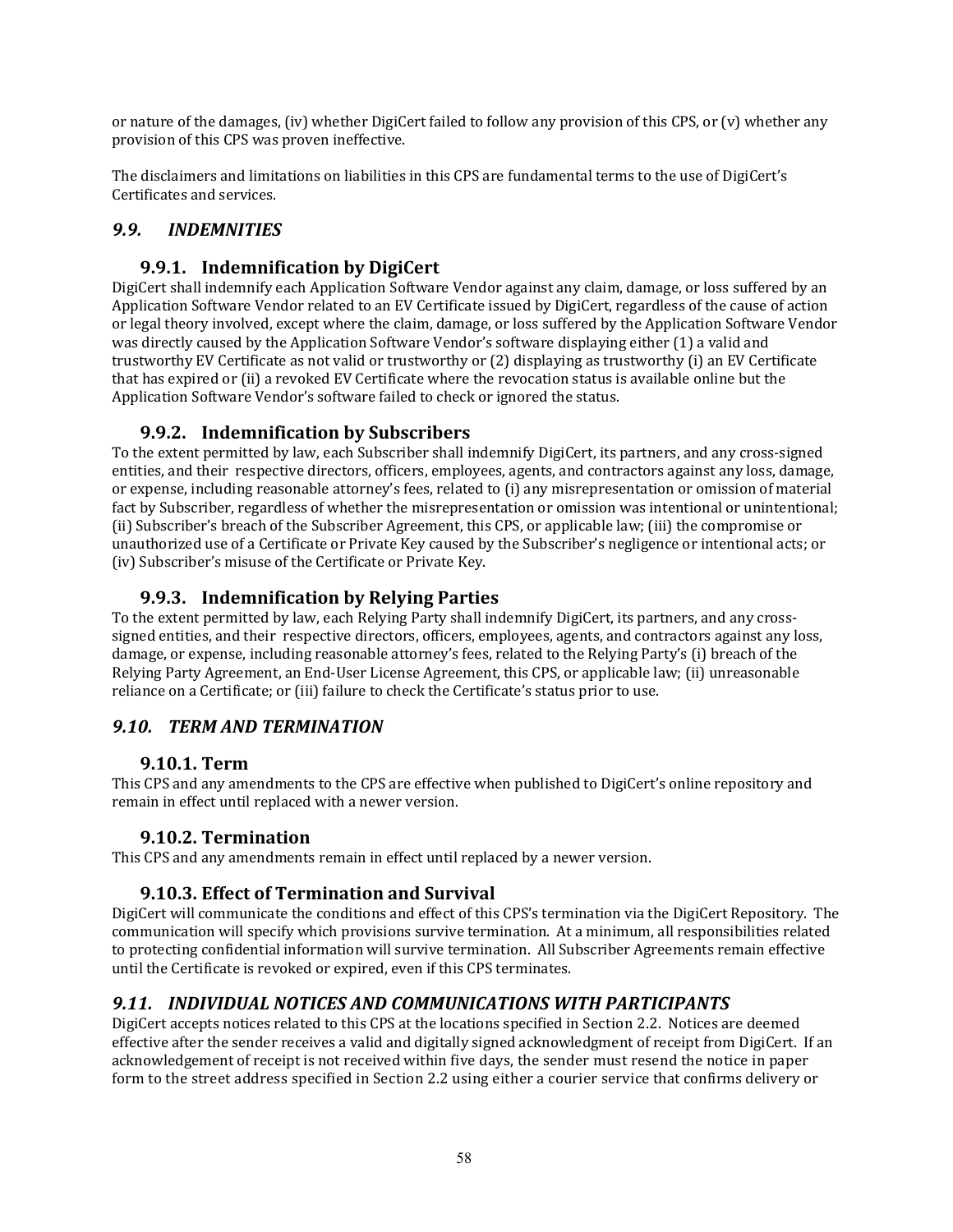or nature of the damages, (iv) whether DigiCert failed to follow any provision of this CPS, or (v) whether any provision of this CPS was proven ineffective.

The disclaimers and limitations on liabilities in this CPS are fundamental terms to the use of DigiCert's Certificates and services.

## *9.9. INDEMNITIES*

### 9.9.1. Indemnification by DigiCert

DigiCert shall indemnify each Application Software Vendor against any claim, damage, or loss suffered by an Application Software Vendor related to an EV Certificate issued by DigiCert, regardless of the cause of action or legal theory involved, except where the claim, damage, or loss suffered by the Application Software Vendor was directly caused by the Application Software Vendor's software displaying either (1) a valid and trustworthy EV Certificate as not valid or trustworthy or (2) displaying as trustworthy (i) an EV Certificate that has expired or (ii) a revoked EV Certificate where the revocation status is available online but the Application Software Vendor's software failed to check or ignored the status.

### 9.9.2. Indemnification by Subscribers

To the extent permitted by law, each Subscriber shall indemnify DigiCert, its partners, and any cross-signed entities, and their respective directors, officers, employees, agents, and contractors against any loss, damage, or expense, including reasonable attorney's fees, related to (i) any misrepresentation or omission of material fact by Subscriber, regardless of whether the misrepresentation or omission was intentional or unintentional; (ii) Subscriber's breach of the Subscriber Agreement, this CPS, or applicable law; (iii) the compromise or unauthorized use of a Certificate or Private Key caused by the Subscriber's negligence or intentional acts; or (iv) Subscriber's misuse of the Certificate or Private Key.

### 9.9.3. Indemnification by Relying Parties

To the extent permitted by law, each Relying Party shall indemnify DigiCert, its partners, and any cross-signed entities, and their respective directors, officers, employees, agents, and contractors against any loss, damage, or expense, including reasonable attorney's fees, related to the Relying Party's (i) breach of the Relying Party Agreement, an End-User License Agreement, this CPS, or applicable law; (ii) unreasonable reliance on a Certificate; or (iii) failure to check the Certificate's status prior to use.

## *9.10. TERM AND TERMINATION*

### 9.10.1. Term

This CPS and any amendments to the CPS are effective when published to DigiCert's online repository and remain in effect until replaced with a newer version.

### 9.10.2. Termination

This CPS and any amendments remain in effect until replaced by a newer version.

### 9.10.3. Effect of Termination and Survival

DigiCert will communicate the conditions and effect of this CPS's termination via the DigiCert Repository. The communication will specify which provisions survive termination. At a minimum, all responsibilities related to protecting confidential information will survive termination. All Subscriber Agreements remain effective until the Certificate is revoked or expired, even if this CPS terminates.

## *9.11. INDIVIDUAL NOTICES AND COMMUNICATIONS WITH PARTICIPANTS*

DigiCert accepts notices related to this CPS at the locations specified in Section 2.2. Notices are deemed effective after the sender receives a valid and digitally signed acknowledgment of receipt from DigiCert. If an acknowledgement of receipt is not received within five days, the sender must resend the notice in paper form to the street address specified in Section 2.2 using either a courier service that confirms delivery or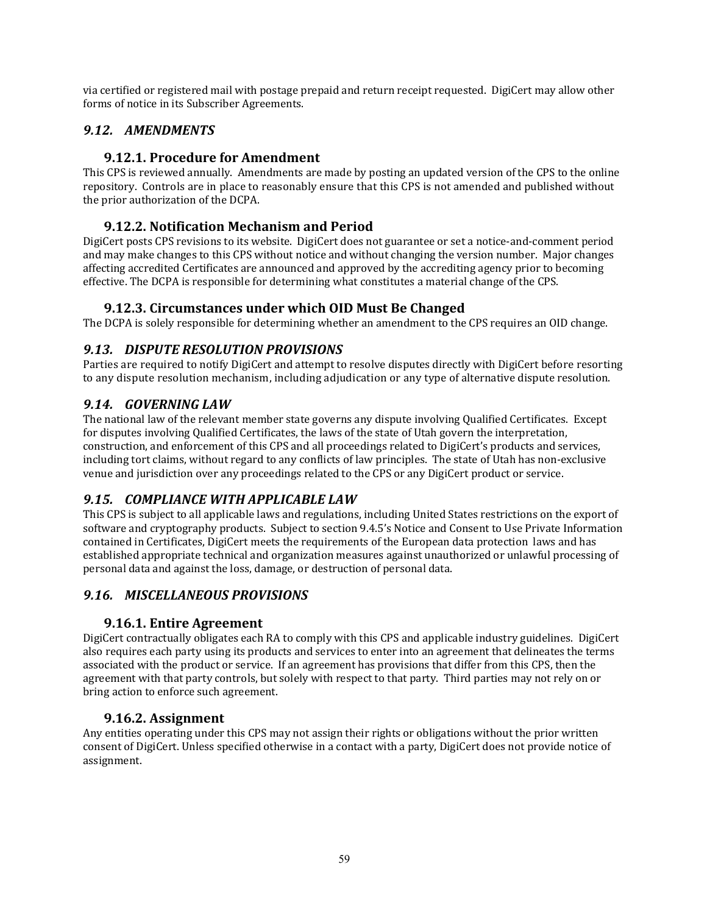via certified or registered mail with postage prepaid and return receipt requested. DigiCert may allow other forms of notice in its Subscriber Agreements.

## *9.12. AMENDMENTS*

### 9.12.1. Procedure for Amendment

This CPS is reviewed annually. Amendments are made by posting an updated version of the CPS to the online repository. Controls are in place to reasonably ensure that this CPS is not amended and published without the prior authorization of the DCPA.

### 9.12.2. Notification Mechanism and Period

DigiCert posts CPS revisions to its website. DigiCert does not guarantee or set a notice-and-comment period and may make changes to this CPS without notice and without changing the version number. Major changes affecting accredited Certificates are announced and approved by the accrediting agency prior to becoming effective. The DCPA is responsible for determining what constitutes a material change of the CPS.

### 9.12.3. Circumstances under which OID Must Be Changed

The DCPA is solely responsible for determining whether an amendment to the CPS requires an OID change.

## *9.13. DISPUTE RESOLUTION PROVISIONS*

Parties are required to notify DigiCert and attempt to resolve disputes directly with DigiCert before resorting to any dispute resolution mechanism, including adjudication or any type of alternative dispute resolution.

## *9.14. GOVERNING LAW*

The national law of the relevant member state governs any dispute involving Qualified Certificates. Except for disputes involving Qualified Certificates, the laws of the state of Utah govern the interpretation, construction, and enforcement of this CPS and all proceedings related to DigiCert's products and services, including tort claims, without regard to any conflicts of law principles. The state of Utah has non-exclusive venue and jurisdiction over any proceedings related to the CPS or any DigiCert product or service.

## *9.15. COMPLIANCE WITH APPLICABLE LAW*

This CPS is subject to all applicable laws and regulations, including United States restrictions on the export of software and cryptography products. Subject to section 9.4.5's Notice and Consent to Use Private Information contained in Certificates, DigiCert meets the requirements of the European data protection laws and has established appropriate technical and organization measures against unauthorized or unlawful processing of personal data and against the loss, damage, or destruction of personal data.

## *9.16. MISCELLANEOUS PROVISIONS*

### 9.16.1. Entire Agreement

DigiCert contractually obligates each RA to comply with this CPS and applicable industry guidelines. DigiCert also requires each party using its products and services to enter into an agreement that delineates the terms associated with the product or service. If an agreement has provisions that differ from this CPS, then the agreement with that party controls, but solely with respect to that party. Third parties may not rely on or bring action to enforce such agreement.

### 9.16.2. Assignment

Any entities operating under this CPS may not assign their rights or obligations without the prior written consent of DigiCert. Unless specified otherwise in a contact with a party, DigiCert does not provide notice of assignment.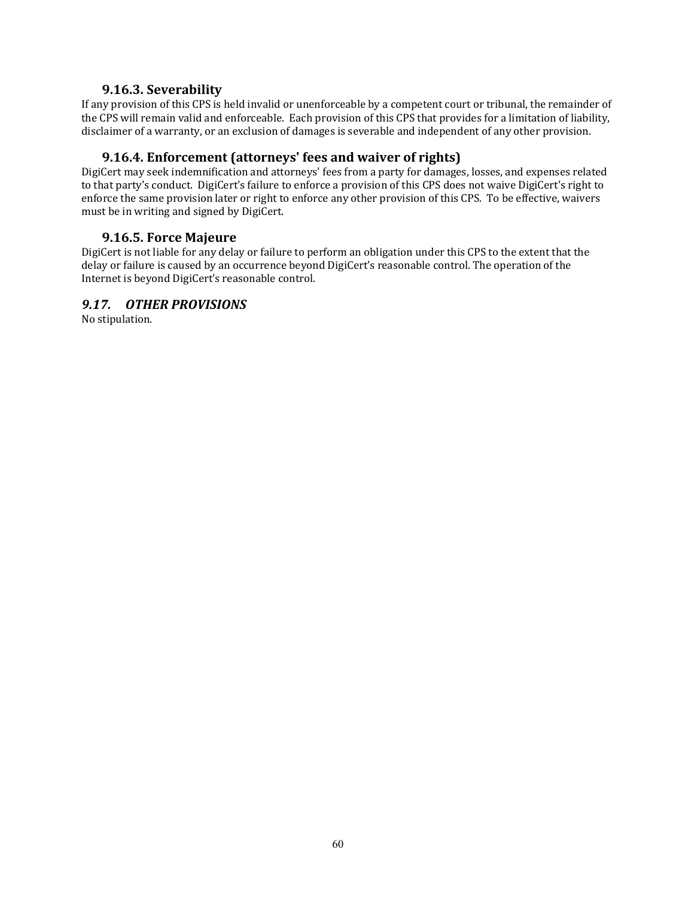### 9.16.3. Severability

If any provision of this CPS is held invalid or unenforceable by a competent court or tribunal, the remainder of the CPS will remain valid and enforceable. Each provision of this CPS that provides for a limitation of liability, disclaimer of a warranty, or an exclusion of damages is severable and independent of any other provision.

### 9.16.4. Enforcement (attorneys' fees and waiver of rights)

DigiCert may seek indemnification and attorneys' fees from a party for damages, losses, and expenses related to that party's conduct. DigiCert's failure to enforce a provision of this CPS does not waive DigiCert's right to enforce the same provision later or right to enforce any other provision of this CPS. To be effective, waivers must be in writing and signed by DigiCert.

### 9.16.5. Force Majeure

DigiCert is not liable for any delay or failure to perform an obligation under this CPS to the extent that the delay or failure is caused by an occurrence beyond DigiCert's reasonable control. The operation of the Internet is beyond DigiCert's reasonable control.

## *9.17. OTHER PROVISIONS*

No stipulation.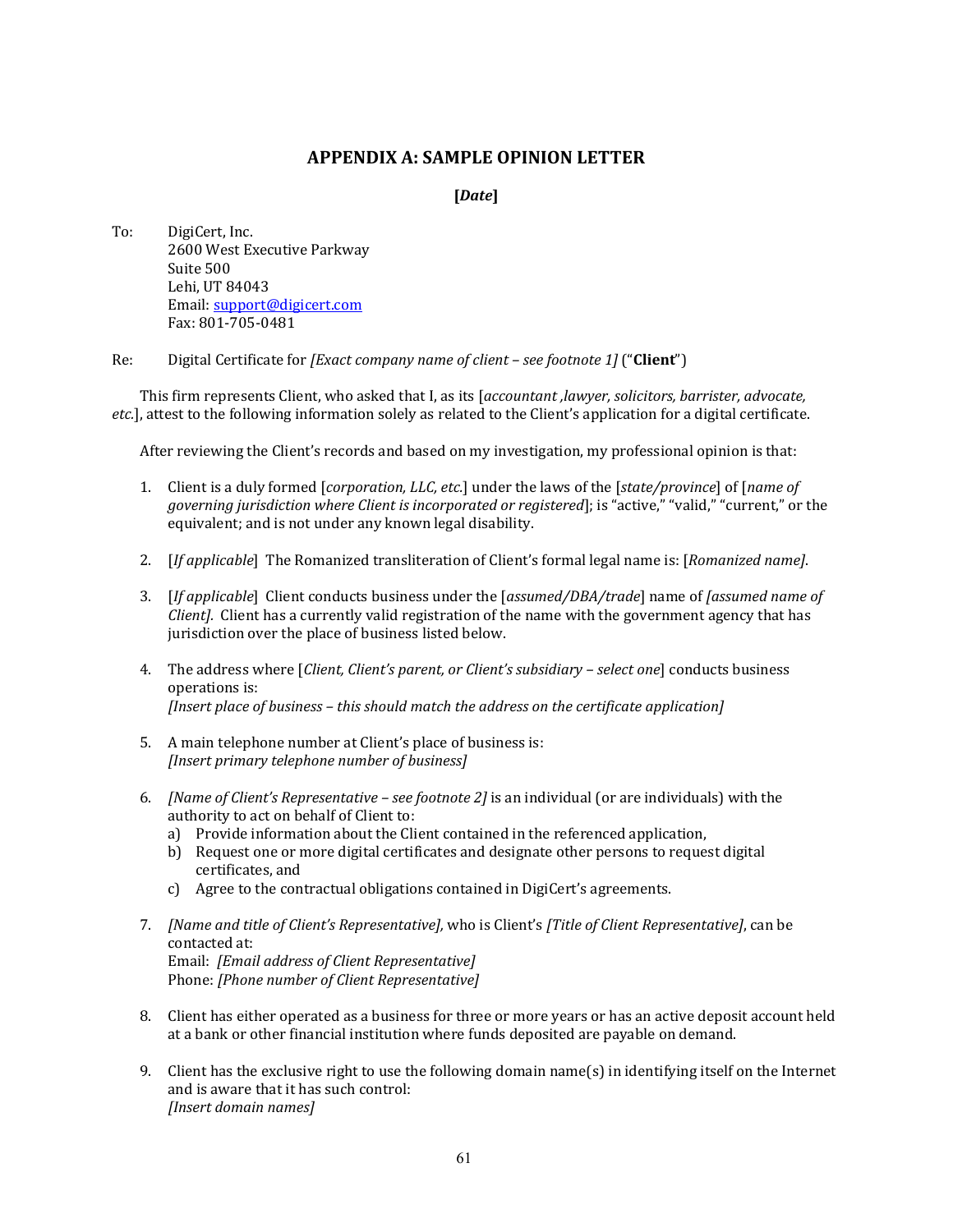## APPENDIX A: SAMPLE OPINION LETTER

**[*Date*]**

To: DigiCert, Inc.
2600 West Executive Parkway
Suite 500
Lehi, UT 84043
Email: support@digicert.com
Fax: 801-705-0481

Re: Digital Certificate for *[Exact company name of client – see footnote 1]* ("**Client**")

This firm represents Client, who asked that I, as its [*accountant ,lawyer, solicitors, barrister, advocate, etc.*], attest to the following information solely as related to the Client's application for a digital certificate.

After reviewing the Client's records and based on my investigation, my professional opinion is that:

1. Client is a duly formed [*corporation, LLC, etc.*] under the laws of the [*state/province*] of [*name of governing jurisdiction where Client is incorporated or registered*]; is "active," "valid," "current," or the equivalent; and is not under any known legal disability.

2. [*If applicable*] The Romanized transliteration of Client's formal legal name is: [*Romanized name]*.

3. [*If applicable*] Client conducts business under the [*assumed/DBA/trade*] name of *[assumed name of Client]*. Client has a currently valid registration of the name with the government agency that has jurisdiction over the place of business listed below.

4. The address where [*Client, Client's parent, or Client's subsidiary – select one*] conducts business operations is:
*[Insert place of business – this should match the address on the certificate application]*

5. A main telephone number at Client's place of business is:
*[Insert primary telephone number of business]*

6. *[Name of Client's Representative – see footnote 2]* is an individual (or are individuals) with the authority to act on behalf of Client to:
   a) Provide information about the Client contained in the referenced application,
   b) Request one or more digital certificates and designate other persons to request digital certificates, and
   c) Agree to the contractual obligations contained in DigiCert's agreements.

7. *[Name and title of Client's Representative],* who is Client's *[Title of Client Representative]*, can be contacted at:
Email: *[Email address of Client Representative]*
Phone: *[Phone number of Client Representative]*

8. Client has either operated as a business for three or more years or has an active deposit account held at a bank or other financial institution where funds deposited are payable on demand.

9. Client has the exclusive right to use the following domain name(s) in identifying itself on the Internet and is aware that it has such control:
*[Insert domain names]*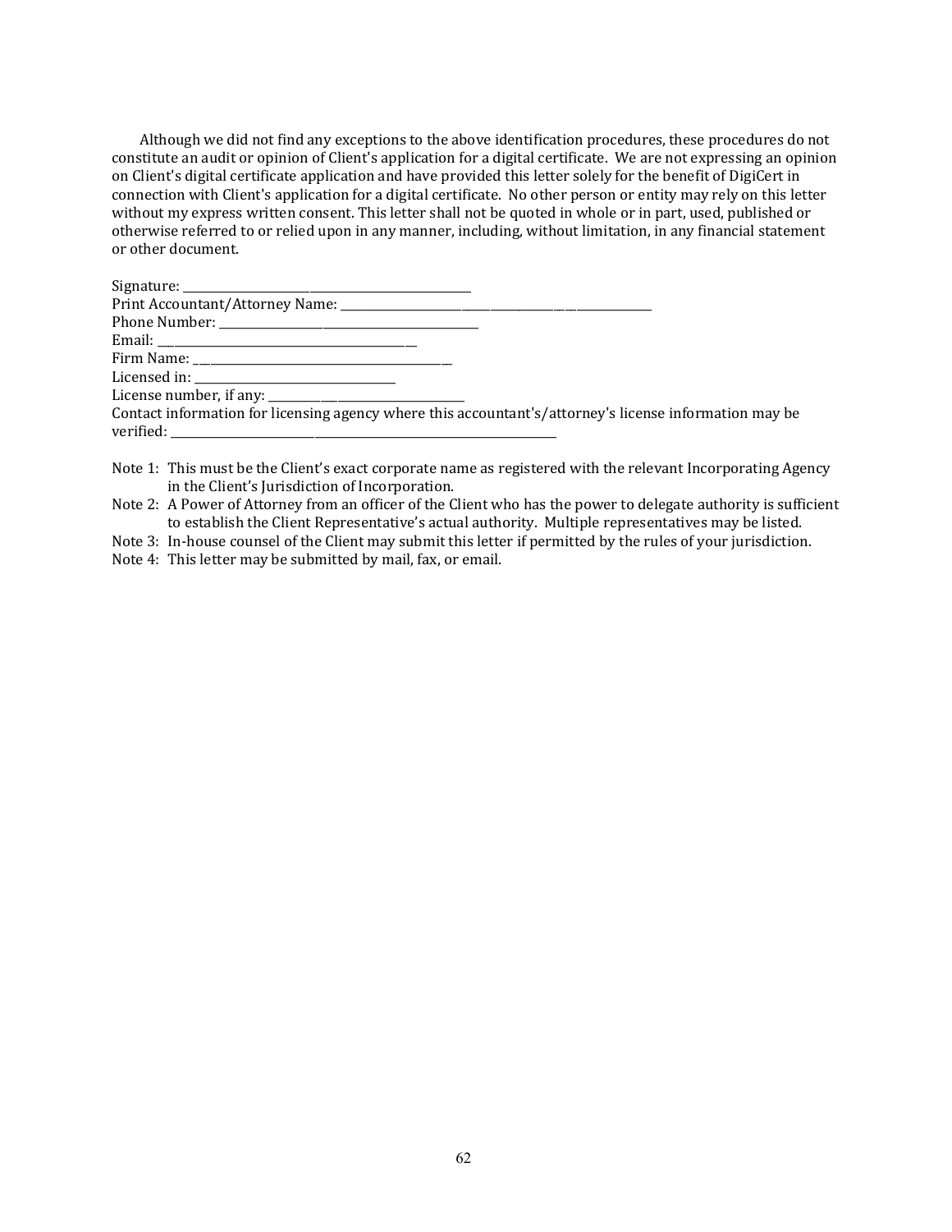Although we did not find any exceptions to the above identification procedures, these procedures do not constitute an audit or opinion of Client's application for a digital certificate. We are not expressing an opinion on Client's digital certificate application and have provided this letter solely for the benefit of DigiCert in connection with Client's application for a digital certificate. No other person or entity may rely on this letter without my express written consent. This letter shall not be quoted in whole or in part, used, published or otherwise referred to or relied upon in any manner, including, without limitation, in any financial statement or other document.

Signature: ___________________________________________________

Print Accountant/Attorney Name: ___________________________________________________

Phone Number: ___________________________________________

Email: ______________________________________________

Firm Name: ______________________________________________

Licensed in: ________________________________

License number, if any: _________________________________

Contact information for licensing agency where this accountant's/attorney's license information may be verified: ___________________________________________________________________

Note 1: This must be the Client's exact corporate name as registered with the relevant Incorporating Agency in the Client's Jurisdiction of Incorporation.

Note 2: A Power of Attorney from an officer of the Client who has the power to delegate authority is sufficient to establish the Client Representative's actual authority. Multiple representatives may be listed.

Note 3: In-house counsel of the Client may submit this letter if permitted by the rules of your jurisdiction.

Note 4: This letter may be submitted by mail, fax, or email.